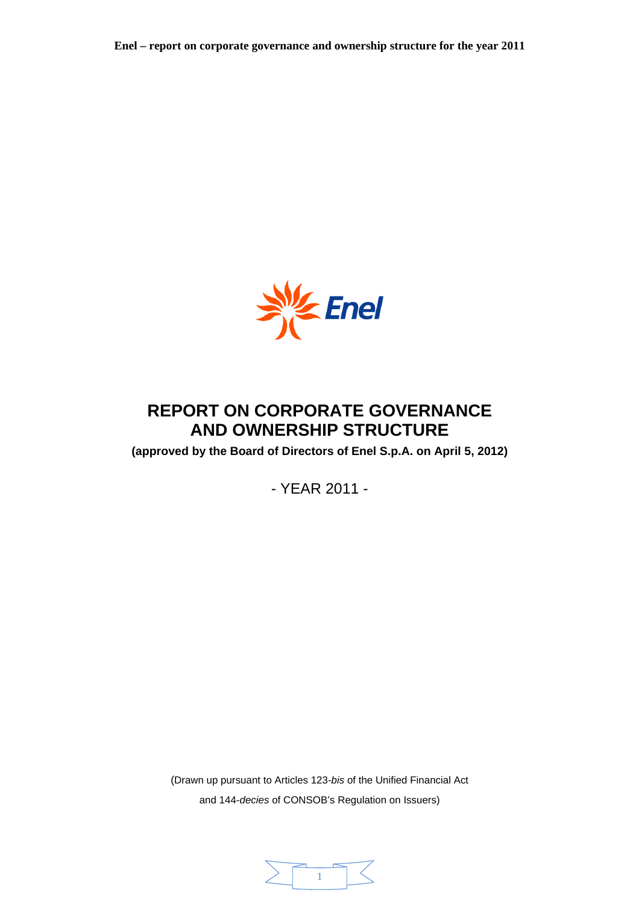# REPORT ON CORPORATE GOVERNANCE AND OWNERSHIP STRUCTURE

**(approved by the Board of Directors of Enel S.p.A. on April 5, 2012)**

- YEAR 2011 -

(Drawn up pursuant to Articles 123-*bis* of the Unified Financial Act and 144-*decies* of CONSOB's Regulation on Issuers)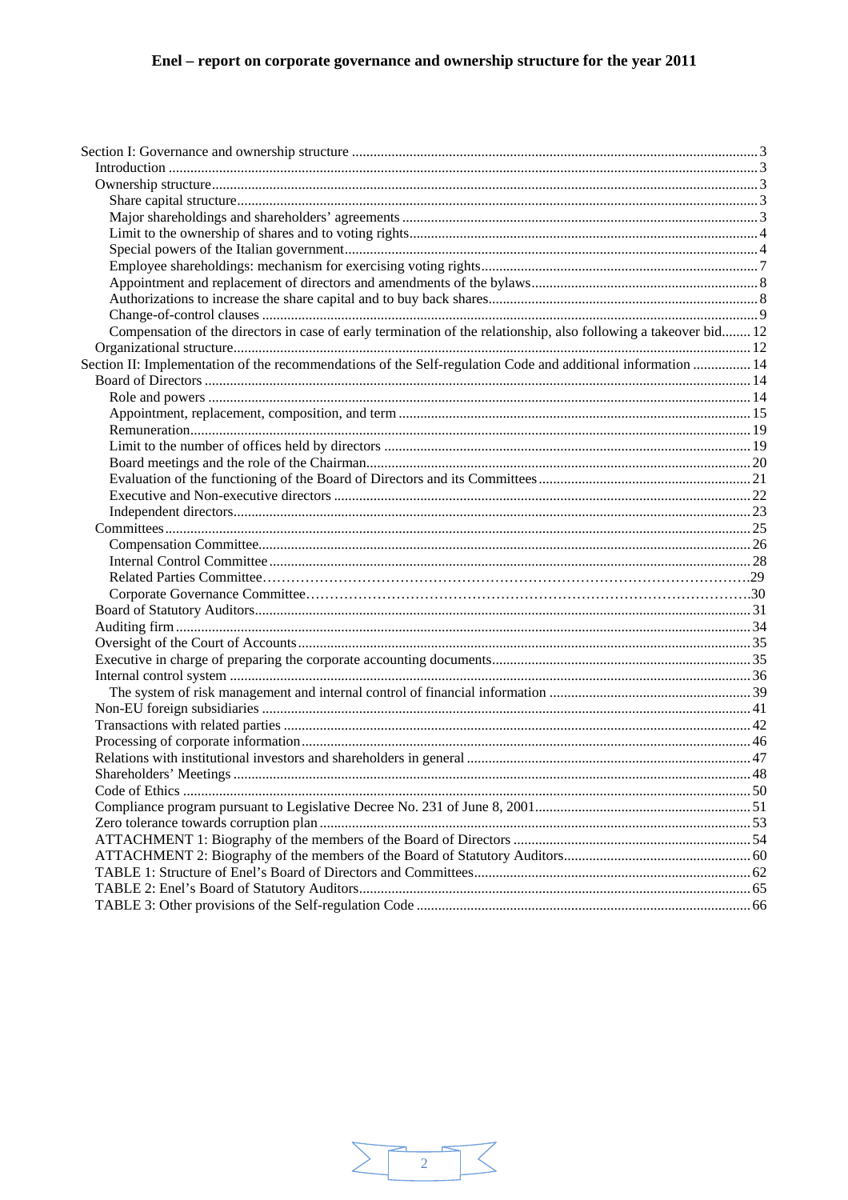**Enel – report on corporate governance and ownership structure for the year 2011**

- Section I: Governance and ownership structure ..... 3
  - Introduction ..... 3
  - Ownership structure ..... 3
    - Share capital structure ..... 3
    - Major shareholdings and shareholders' agreements ..... 3
    - Limit to the ownership of shares and to voting rights ..... 4
    - Special powers of the Italian government ..... 4
    - Employee shareholdings: mechanism for exercising voting rights ..... 7
    - Appointment and replacement of directors and amendments of the bylaws ..... 8
    - Authorizations to increase the share capital and to buy back shares ..... 8
    - Change-of-control clauses ..... 9
    - Compensation of the directors in case of early termination of the relationship, also following a takeover bid ..... 12
  - Organizational structure ..... 12
- Section II: Implementation of the recommendations of the Self-regulation Code and additional information ..... 14
  - Board of Directors ..... 14
    - Role and powers ..... 14
    - Appointment, replacement, composition, and term ..... 15
    - Remuneration ..... 19
    - Limit to the number of offices held by directors ..... 19
    - Board meetings and the role of the Chairman ..... 20
    - Evaluation of the functioning of the Board of Directors and its Committees ..... 21
    - Executive and Non-executive directors ..... 22
    - Independent directors ..... 23
  - Committees ..... 25
    - Compensation Committee ..... 26
    - Internal Control Committee ..... 28
    - Related Parties Committee ..... 29
    - Corporate Governance Committee ..... 30
  - Board of Statutory Auditors ..... 31
  - Auditing firm ..... 34
  - Oversight of the Court of Accounts ..... 35
  - Executive in charge of preparing the corporate accounting documents ..... 35
  - Internal control system ..... 36
    - The system of risk management and internal control of financial information ..... 39
  - Non-EU foreign subsidiaries ..... 41
  - Transactions with related parties ..... 42
  - Processing of corporate information ..... 46
  - Relations with institutional investors and shareholders in general ..... 47
  - Shareholders' Meetings ..... 48
  - Code of Ethics ..... 50
  - Compliance program pursuant to Legislative Decree No. 231 of June 8, 2001 ..... 51
  - Zero tolerance towards corruption plan ..... 53
  - ATTACHMENT 1: Biography of the members of the Board of Directors ..... 54
  - ATTACHMENT 2: Biography of the members of the Board of Statutory Auditors ..... 60
  - TABLE 1: Structure of Enel's Board of Directors and Committees ..... 62
  - TABLE 2: Enel's Board of Statutory Auditors ..... 65
  - TABLE 3: Other provisions of the Self-regulation Code ..... 66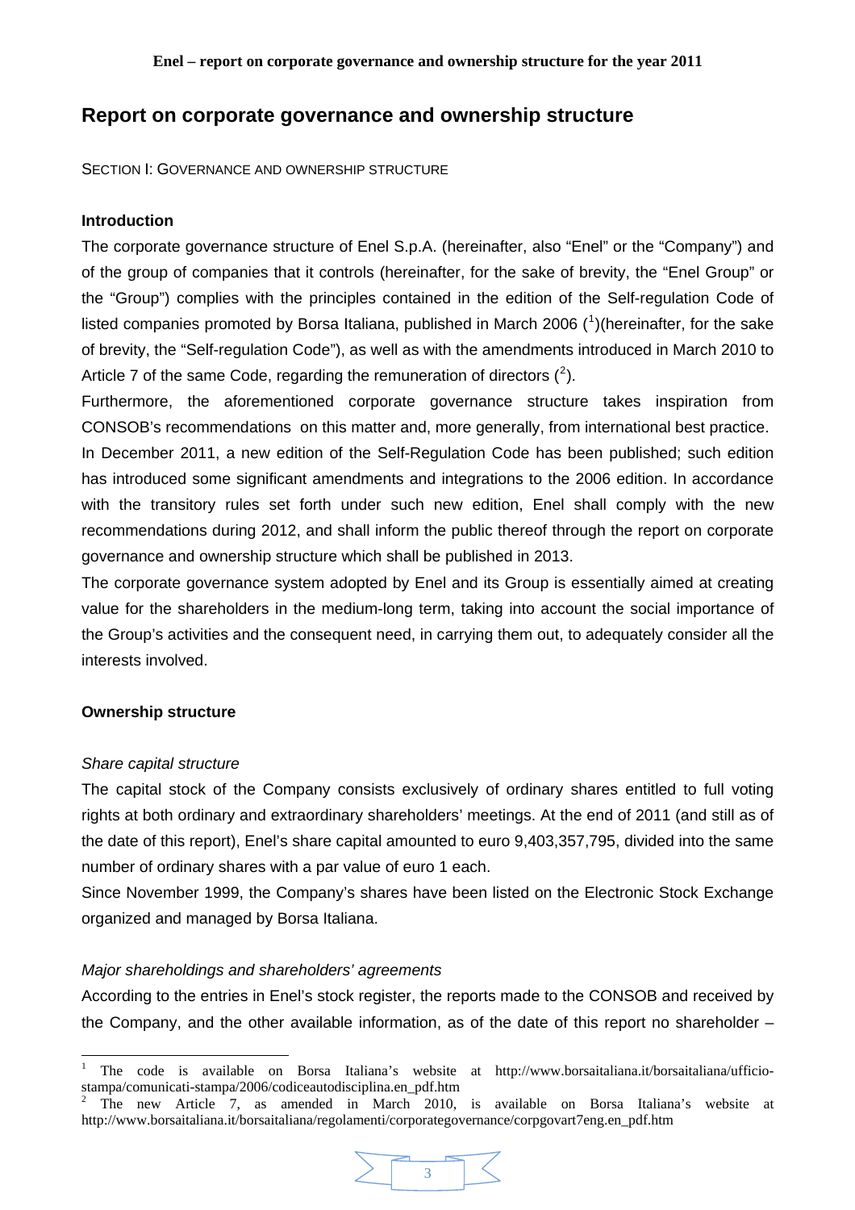# Report on corporate governance and ownership structure

SECTION I: GOVERNANCE AND OWNERSHIP STRUCTURE

**Introduction**

The corporate governance structure of Enel S.p.A. (hereinafter, also "Enel" or the "Company") and of the group of companies that it controls (hereinafter, for the sake of brevity, the "Enel Group" or the "Group") complies with the principles contained in the edition of the Self-regulation Code of listed companies promoted by Borsa Italiana, published in March 2006 ([1])(hereinafter, for the sake of brevity, the "Self-regulation Code"), as well as with the amendments introduced in March 2010 to Article 7 of the same Code, regarding the remuneration of directors ([2]).

Furthermore, the aforementioned corporate governance structure takes inspiration from CONSOB's recommendations on this matter and, more generally, from international best practice.

In December 2011, a new edition of the Self-Regulation Code has been published; such edition has introduced some significant amendments and integrations to the 2006 edition. In accordance with the transitory rules set forth under such new edition, Enel shall comply with the new recommendations during 2012, and shall inform the public thereof through the report on corporate governance and ownership structure which shall be published in 2013.

The corporate governance system adopted by Enel and its Group is essentially aimed at creating value for the shareholders in the medium-long term, taking into account the social importance of the Group's activities and the consequent need, in carrying them out, to adequately consider all the interests involved.

**Ownership structure**

*Share capital structure*

The capital stock of the Company consists exclusively of ordinary shares entitled to full voting rights at both ordinary and extraordinary shareholders' meetings. At the end of 2011 (and still as of the date of this report), Enel's share capital amounted to euro 9,403,357,795, divided into the same number of ordinary shares with a par value of euro 1 each.

Since November 1999, the Company's shares have been listed on the Electronic Stock Exchange organized and managed by Borsa Italiana.

*Major shareholdings and shareholders' agreements*

According to the entries in Enel's stock register, the reports made to the CONSOB and received by the Company, and the other available information, as of the date of this report no shareholder –

---

[1] The code is available on Borsa Italiana's website at http://www.borsaitaliana.it/borsaitaliana/ufficio-stampa/comunicati-stampa/2006/codiceautodisciplina.en_pdf.htm

[2] The new Article 7, as amended in March 2010, is available on Borsa Italiana's website at http://www.borsaitaliana.it/borsaitaliana/regolamenti/corporategovernance/corpgovart7eng.en_pdf.htm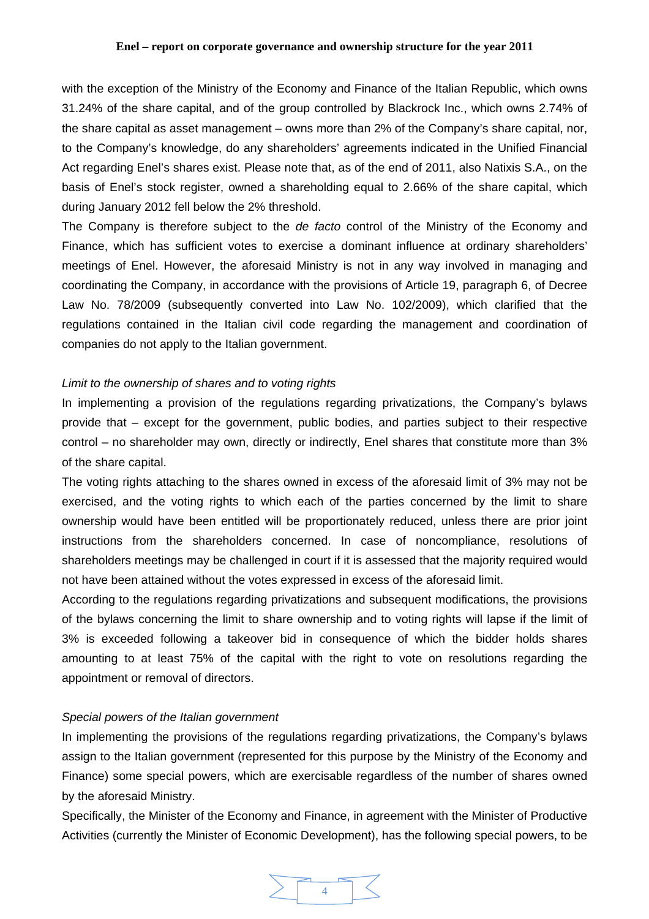with the exception of the Ministry of the Economy and Finance of the Italian Republic, which owns 31.24% of the share capital, and of the group controlled by Blackrock Inc., which owns 2.74% of the share capital as asset management – owns more than 2% of the Company's share capital, nor, to the Company's knowledge, do any shareholders' agreements indicated in the Unified Financial Act regarding Enel's shares exist. Please note that, as of the end of 2011, also Natixis S.A., on the basis of Enel's stock register, owned a shareholding equal to 2.66% of the share capital, which during January 2012 fell below the 2% threshold.

The Company is therefore subject to the *de facto* control of the Ministry of the Economy and Finance, which has sufficient votes to exercise a dominant influence at ordinary shareholders' meetings of Enel. However, the aforesaid Ministry is not in any way involved in managing and coordinating the Company, in accordance with the provisions of Article 19, paragraph 6, of Decree Law No. 78/2009 (subsequently converted into Law No. 102/2009), which clarified that the regulations contained in the Italian civil code regarding the management and coordination of companies do not apply to the Italian government.

*Limit to the ownership of shares and to voting rights*

In implementing a provision of the regulations regarding privatizations, the Company's bylaws provide that – except for the government, public bodies, and parties subject to their respective control – no shareholder may own, directly or indirectly, Enel shares that constitute more than 3% of the share capital.

The voting rights attaching to the shares owned in excess of the aforesaid limit of 3% may not be exercised, and the voting rights to which each of the parties concerned by the limit to share ownership would have been entitled will be proportionately reduced, unless there are prior joint instructions from the shareholders concerned. In case of noncompliance, resolutions of shareholders meetings may be challenged in court if it is assessed that the majority required would not have been attained without the votes expressed in excess of the aforesaid limit.

According to the regulations regarding privatizations and subsequent modifications, the provisions of the bylaws concerning the limit to share ownership and to voting rights will lapse if the limit of 3% is exceeded following a takeover bid in consequence of which the bidder holds shares amounting to at least 75% of the capital with the right to vote on resolutions regarding the appointment or removal of directors.

*Special powers of the Italian government*

In implementing the provisions of the regulations regarding privatizations, the Company's bylaws assign to the Italian government (represented for this purpose by the Ministry of the Economy and Finance) some special powers, which are exercisable regardless of the number of shares owned by the aforesaid Ministry.

Specifically, the Minister of the Economy and Finance, in agreement with the Minister of Productive Activities (currently the Minister of Economic Development), has the following special powers, to be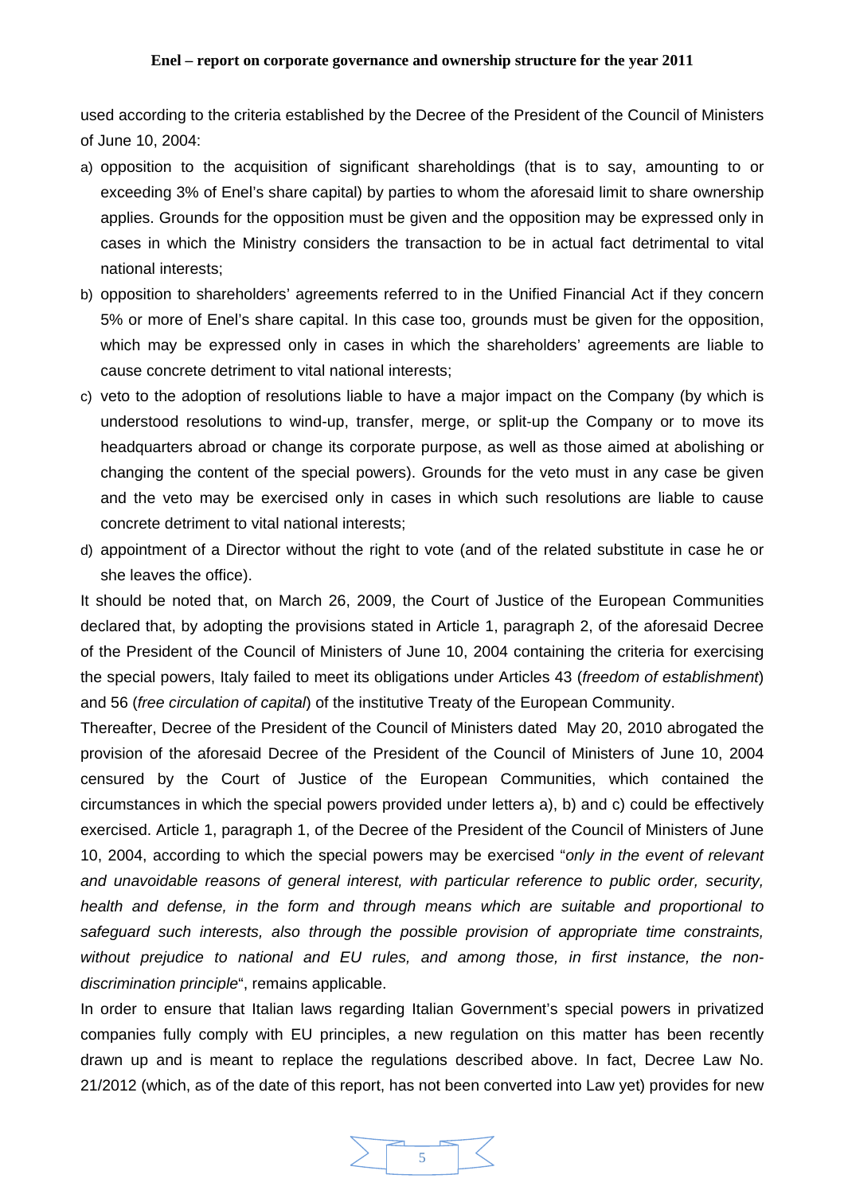used according to the criteria established by the Decree of the President of the Council of Ministers of June 10, 2004:

a) opposition to the acquisition of significant shareholdings (that is to say, amounting to or exceeding 3% of Enel's share capital) by parties to whom the aforesaid limit to share ownership applies. Grounds for the opposition must be given and the opposition may be expressed only in cases in which the Ministry considers the transaction to be in actual fact detrimental to vital national interests;
b) opposition to shareholders' agreements referred to in the Unified Financial Act if they concern 5% or more of Enel's share capital. In this case too, grounds must be given for the opposition, which may be expressed only in cases in which the shareholders' agreements are liable to cause concrete detriment to vital national interests;
c) veto to the adoption of resolutions liable to have a major impact on the Company (by which is understood resolutions to wind-up, transfer, merge, or split-up the Company or to move its headquarters abroad or change its corporate purpose, as well as those aimed at abolishing or changing the content of the special powers). Grounds for the veto must in any case be given and the veto may be exercised only in cases in which such resolutions are liable to cause concrete detriment to vital national interests;
d) appointment of a Director without the right to vote (and of the related substitute in case he or she leaves the office).

It should be noted that, on March 26, 2009, the Court of Justice of the European Communities declared that, by adopting the provisions stated in Article 1, paragraph 2, of the aforesaid Decree of the President of the Council of Ministers of June 10, 2004 containing the criteria for exercising the special powers, Italy failed to meet its obligations under Articles 43 (*freedom of establishment*) and 56 (*free circulation of capital*) of the institutive Treaty of the European Community.

Thereafter, Decree of the President of the Council of Ministers dated May 20, 2010 abrogated the provision of the aforesaid Decree of the President of the Council of Ministers of June 10, 2004 censured by the Court of Justice of the European Communities, which contained the circumstances in which the special powers provided under letters a), b) and c) could be effectively exercised. Article 1, paragraph 1, of the Decree of the President of the Council of Ministers of June 10, 2004, according to which the special powers may be exercised "*only in the event of relevant and unavoidable reasons of general interest, with particular reference to public order, security, health and defense, in the form and through means which are suitable and proportional to safeguard such interests, also through the possible provision of appropriate time constraints, without prejudice to national and EU rules, and among those, in first instance, the non-discrimination principle*", remains applicable.

In order to ensure that Italian laws regarding Italian Government's special powers in privatized companies fully comply with EU principles, a new regulation on this matter has been recently drawn up and is meant to replace the regulations described above. In fact, Decree Law No. 21/2012 (which, as of the date of this report, has not been converted into Law yet) provides for new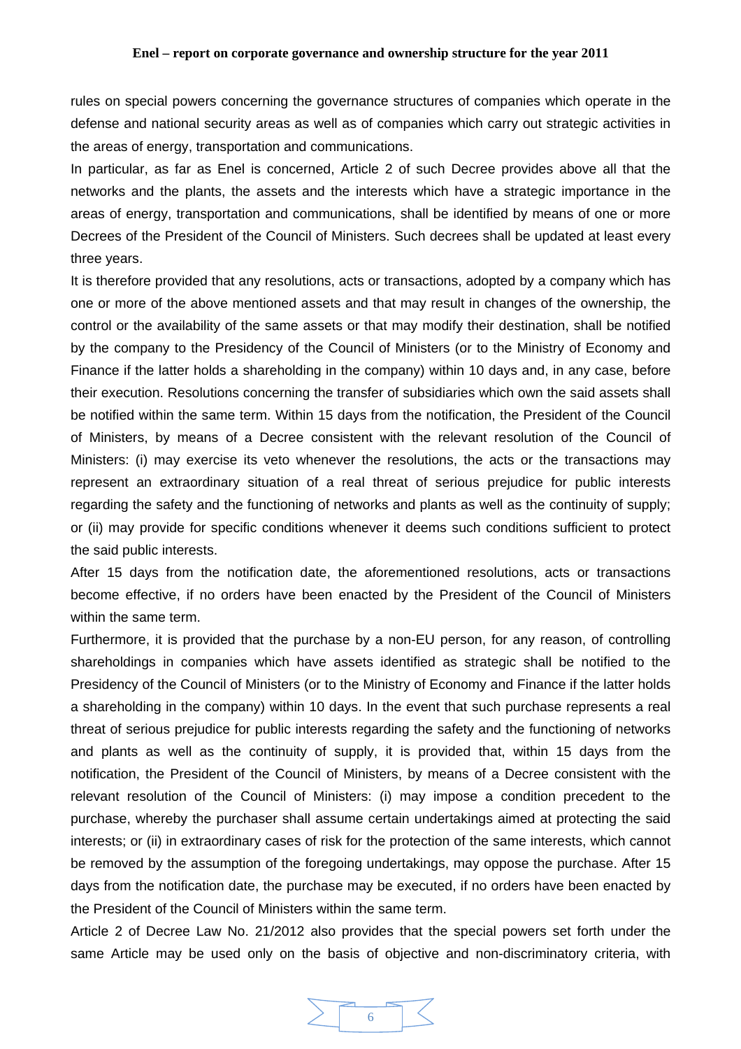rules on special powers concerning the governance structures of companies which operate in the defense and national security areas as well as of companies which carry out strategic activities in the areas of energy, transportation and communications.

In particular, as far as Enel is concerned, Article 2 of such Decree provides above all that the networks and the plants, the assets and the interests which have a strategic importance in the areas of energy, transportation and communications, shall be identified by means of one or more Decrees of the President of the Council of Ministers. Such decrees shall be updated at least every three years.

It is therefore provided that any resolutions, acts or transactions, adopted by a company which has one or more of the above mentioned assets and that may result in changes of the ownership, the control or the availability of the same assets or that may modify their destination, shall be notified by the company to the Presidency of the Council of Ministers (or to the Ministry of Economy and Finance if the latter holds a shareholding in the company) within 10 days and, in any case, before their execution. Resolutions concerning the transfer of subsidiaries which own the said assets shall be notified within the same term. Within 15 days from the notification, the President of the Council of Ministers, by means of a Decree consistent with the relevant resolution of the Council of Ministers: (i) may exercise its veto whenever the resolutions, the acts or the transactions may represent an extraordinary situation of a real threat of serious prejudice for public interests regarding the safety and the functioning of networks and plants as well as the continuity of supply; or (ii) may provide for specific conditions whenever it deems such conditions sufficient to protect the said public interests.

After 15 days from the notification date, the aforementioned resolutions, acts or transactions become effective, if no orders have been enacted by the President of the Council of Ministers within the same term.

Furthermore, it is provided that the purchase by a non-EU person, for any reason, of controlling shareholdings in companies which have assets identified as strategic shall be notified to the Presidency of the Council of Ministers (or to the Ministry of Economy and Finance if the latter holds a shareholding in the company) within 10 days. In the event that such purchase represents a real threat of serious prejudice for public interests regarding the safety and the functioning of networks and plants as well as the continuity of supply, it is provided that, within 15 days from the notification, the President of the Council of Ministers, by means of a Decree consistent with the relevant resolution of the Council of Ministers: (i) may impose a condition precedent to the purchase, whereby the purchaser shall assume certain undertakings aimed at protecting the said interests; or (ii) in extraordinary cases of risk for the protection of the same interests, which cannot be removed by the assumption of the foregoing undertakings, may oppose the purchase. After 15 days from the notification date, the purchase may be executed, if no orders have been enacted by the President of the Council of Ministers within the same term.

Article 2 of Decree Law No. 21/2012 also provides that the special powers set forth under the same Article may be used only on the basis of objective and non-discriminatory criteria, with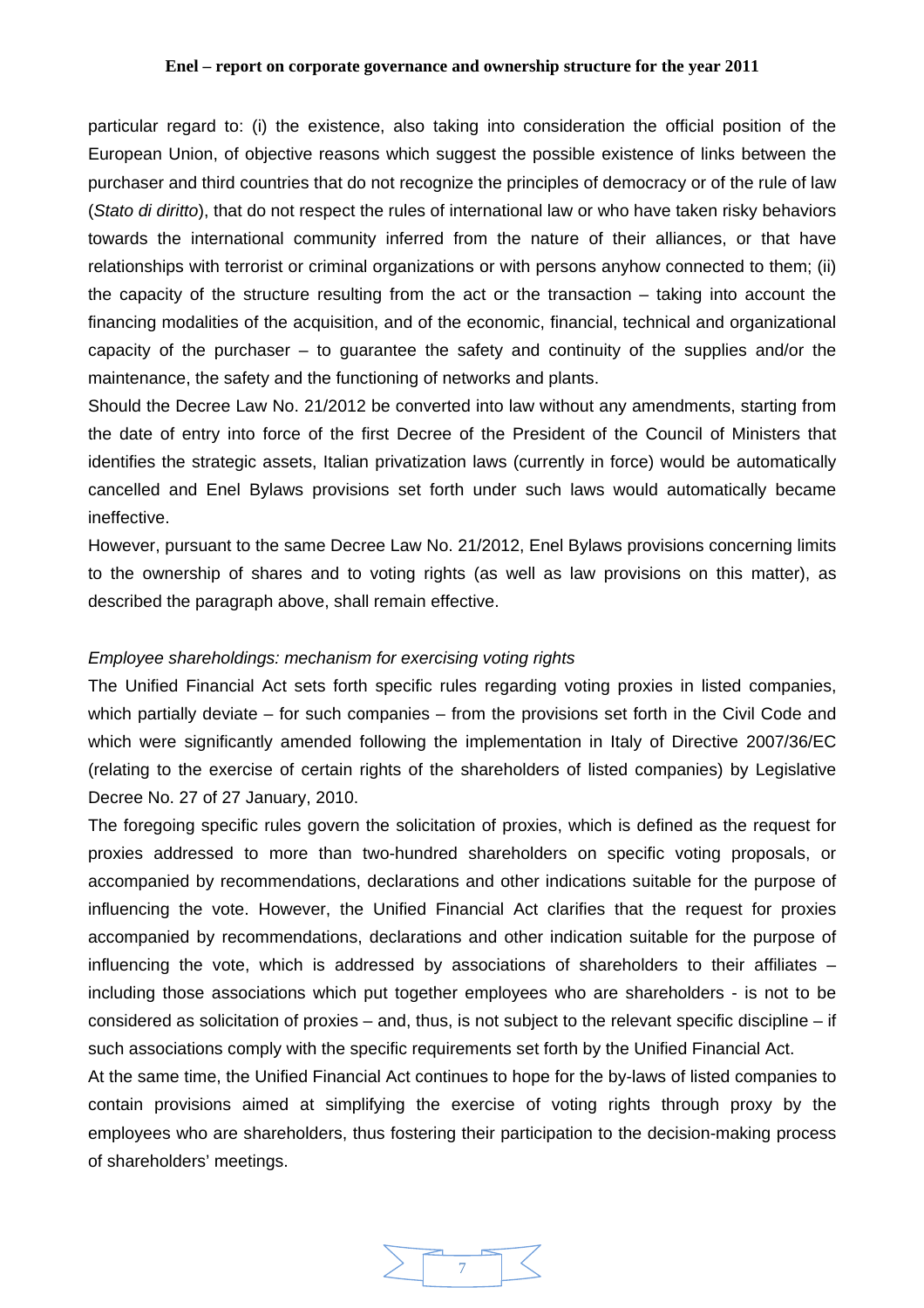particular regard to: (i) the existence, also taking into consideration the official position of the European Union, of objective reasons which suggest the possible existence of links between the purchaser and third countries that do not recognize the principles of democracy or of the rule of law (*Stato di diritto*), that do not respect the rules of international law or who have taken risky behaviors towards the international community inferred from the nature of their alliances, or that have relationships with terrorist or criminal organizations or with persons anyhow connected to them; (ii) the capacity of the structure resulting from the act or the transaction – taking into account the financing modalities of the acquisition, and of the economic, financial, technical and organizational capacity of the purchaser – to guarantee the safety and continuity of the supplies and/or the maintenance, the safety and the functioning of networks and plants.

Should the Decree Law No. 21/2012 be converted into law without any amendments, starting from the date of entry into force of the first Decree of the President of the Council of Ministers that identifies the strategic assets, Italian privatization laws (currently in force) would be automatically cancelled and Enel Bylaws provisions set forth under such laws would automatically became ineffective.

However, pursuant to the same Decree Law No. 21/2012, Enel Bylaws provisions concerning limits to the ownership of shares and to voting rights (as well as law provisions on this matter), as described the paragraph above, shall remain effective.

*Employee shareholdings: mechanism for exercising voting rights*

The Unified Financial Act sets forth specific rules regarding voting proxies in listed companies, which partially deviate – for such companies – from the provisions set forth in the Civil Code and which were significantly amended following the implementation in Italy of Directive 2007/36/EC (relating to the exercise of certain rights of the shareholders of listed companies) by Legislative Decree No. 27 of 27 January, 2010.

The foregoing specific rules govern the solicitation of proxies, which is defined as the request for proxies addressed to more than two-hundred shareholders on specific voting proposals, or accompanied by recommendations, declarations and other indications suitable for the purpose of influencing the vote. However, the Unified Financial Act clarifies that the request for proxies accompanied by recommendations, declarations and other indication suitable for the purpose of influencing the vote, which is addressed by associations of shareholders to their affiliates – including those associations which put together employees who are shareholders - is not to be considered as solicitation of proxies – and, thus, is not subject to the relevant specific discipline – if such associations comply with the specific requirements set forth by the Unified Financial Act.

At the same time, the Unified Financial Act continues to hope for the by-laws of listed companies to contain provisions aimed at simplifying the exercise of voting rights through proxy by the employees who are shareholders, thus fostering their participation to the decision-making process of shareholders' meetings.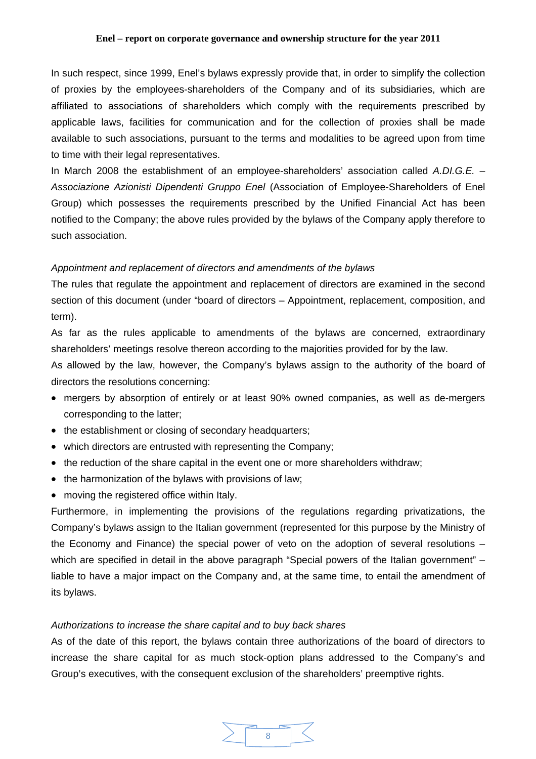In such respect, since 1999, Enel's bylaws expressly provide that, in order to simplify the collection of proxies by the employees-shareholders of the Company and of its subsidiaries, which are affiliated to associations of shareholders which comply with the requirements prescribed by applicable laws, facilities for communication and for the collection of proxies shall be made available to such associations, pursuant to the terms and modalities to be agreed upon from time to time with their legal representatives.

In March 2008 the establishment of an employee-shareholders' association called *A.DI.G.E. – Associazione Azionisti Dipendenti Gruppo Enel* (Association of Employee-Shareholders of Enel Group) which possesses the requirements prescribed by the Unified Financial Act has been notified to the Company; the above rules provided by the bylaws of the Company apply therefore to such association.

*Appointment and replacement of directors and amendments of the bylaws*

The rules that regulate the appointment and replacement of directors are examined in the second section of this document (under "board of directors – Appointment, replacement, composition, and term).

As far as the rules applicable to amendments of the bylaws are concerned, extraordinary shareholders' meetings resolve thereon according to the majorities provided for by the law.

As allowed by the law, however, the Company's bylaws assign to the authority of the board of directors the resolutions concerning:

- mergers by absorption of entirely or at least 90% owned companies, as well as de-mergers corresponding to the latter;
- the establishment or closing of secondary headquarters;
- which directors are entrusted with representing the Company;
- the reduction of the share capital in the event one or more shareholders withdraw;
- the harmonization of the bylaws with provisions of law;
- moving the registered office within Italy.

Furthermore, in implementing the provisions of the regulations regarding privatizations, the Company's bylaws assign to the Italian government (represented for this purpose by the Ministry of the Economy and Finance) the special power of veto on the adoption of several resolutions – which are specified in detail in the above paragraph "Special powers of the Italian government" – liable to have a major impact on the Company and, at the same time, to entail the amendment of its bylaws.

*Authorizations to increase the share capital and to buy back shares*

As of the date of this report, the bylaws contain three authorizations of the board of directors to increase the share capital for as much stock-option plans addressed to the Company's and Group's executives, with the consequent exclusion of the shareholders' preemptive rights.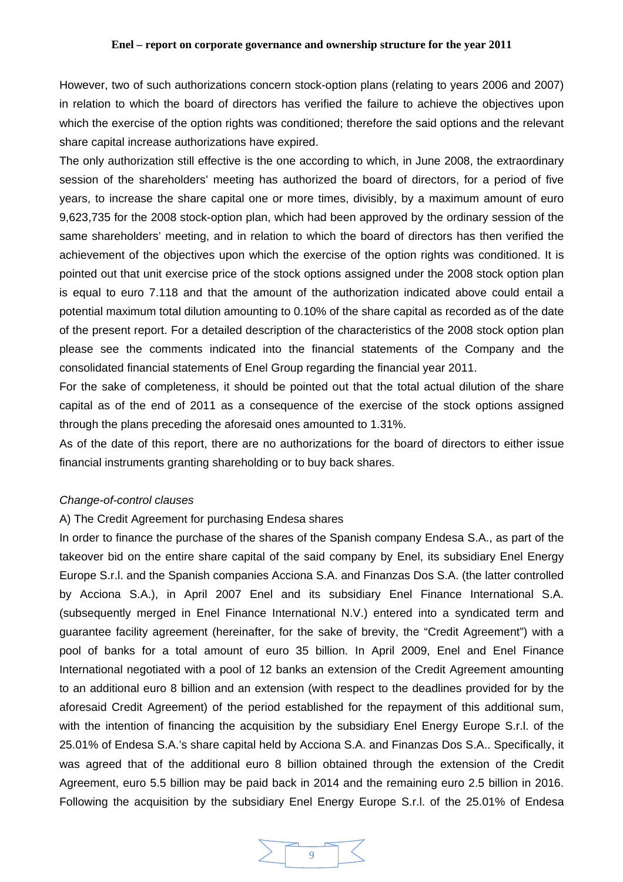However, two of such authorizations concern stock-option plans (relating to years 2006 and 2007) in relation to which the board of directors has verified the failure to achieve the objectives upon which the exercise of the option rights was conditioned; therefore the said options and the relevant share capital increase authorizations have expired.

The only authorization still effective is the one according to which, in June 2008, the extraordinary session of the shareholders' meeting has authorized the board of directors, for a period of five years, to increase the share capital one or more times, divisibly, by a maximum amount of euro 9,623,735 for the 2008 stock-option plan, which had been approved by the ordinary session of the same shareholders' meeting, and in relation to which the board of directors has then verified the achievement of the objectives upon which the exercise of the option rights was conditioned. It is pointed out that unit exercise price of the stock options assigned under the 2008 stock option plan is equal to euro 7.118 and that the amount of the authorization indicated above could entail a potential maximum total dilution amounting to 0.10% of the share capital as recorded as of the date of the present report. For a detailed description of the characteristics of the 2008 stock option plan please see the comments indicated into the financial statements of the Company and the consolidated financial statements of Enel Group regarding the financial year 2011.

For the sake of completeness, it should be pointed out that the total actual dilution of the share capital as of the end of 2011 as a consequence of the exercise of the stock options assigned through the plans preceding the aforesaid ones amounted to 1.31%.

As of the date of this report, there are no authorizations for the board of directors to either issue financial instruments granting shareholding or to buy back shares.

*Change-of-control clauses*

A) The Credit Agreement for purchasing Endesa shares

In order to finance the purchase of the shares of the Spanish company Endesa S.A., as part of the takeover bid on the entire share capital of the said company by Enel, its subsidiary Enel Energy Europe S.r.l. and the Spanish companies Acciona S.A. and Finanzas Dos S.A. (the latter controlled by Acciona S.A.), in April 2007 Enel and its subsidiary Enel Finance International S.A. (subsequently merged in Enel Finance International N.V.) entered into a syndicated term and guarantee facility agreement (hereinafter, for the sake of brevity, the "Credit Agreement") with a pool of banks for a total amount of euro 35 billion. In April 2009, Enel and Enel Finance International negotiated with a pool of 12 banks an extension of the Credit Agreement amounting to an additional euro 8 billion and an extension (with respect to the deadlines provided for by the aforesaid Credit Agreement) of the period established for the repayment of this additional sum, with the intention of financing the acquisition by the subsidiary Enel Energy Europe S.r.l. of the 25.01% of Endesa S.A.'s share capital held by Acciona S.A. and Finanzas Dos S.A.. Specifically, it was agreed that of the additional euro 8 billion obtained through the extension of the Credit Agreement, euro 5.5 billion may be paid back in 2014 and the remaining euro 2.5 billion in 2016. Following the acquisition by the subsidiary Enel Energy Europe S.r.l. of the 25.01% of Endesa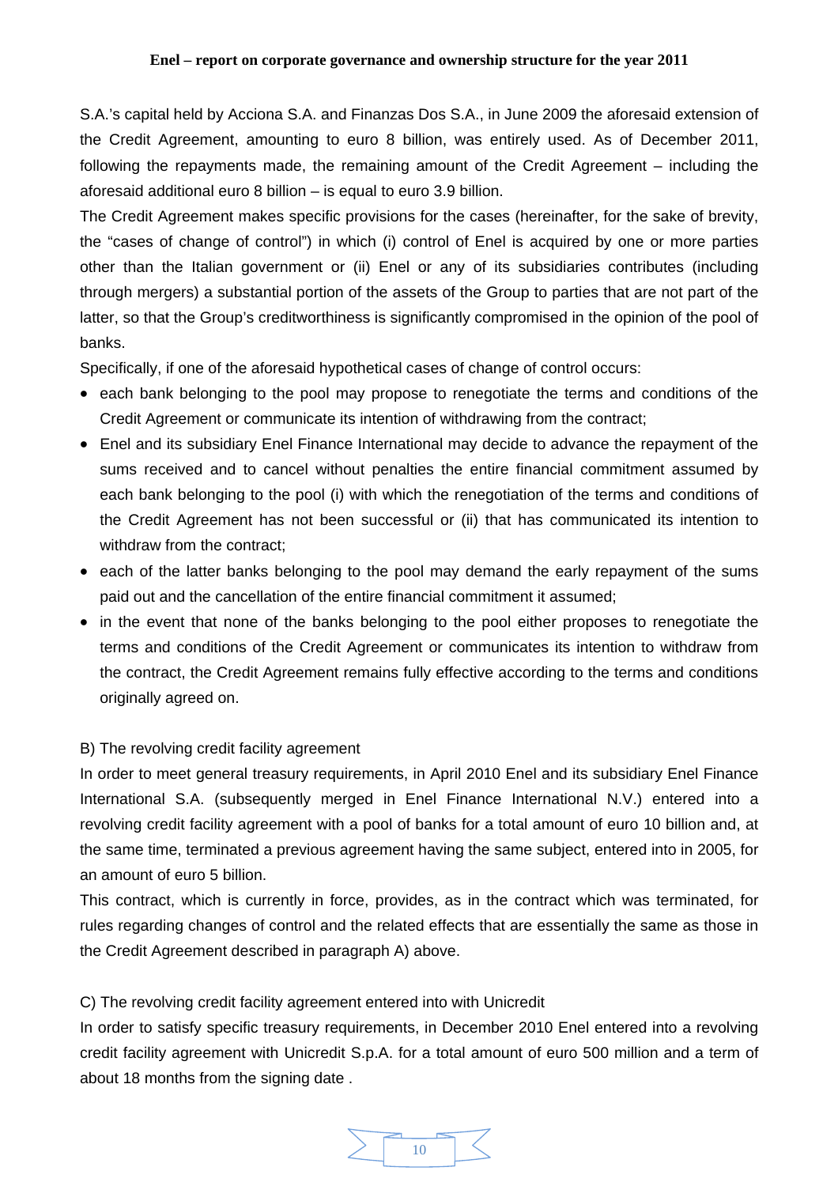S.A.'s capital held by Acciona S.A. and Finanzas Dos S.A., in June 2009 the aforesaid extension of the Credit Agreement, amounting to euro 8 billion, was entirely used. As of December 2011, following the repayments made, the remaining amount of the Credit Agreement – including the aforesaid additional euro 8 billion – is equal to euro 3.9 billion.

The Credit Agreement makes specific provisions for the cases (hereinafter, for the sake of brevity, the "cases of change of control") in which (i) control of Enel is acquired by one or more parties other than the Italian government or (ii) Enel or any of its subsidiaries contributes (including through mergers) a substantial portion of the assets of the Group to parties that are not part of the latter, so that the Group's creditworthiness is significantly compromised in the opinion of the pool of banks.

Specifically, if one of the aforesaid hypothetical cases of change of control occurs:

- each bank belonging to the pool may propose to renegotiate the terms and conditions of the Credit Agreement or communicate its intention of withdrawing from the contract;
- Enel and its subsidiary Enel Finance International may decide to advance the repayment of the sums received and to cancel without penalties the entire financial commitment assumed by each bank belonging to the pool (i) with which the renegotiation of the terms and conditions of the Credit Agreement has not been successful or (ii) that has communicated its intention to withdraw from the contract;
- each of the latter banks belonging to the pool may demand the early repayment of the sums paid out and the cancellation of the entire financial commitment it assumed;
- in the event that none of the banks belonging to the pool either proposes to renegotiate the terms and conditions of the Credit Agreement or communicates its intention to withdraw from the contract, the Credit Agreement remains fully effective according to the terms and conditions originally agreed on.

B) The revolving credit facility agreement

In order to meet general treasury requirements, in April 2010 Enel and its subsidiary Enel Finance International S.A. (subsequently merged in Enel Finance International N.V.) entered into a revolving credit facility agreement with a pool of banks for a total amount of euro 10 billion and, at the same time, terminated a previous agreement having the same subject, entered into in 2005, for an amount of euro 5 billion.

This contract, which is currently in force, provides, as in the contract which was terminated, for rules regarding changes of control and the related effects that are essentially the same as those in the Credit Agreement described in paragraph A) above.

C) The revolving credit facility agreement entered into with Unicredit

In order to satisfy specific treasury requirements, in December 2010 Enel entered into a revolving credit facility agreement with Unicredit S.p.A. for a total amount of euro 500 million and a term of about 18 months from the signing date .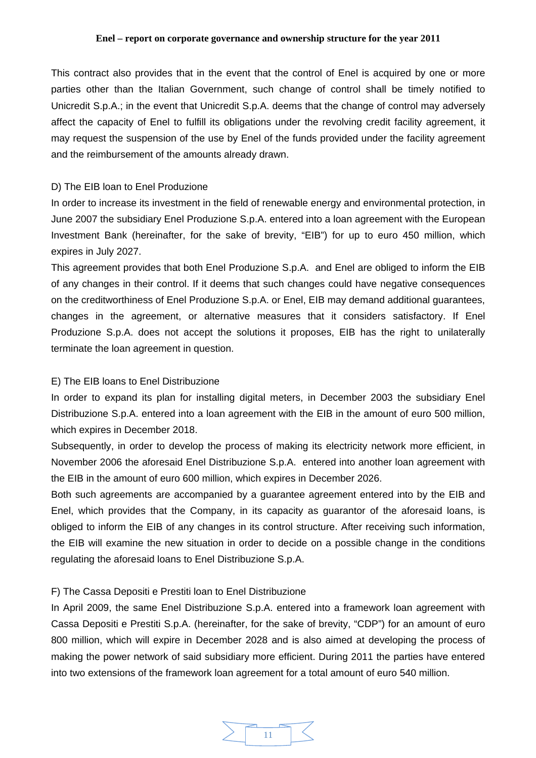This contract also provides that in the event that the control of Enel is acquired by one or more parties other than the Italian Government, such change of control shall be timely notified to Unicredit S.p.A.; in the event that Unicredit S.p.A. deems that the change of control may adversely affect the capacity of Enel to fulfill its obligations under the revolving credit facility agreement, it may request the suspension of the use by Enel of the funds provided under the facility agreement and the reimbursement of the amounts already drawn.

D) The EIB loan to Enel Produzione

In order to increase its investment in the field of renewable energy and environmental protection, in June 2007 the subsidiary Enel Produzione S.p.A. entered into a loan agreement with the European Investment Bank (hereinafter, for the sake of brevity, "EIB") for up to euro 450 million, which expires in July 2027.

This agreement provides that both Enel Produzione S.p.A. and Enel are obliged to inform the EIB of any changes in their control. If it deems that such changes could have negative consequences on the creditworthiness of Enel Produzione S.p.A. or Enel, EIB may demand additional guarantees, changes in the agreement, or alternative measures that it considers satisfactory. If Enel Produzione S.p.A. does not accept the solutions it proposes, EIB has the right to unilaterally terminate the loan agreement in question.

E) The EIB loans to Enel Distribuzione

In order to expand its plan for installing digital meters, in December 2003 the subsidiary Enel Distribuzione S.p.A. entered into a loan agreement with the EIB in the amount of euro 500 million, which expires in December 2018.

Subsequently, in order to develop the process of making its electricity network more efficient, in November 2006 the aforesaid Enel Distribuzione S.p.A. entered into another loan agreement with the EIB in the amount of euro 600 million, which expires in December 2026.

Both such agreements are accompanied by a guarantee agreement entered into by the EIB and Enel, which provides that the Company, in its capacity as guarantor of the aforesaid loans, is obliged to inform the EIB of any changes in its control structure. After receiving such information, the EIB will examine the new situation in order to decide on a possible change in the conditions regulating the aforesaid loans to Enel Distribuzione S.p.A.

F) The Cassa Depositi e Prestiti loan to Enel Distribuzione

In April 2009, the same Enel Distribuzione S.p.A. entered into a framework loan agreement with Cassa Depositi e Prestiti S.p.A. (hereinafter, for the sake of brevity, "CDP") for an amount of euro 800 million, which will expire in December 2028 and is also aimed at developing the process of making the power network of said subsidiary more efficient. During 2011 the parties have entered into two extensions of the framework loan agreement for a total amount of euro 540 million.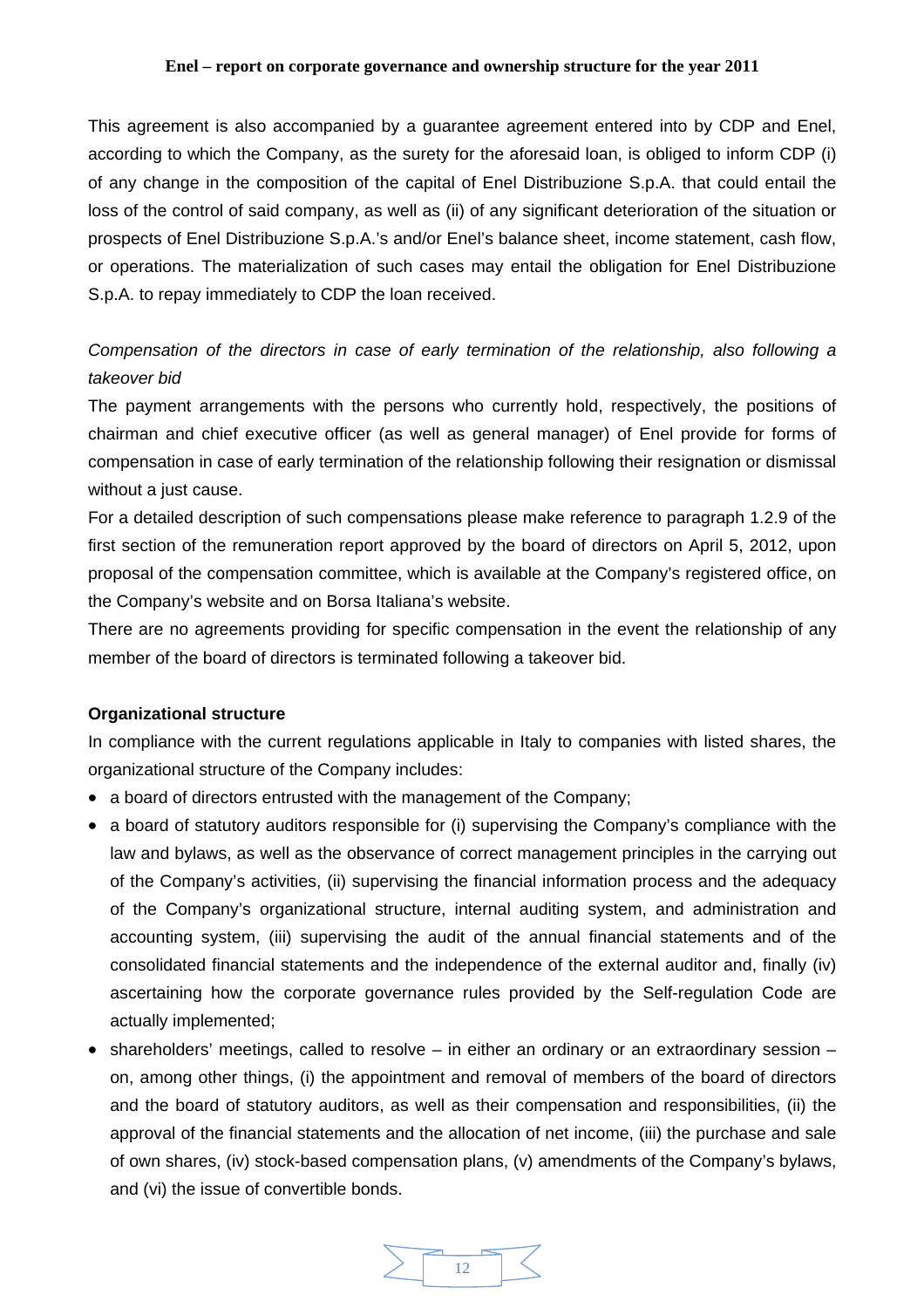This agreement is also accompanied by a guarantee agreement entered into by CDP and Enel, according to which the Company, as the surety for the aforesaid loan, is obliged to inform CDP (i) of any change in the composition of the capital of Enel Distribuzione S.p.A. that could entail the loss of the control of said company, as well as (ii) of any significant deterioration of the situation or prospects of Enel Distribuzione S.p.A.'s and/or Enel's balance sheet, income statement, cash flow, or operations. The materialization of such cases may entail the obligation for Enel Distribuzione S.p.A. to repay immediately to CDP the loan received.

*Compensation of the directors in case of early termination of the relationship, also following a takeover bid*

The payment arrangements with the persons who currently hold, respectively, the positions of chairman and chief executive officer (as well as general manager) of Enel provide for forms of compensation in case of early termination of the relationship following their resignation or dismissal without a just cause.

For a detailed description of such compensations please make reference to paragraph 1.2.9 of the first section of the remuneration report approved by the board of directors on April 5, 2012, upon proposal of the compensation committee, which is available at the Company's registered office, on the Company's website and on Borsa Italiana's website.

There are no agreements providing for specific compensation in the event the relationship of any member of the board of directors is terminated following a takeover bid.

**Organizational structure**

In compliance with the current regulations applicable in Italy to companies with listed shares, the organizational structure of the Company includes:

- a board of directors entrusted with the management of the Company;
- a board of statutory auditors responsible for (i) supervising the Company's compliance with the law and bylaws, as well as the observance of correct management principles in the carrying out of the Company's activities, (ii) supervising the financial information process and the adequacy of the Company's organizational structure, internal auditing system, and administration and accounting system, (iii) supervising the audit of the annual financial statements and of the consolidated financial statements and the independence of the external auditor and, finally (iv) ascertaining how the corporate governance rules provided by the Self-regulation Code are actually implemented;
- shareholders' meetings, called to resolve – in either an ordinary or an extraordinary session – on, among other things, (i) the appointment and removal of members of the board of directors and the board of statutory auditors, as well as their compensation and responsibilities, (ii) the approval of the financial statements and the allocation of net income, (iii) the purchase and sale of own shares, (iv) stock-based compensation plans, (v) amendments of the Company's bylaws, and (vi) the issue of convertible bonds.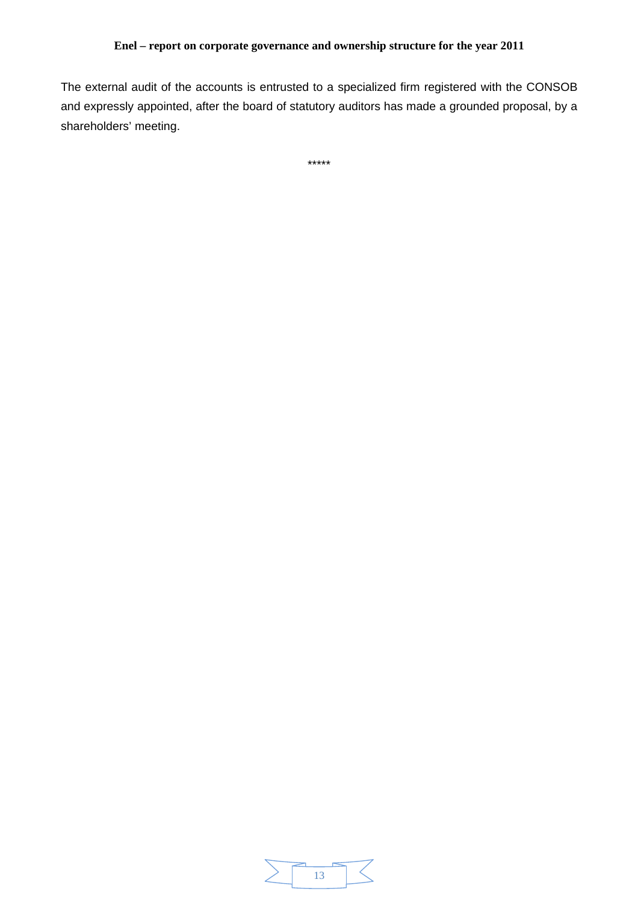The external audit of the accounts is entrusted to a specialized firm registered with the CONSOB and expressly appointed, after the board of statutory auditors has made a grounded proposal, by a shareholders' meeting.

*****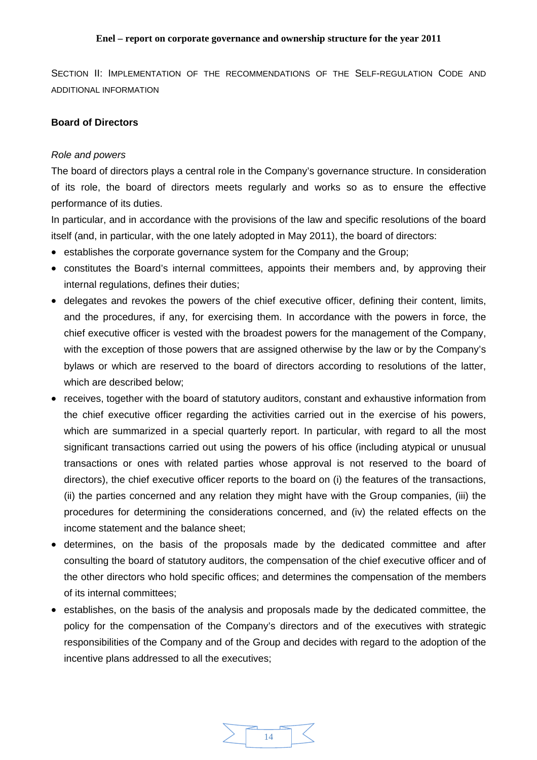SECTION II: IMPLEMENTATION OF THE RECOMMENDATIONS OF THE SELF-REGULATION CODE AND ADDITIONAL INFORMATION

## Board of Directors

*Role and powers*

The board of directors plays a central role in the Company's governance structure. In consideration of its role, the board of directors meets regularly and works so as to ensure the effective performance of its duties.

In particular, and in accordance with the provisions of the law and specific resolutions of the board itself (and, in particular, with the one lately adopted in May 2011), the board of directors:

- establishes the corporate governance system for the Company and the Group;
- constitutes the Board's internal committees, appoints their members and, by approving their internal regulations, defines their duties;
- delegates and revokes the powers of the chief executive officer, defining their content, limits, and the procedures, if any, for exercising them. In accordance with the powers in force, the chief executive officer is vested with the broadest powers for the management of the Company, with the exception of those powers that are assigned otherwise by the law or by the Company's bylaws or which are reserved to the board of directors according to resolutions of the latter, which are described below;
- receives, together with the board of statutory auditors, constant and exhaustive information from the chief executive officer regarding the activities carried out in the exercise of his powers, which are summarized in a special quarterly report. In particular, with regard to all the most significant transactions carried out using the powers of his office (including atypical or unusual transactions or ones with related parties whose approval is not reserved to the board of directors), the chief executive officer reports to the board on (i) the features of the transactions, (ii) the parties concerned and any relation they might have with the Group companies, (iii) the procedures for determining the considerations concerned, and (iv) the related effects on the income statement and the balance sheet;
- determines, on the basis of the proposals made by the dedicated committee and after consulting the board of statutory auditors, the compensation of the chief executive officer and of the other directors who hold specific offices; and determines the compensation of the members of its internal committees;
- establishes, on the basis of the analysis and proposals made by the dedicated committee, the policy for the compensation of the Company's directors and of the executives with strategic responsibilities of the Company and of the Group and decides with regard to the adoption of the incentive plans addressed to all the executives;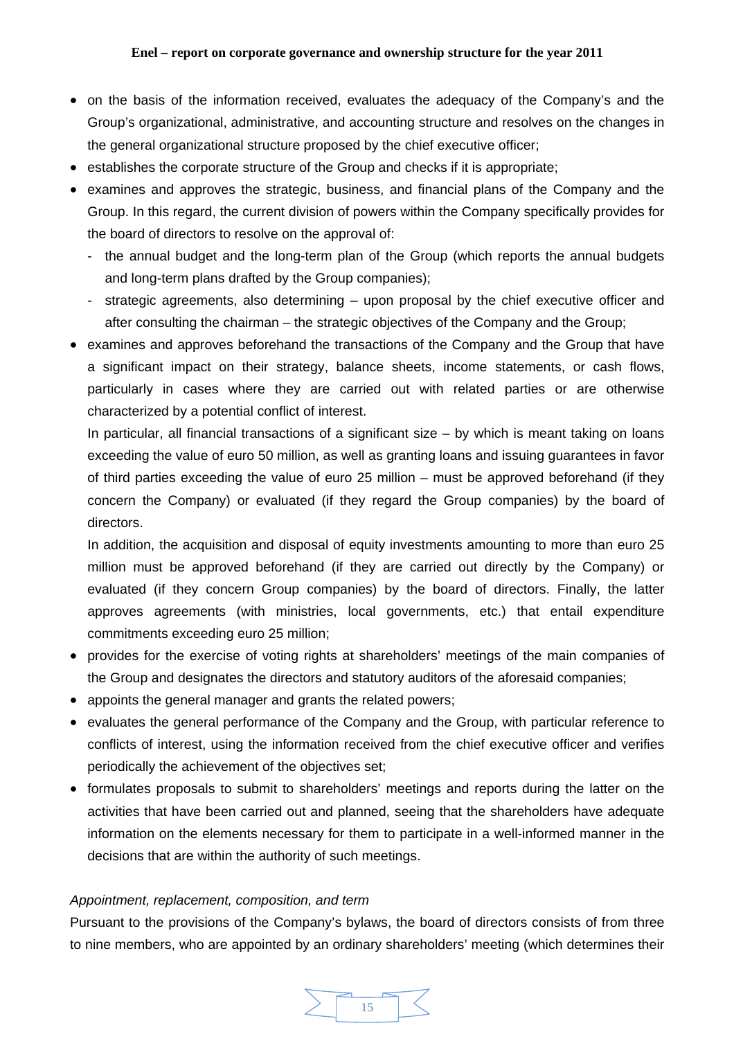- on the basis of the information received, evaluates the adequacy of the Company's and the Group's organizational, administrative, and accounting structure and resolves on the changes in the general organizational structure proposed by the chief executive officer;
- establishes the corporate structure of the Group and checks if it is appropriate;
- examines and approves the strategic, business, and financial plans of the Company and the Group. In this regard, the current division of powers within the Company specifically provides for the board of directors to resolve on the approval of:
  - the annual budget and the long-term plan of the Group (which reports the annual budgets and long-term plans drafted by the Group companies);
  - strategic agreements, also determining – upon proposal by the chief executive officer and after consulting the chairman – the strategic objectives of the Company and the Group;
- examines and approves beforehand the transactions of the Company and the Group that have a significant impact on their strategy, balance sheets, income statements, or cash flows, particularly in cases where they are carried out with related parties or are otherwise characterized by a potential conflict of interest.

  In particular, all financial transactions of a significant size – by which is meant taking on loans exceeding the value of euro 50 million, as well as granting loans and issuing guarantees in favor of third parties exceeding the value of euro 25 million – must be approved beforehand (if they concern the Company) or evaluated (if they regard the Group companies) by the board of directors.

  In addition, the acquisition and disposal of equity investments amounting to more than euro 25 million must be approved beforehand (if they are carried out directly by the Company) or evaluated (if they concern Group companies) by the board of directors. Finally, the latter approves agreements (with ministries, local governments, etc.) that entail expenditure commitments exceeding euro 25 million;
- provides for the exercise of voting rights at shareholders' meetings of the main companies of the Group and designates the directors and statutory auditors of the aforesaid companies;
- appoints the general manager and grants the related powers;
- evaluates the general performance of the Company and the Group, with particular reference to conflicts of interest, using the information received from the chief executive officer and verifies periodically the achievement of the objectives set;
- formulates proposals to submit to shareholders' meetings and reports during the latter on the activities that have been carried out and planned, seeing that the shareholders have adequate information on the elements necessary for them to participate in a well-informed manner in the decisions that are within the authority of such meetings.

*Appointment, replacement, composition, and term*

Pursuant to the provisions of the Company's bylaws, the board of directors consists of from three to nine members, who are appointed by an ordinary shareholders' meeting (which determines their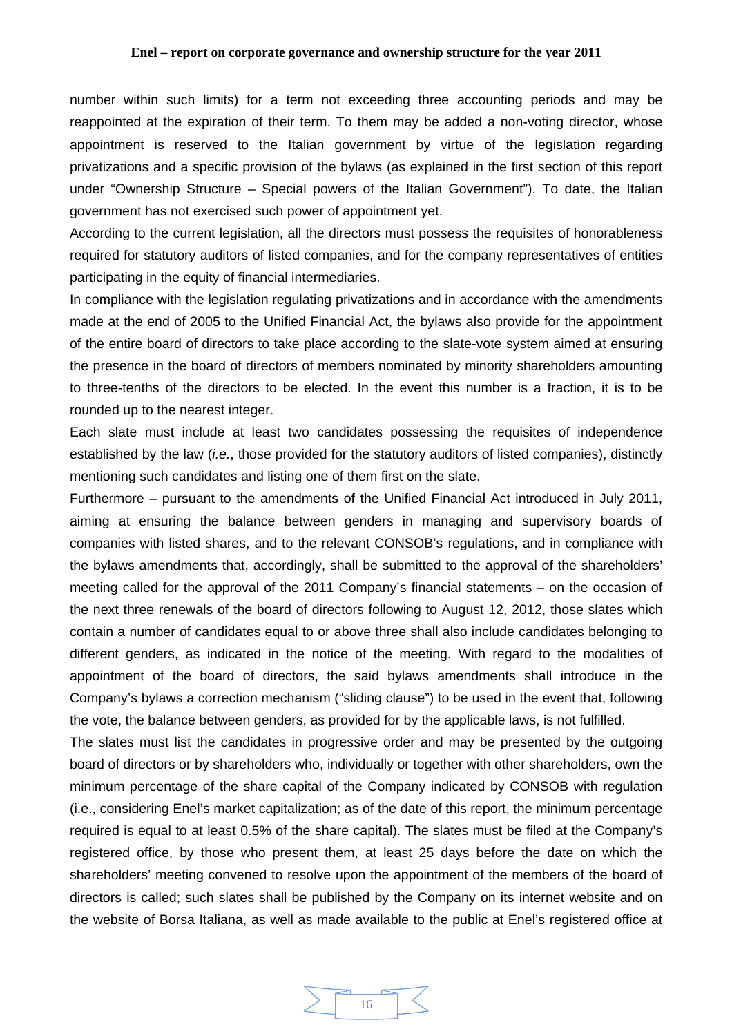number within such limits) for a term not exceeding three accounting periods and may be reappointed at the expiration of their term. To them may be added a non-voting director, whose appointment is reserved to the Italian government by virtue of the legislation regarding privatizations and a specific provision of the bylaws (as explained in the first section of this report under "Ownership Structure – Special powers of the Italian Government"). To date, the Italian government has not exercised such power of appointment yet.

According to the current legislation, all the directors must possess the requisites of honorableness required for statutory auditors of listed companies, and for the company representatives of entities participating in the equity of financial intermediaries.

In compliance with the legislation regulating privatizations and in accordance with the amendments made at the end of 2005 to the Unified Financial Act, the bylaws also provide for the appointment of the entire board of directors to take place according to the slate-vote system aimed at ensuring the presence in the board of directors of members nominated by minority shareholders amounting to three-tenths of the directors to be elected. In the event this number is a fraction, it is to be rounded up to the nearest integer.

Each slate must include at least two candidates possessing the requisites of independence established by the law (*i.e.*, those provided for the statutory auditors of listed companies), distinctly mentioning such candidates and listing one of them first on the slate.

Furthermore – pursuant to the amendments of the Unified Financial Act introduced in July 2011, aiming at ensuring the balance between genders in managing and supervisory boards of companies with listed shares, and to the relevant CONSOB's regulations, and in compliance with the bylaws amendments that, accordingly, shall be submitted to the approval of the shareholders' meeting called for the approval of the 2011 Company's financial statements – on the occasion of the next three renewals of the board of directors following to August 12, 2012, those slates which contain a number of candidates equal to or above three shall also include candidates belonging to different genders, as indicated in the notice of the meeting. With regard to the modalities of appointment of the board of directors, the said bylaws amendments shall introduce in the Company's bylaws a correction mechanism ("sliding clause") to be used in the event that, following the vote, the balance between genders, as provided for by the applicable laws, is not fulfilled.

The slates must list the candidates in progressive order and may be presented by the outgoing board of directors or by shareholders who, individually or together with other shareholders, own the minimum percentage of the share capital of the Company indicated by CONSOB with regulation (i.e., considering Enel's market capitalization; as of the date of this report, the minimum percentage required is equal to at least 0.5% of the share capital). The slates must be filed at the Company's registered office, by those who present them, at least 25 days before the date on which the shareholders' meeting convened to resolve upon the appointment of the members of the board of directors is called; such slates shall be published by the Company on its internet website and on the website of Borsa Italiana, as well as made available to the public at Enel's registered office at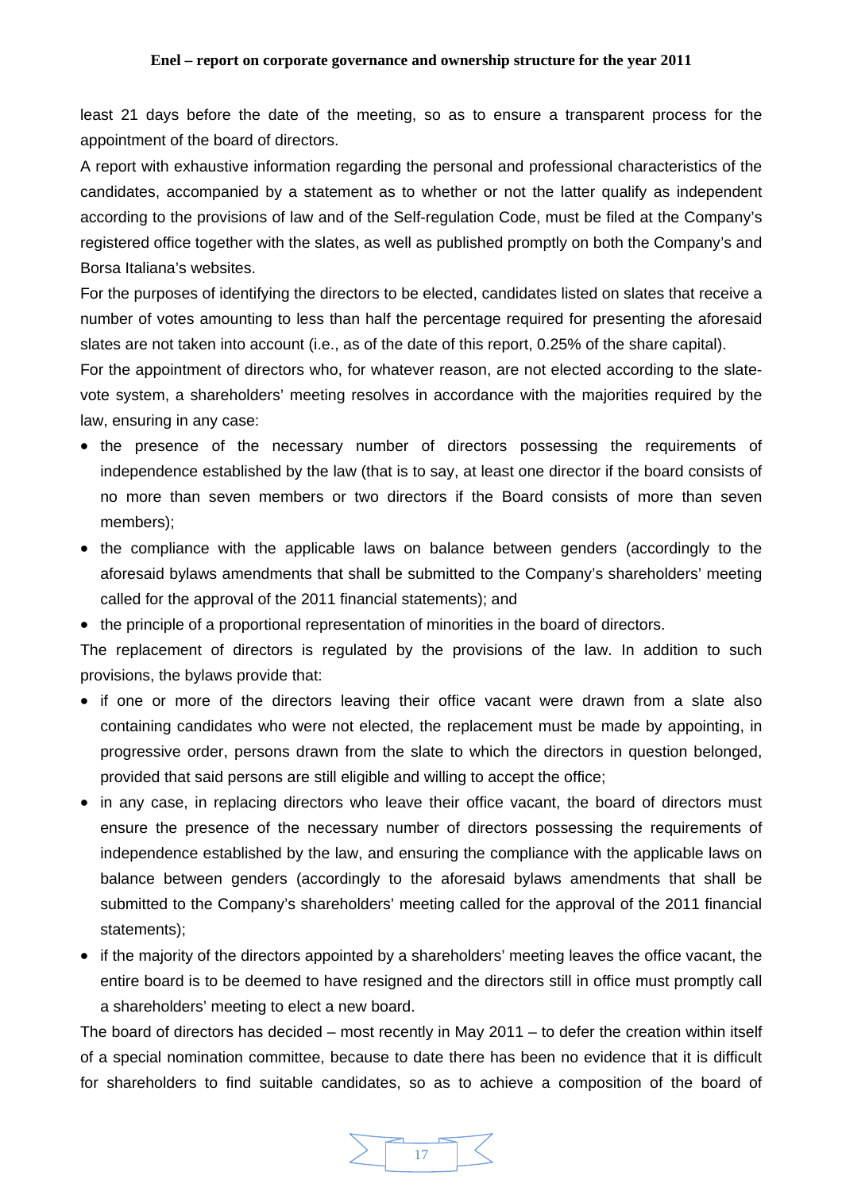least 21 days before the date of the meeting, so as to ensure a transparent process for the appointment of the board of directors.

A report with exhaustive information regarding the personal and professional characteristics of the candidates, accompanied by a statement as to whether or not the latter qualify as independent according to the provisions of law and of the Self-regulation Code, must be filed at the Company's registered office together with the slates, as well as published promptly on both the Company's and Borsa Italiana's websites.

For the purposes of identifying the directors to be elected, candidates listed on slates that receive a number of votes amounting to less than half the percentage required for presenting the aforesaid slates are not taken into account (i.e., as of the date of this report, 0.25% of the share capital).

For the appointment of directors who, for whatever reason, are not elected according to the slate-vote system, a shareholders' meeting resolves in accordance with the majorities required by the law, ensuring in any case:

- the presence of the necessary number of directors possessing the requirements of independence established by the law (that is to say, at least one director if the board consists of no more than seven members or two directors if the Board consists of more than seven members);
- the compliance with the applicable laws on balance between genders (accordingly to the aforesaid bylaws amendments that shall be submitted to the Company's shareholders' meeting called for the approval of the 2011 financial statements); and
- the principle of a proportional representation of minorities in the board of directors.

The replacement of directors is regulated by the provisions of the law. In addition to such provisions, the bylaws provide that:

- if one or more of the directors leaving their office vacant were drawn from a slate also containing candidates who were not elected, the replacement must be made by appointing, in progressive order, persons drawn from the slate to which the directors in question belonged, provided that said persons are still eligible and willing to accept the office;
- in any case, in replacing directors who leave their office vacant, the board of directors must ensure the presence of the necessary number of directors possessing the requirements of independence established by the law, and ensuring the compliance with the applicable laws on balance between genders (accordingly to the aforesaid bylaws amendments that shall be submitted to the Company's shareholders' meeting called for the approval of the 2011 financial statements);
- if the majority of the directors appointed by a shareholders' meeting leaves the office vacant, the entire board is to be deemed to have resigned and the directors still in office must promptly call a shareholders' meeting to elect a new board.

The board of directors has decided – most recently in May 2011 – to defer the creation within itself of a special nomination committee, because to date there has been no evidence that it is difficult for shareholders to find suitable candidates, so as to achieve a composition of the board of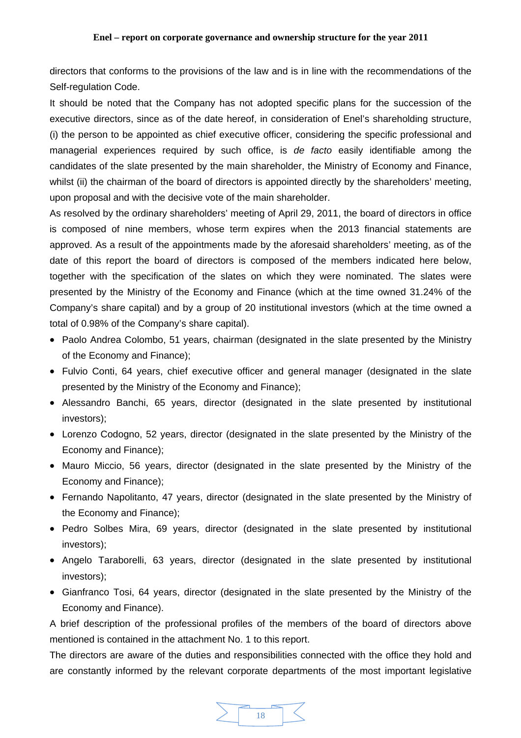directors that conforms to the provisions of the law and is in line with the recommendations of the Self-regulation Code.

It should be noted that the Company has not adopted specific plans for the succession of the executive directors, since as of the date hereof, in consideration of Enel's shareholding structure, (i) the person to be appointed as chief executive officer, considering the specific professional and managerial experiences required by such office, is *de facto* easily identifiable among the candidates of the slate presented by the main shareholder, the Ministry of Economy and Finance, whilst (ii) the chairman of the board of directors is appointed directly by the shareholders' meeting, upon proposal and with the decisive vote of the main shareholder.

As resolved by the ordinary shareholders' meeting of April 29, 2011, the board of directors in office is composed of nine members, whose term expires when the 2013 financial statements are approved. As a result of the appointments made by the aforesaid shareholders' meeting, as of the date of this report the board of directors is composed of the members indicated here below, together with the specification of the slates on which they were nominated. The slates were presented by the Ministry of the Economy and Finance (which at the time owned 31.24% of the Company's share capital) and by a group of 20 institutional investors (which at the time owned a total of 0.98% of the Company's share capital).

- Paolo Andrea Colombo, 51 years, chairman (designated in the slate presented by the Ministry of the Economy and Finance);
- Fulvio Conti, 64 years, chief executive officer and general manager (designated in the slate presented by the Ministry of the Economy and Finance);
- Alessandro Banchi, 65 years, director (designated in the slate presented by institutional investors);
- Lorenzo Codogno, 52 years, director (designated in the slate presented by the Ministry of the Economy and Finance);
- Mauro Miccio, 56 years, director (designated in the slate presented by the Ministry of the Economy and Finance);
- Fernando Napolitanto, 47 years, director (designated in the slate presented by the Ministry of the Economy and Finance);
- Pedro Solbes Mira, 69 years, director (designated in the slate presented by institutional investors);
- Angelo Taraborelli, 63 years, director (designated in the slate presented by institutional investors);
- Gianfranco Tosi, 64 years, director (designated in the slate presented by the Ministry of the Economy and Finance).

A brief description of the professional profiles of the members of the board of directors above mentioned is contained in the attachment No. 1 to this report.

The directors are aware of the duties and responsibilities connected with the office they hold and are constantly informed by the relevant corporate departments of the most important legislative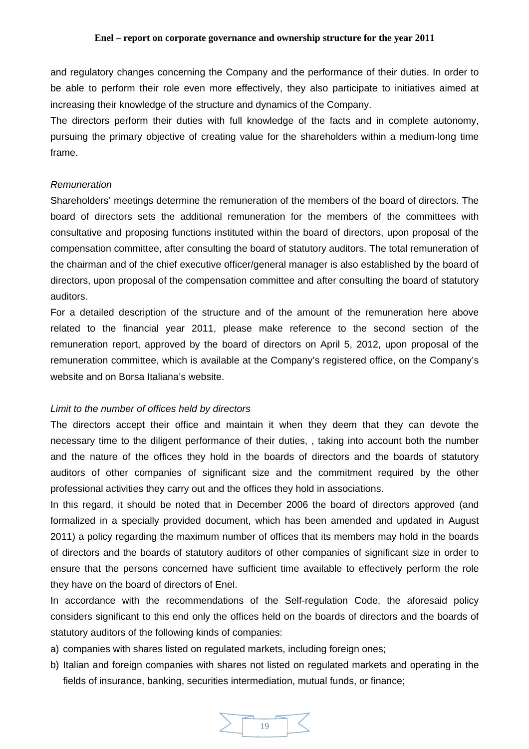and regulatory changes concerning the Company and the performance of their duties. In order to be able to perform their role even more effectively, they also participate to initiatives aimed at increasing their knowledge of the structure and dynamics of the Company.

The directors perform their duties with full knowledge of the facts and in complete autonomy, pursuing the primary objective of creating value for the shareholders within a medium-long time frame.

*Remuneration*

Shareholders' meetings determine the remuneration of the members of the board of directors. The board of directors sets the additional remuneration for the members of the committees with consultative and proposing functions instituted within the board of directors, upon proposal of the compensation committee, after consulting the board of statutory auditors. The total remuneration of the chairman and of the chief executive officer/general manager is also established by the board of directors, upon proposal of the compensation committee and after consulting the board of statutory auditors.

For a detailed description of the structure and of the amount of the remuneration here above related to the financial year 2011, please make reference to the second section of the remuneration report, approved by the board of directors on April 5, 2012, upon proposal of the remuneration committee, which is available at the Company's registered office, on the Company's website and on Borsa Italiana's website.

*Limit to the number of offices held by directors*

The directors accept their office and maintain it when they deem that they can devote the necessary time to the diligent performance of their duties, , taking into account both the number and the nature of the offices they hold in the boards of directors and the boards of statutory auditors of other companies of significant size and the commitment required by the other professional activities they carry out and the offices they hold in associations.

In this regard, it should be noted that in December 2006 the board of directors approved (and formalized in a specially provided document, which has been amended and updated in August 2011) a policy regarding the maximum number of offices that its members may hold in the boards of directors and the boards of statutory auditors of other companies of significant size in order to ensure that the persons concerned have sufficient time available to effectively perform the role they have on the board of directors of Enel.

In accordance with the recommendations of the Self-regulation Code, the aforesaid policy considers significant to this end only the offices held on the boards of directors and the boards of statutory auditors of the following kinds of companies:

a) companies with shares listed on regulated markets, including foreign ones;
b) Italian and foreign companies with shares not listed on regulated markets and operating in the fields of insurance, banking, securities intermediation, mutual funds, or finance;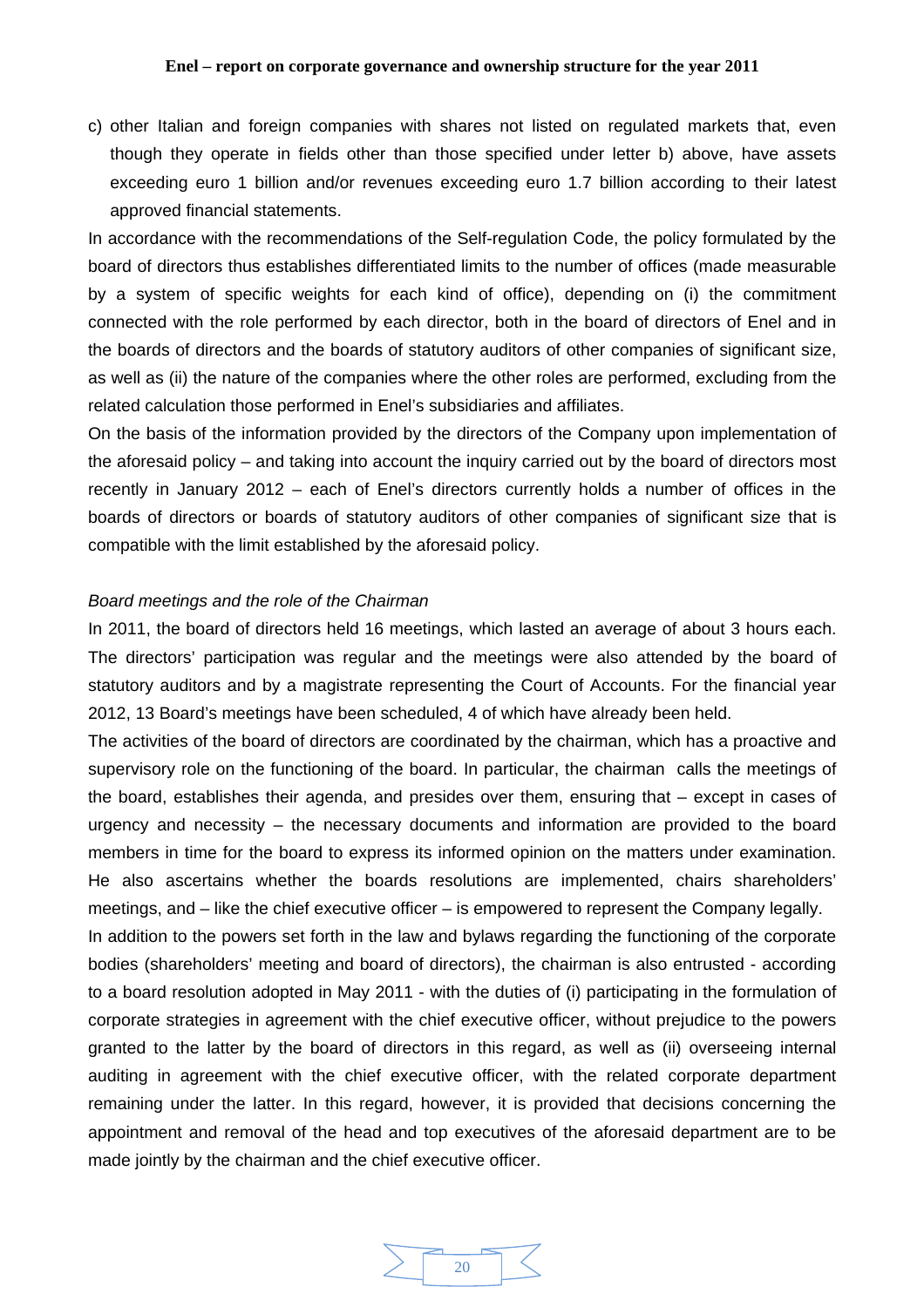c) other Italian and foreign companies with shares not listed on regulated markets that, even though they operate in fields other than those specified under letter b) above, have assets exceeding euro 1 billion and/or revenues exceeding euro 1.7 billion according to their latest approved financial statements.

In accordance with the recommendations of the Self-regulation Code, the policy formulated by the board of directors thus establishes differentiated limits to the number of offices (made measurable by a system of specific weights for each kind of office), depending on (i) the commitment connected with the role performed by each director, both in the board of directors of Enel and in the boards of directors and the boards of statutory auditors of other companies of significant size, as well as (ii) the nature of the companies where the other roles are performed, excluding from the related calculation those performed in Enel's subsidiaries and affiliates.

On the basis of the information provided by the directors of the Company upon implementation of the aforesaid policy – and taking into account the inquiry carried out by the board of directors most recently in January 2012 – each of Enel's directors currently holds a number of offices in the boards of directors or boards of statutory auditors of other companies of significant size that is compatible with the limit established by the aforesaid policy.

*Board meetings and the role of the Chairman*

In 2011, the board of directors held 16 meetings, which lasted an average of about 3 hours each. The directors' participation was regular and the meetings were also attended by the board of statutory auditors and by a magistrate representing the Court of Accounts. For the financial year 2012, 13 Board's meetings have been scheduled, 4 of which have already been held.

The activities of the board of directors are coordinated by the chairman, which has a proactive and supervisory role on the functioning of the board. In particular, the chairman calls the meetings of the board, establishes their agenda, and presides over them, ensuring that – except in cases of urgency and necessity – the necessary documents and information are provided to the board members in time for the board to express its informed opinion on the matters under examination. He also ascertains whether the boards resolutions are implemented, chairs shareholders' meetings, and – like the chief executive officer – is empowered to represent the Company legally.

In addition to the powers set forth in the law and bylaws regarding the functioning of the corporate bodies (shareholders' meeting and board of directors), the chairman is also entrusted - according to a board resolution adopted in May 2011 - with the duties of (i) participating in the formulation of corporate strategies in agreement with the chief executive officer, without prejudice to the powers granted to the latter by the board of directors in this regard, as well as (ii) overseeing internal auditing in agreement with the chief executive officer, with the related corporate department remaining under the latter. In this regard, however, it is provided that decisions concerning the appointment and removal of the head and top executives of the aforesaid department are to be made jointly by the chairman and the chief executive officer.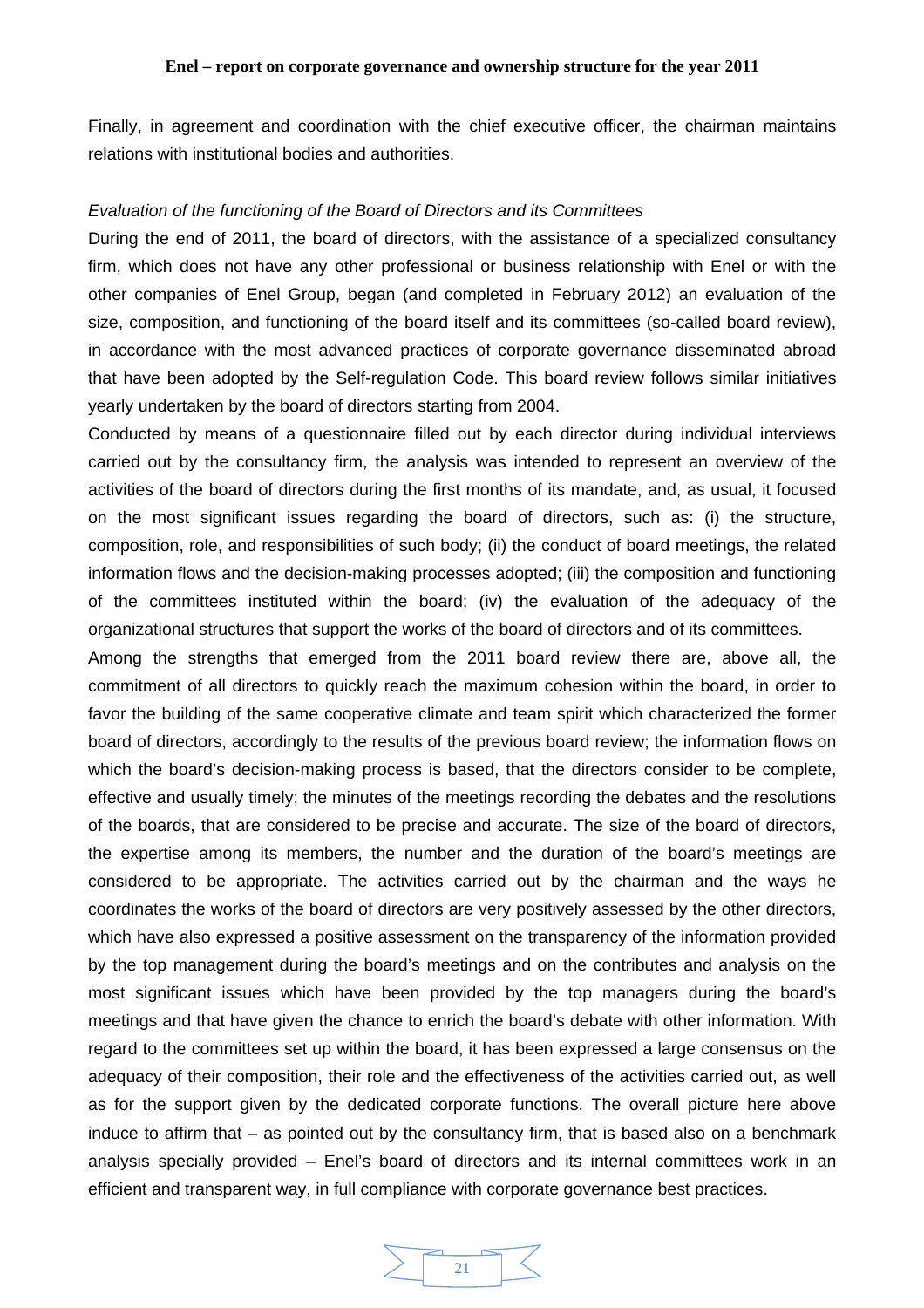Finally, in agreement and coordination with the chief executive officer, the chairman maintains relations with institutional bodies and authorities.

*Evaluation of the functioning of the Board of Directors and its Committees*

During the end of 2011, the board of directors, with the assistance of a specialized consultancy firm, which does not have any other professional or business relationship with Enel or with the other companies of Enel Group, began (and completed in February 2012) an evaluation of the size, composition, and functioning of the board itself and its committees (so-called board review), in accordance with the most advanced practices of corporate governance disseminated abroad that have been adopted by the Self-regulation Code. This board review follows similar initiatives yearly undertaken by the board of directors starting from 2004.

Conducted by means of a questionnaire filled out by each director during individual interviews carried out by the consultancy firm, the analysis was intended to represent an overview of the activities of the board of directors during the first months of its mandate, and, as usual, it focused on the most significant issues regarding the board of directors, such as: (i) the structure, composition, role, and responsibilities of such body; (ii) the conduct of board meetings, the related information flows and the decision-making processes adopted; (iii) the composition and functioning of the committees instituted within the board; (iv) the evaluation of the adequacy of the organizational structures that support the works of the board of directors and of its committees.

Among the strengths that emerged from the 2011 board review there are, above all, the commitment of all directors to quickly reach the maximum cohesion within the board, in order to favor the building of the same cooperative climate and team spirit which characterized the former board of directors, accordingly to the results of the previous board review; the information flows on which the board's decision-making process is based, that the directors consider to be complete, effective and usually timely; the minutes of the meetings recording the debates and the resolutions of the boards, that are considered to be precise and accurate. The size of the board of directors, the expertise among its members, the number and the duration of the board's meetings are considered to be appropriate. The activities carried out by the chairman and the ways he coordinates the works of the board of directors are very positively assessed by the other directors, which have also expressed a positive assessment on the transparency of the information provided by the top management during the board's meetings and on the contributes and analysis on the most significant issues which have been provided by the top managers during the board's meetings and that have given the chance to enrich the board's debate with other information. With regard to the committees set up within the board, it has been expressed a large consensus on the adequacy of their composition, their role and the effectiveness of the activities carried out, as well as for the support given by the dedicated corporate functions. The overall picture here above induce to affirm that – as pointed out by the consultancy firm, that is based also on a benchmark analysis specially provided – Enel's board of directors and its internal committees work in an efficient and transparent way, in full compliance with corporate governance best practices.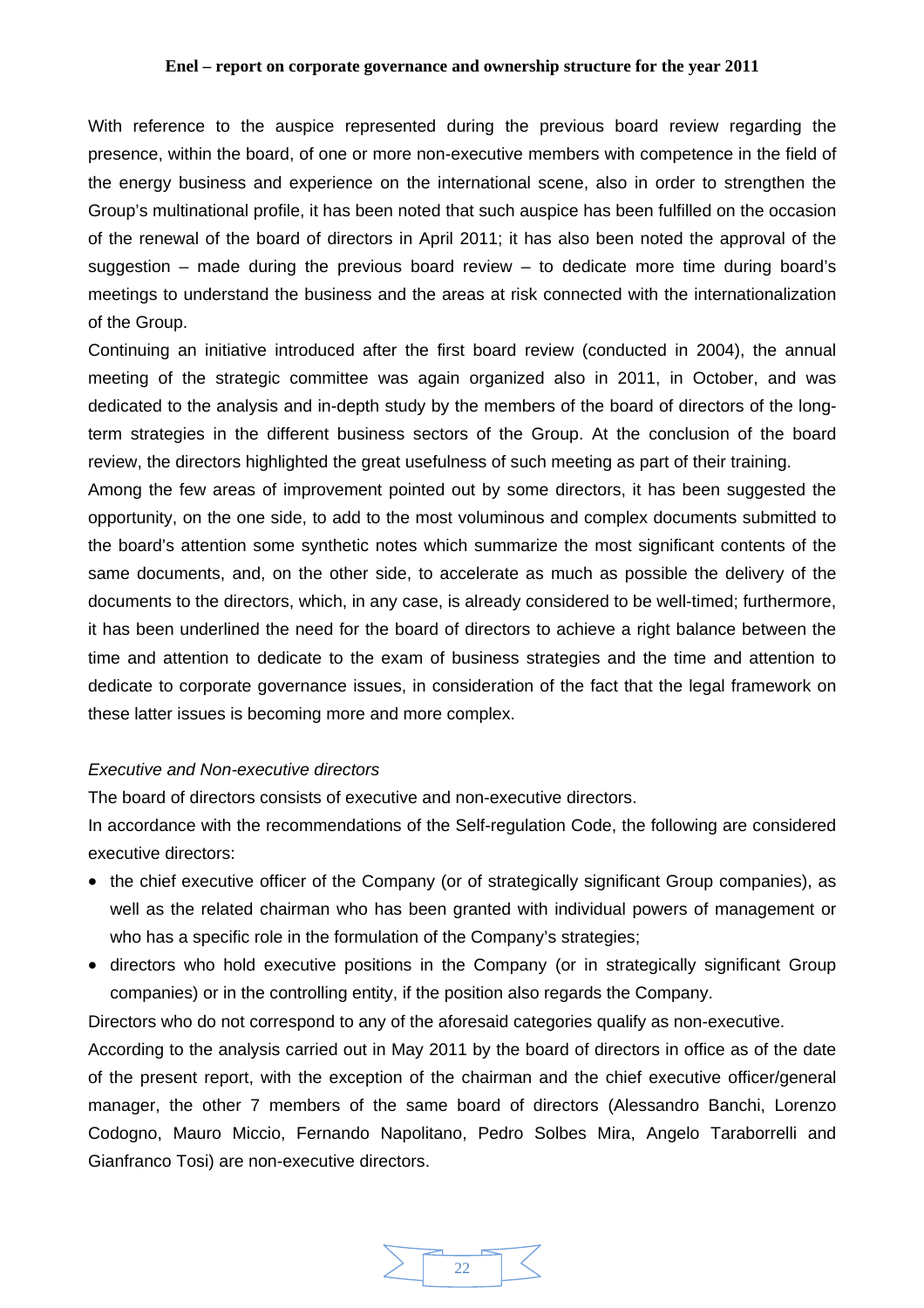With reference to the auspice represented during the previous board review regarding the presence, within the board, of one or more non-executive members with competence in the field of the energy business and experience on the international scene, also in order to strengthen the Group's multinational profile, it has been noted that such auspice has been fulfilled on the occasion of the renewal of the board of directors in April 2011; it has also been noted the approval of the suggestion – made during the previous board review – to dedicate more time during board's meetings to understand the business and the areas at risk connected with the internationalization of the Group.

Continuing an initiative introduced after the first board review (conducted in 2004), the annual meeting of the strategic committee was again organized also in 2011, in October, and was dedicated to the analysis and in-depth study by the members of the board of directors of the long-term strategies in the different business sectors of the Group. At the conclusion of the board review, the directors highlighted the great usefulness of such meeting as part of their training.

Among the few areas of improvement pointed out by some directors, it has been suggested the opportunity, on the one side, to add to the most voluminous and complex documents submitted to the board's attention some synthetic notes which summarize the most significant contents of the same documents, and, on the other side, to accelerate as much as possible the delivery of the documents to the directors, which, in any case, is already considered to be well-timed; furthermore, it has been underlined the need for the board of directors to achieve a right balance between the time and attention to dedicate to the exam of business strategies and the time and attention to dedicate to corporate governance issues, in consideration of the fact that the legal framework on these latter issues is becoming more and more complex.

*Executive and Non-executive directors*

The board of directors consists of executive and non-executive directors.

In accordance with the recommendations of the Self-regulation Code, the following are considered executive directors:

- the chief executive officer of the Company (or of strategically significant Group companies), as well as the related chairman who has been granted with individual powers of management or who has a specific role in the formulation of the Company's strategies;
- directors who hold executive positions in the Company (or in strategically significant Group companies) or in the controlling entity, if the position also regards the Company.

Directors who do not correspond to any of the aforesaid categories qualify as non-executive.

According to the analysis carried out in May 2011 by the board of directors in office as of the date of the present report, with the exception of the chairman and the chief executive officer/general manager, the other 7 members of the same board of directors (Alessandro Banchi, Lorenzo Codogno, Mauro Miccio, Fernando Napolitano, Pedro Solbes Mira, Angelo Taraborrelli and Gianfranco Tosi) are non-executive directors.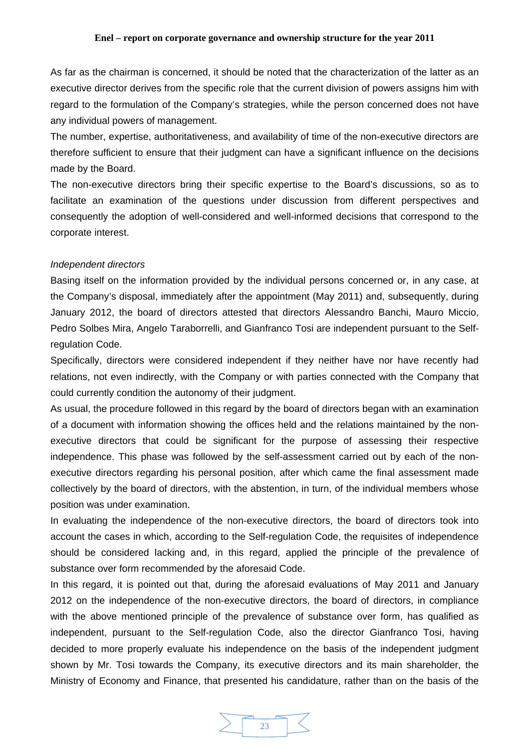As far as the chairman is concerned, it should be noted that the characterization of the latter as an executive director derives from the specific role that the current division of powers assigns him with regard to the formulation of the Company's strategies, while the person concerned does not have any individual powers of management.

The number, expertise, authoritativeness, and availability of time of the non-executive directors are therefore sufficient to ensure that their judgment can have a significant influence on the decisions made by the Board.

The non-executive directors bring their specific expertise to the Board's discussions, so as to facilitate an examination of the questions under discussion from different perspectives and consequently the adoption of well-considered and well-informed decisions that correspond to the corporate interest.

*Independent directors*

Basing itself on the information provided by the individual persons concerned or, in any case, at the Company's disposal, immediately after the appointment (May 2011) and, subsequently, during January 2012, the board of directors attested that directors Alessandro Banchi, Mauro Miccio, Pedro Solbes Mira, Angelo Taraborrelli, and Gianfranco Tosi are independent pursuant to the Self-regulation Code.

Specifically, directors were considered independent if they neither have nor have recently had relations, not even indirectly, with the Company or with parties connected with the Company that could currently condition the autonomy of their judgment.

As usual, the procedure followed in this regard by the board of directors began with an examination of a document with information showing the offices held and the relations maintained by the non-executive directors that could be significant for the purpose of assessing their respective independence. This phase was followed by the self-assessment carried out by each of the non-executive directors regarding his personal position, after which came the final assessment made collectively by the board of directors, with the abstention, in turn, of the individual members whose position was under examination.

In evaluating the independence of the non-executive directors, the board of directors took into account the cases in which, according to the Self-regulation Code, the requisites of independence should be considered lacking and, in this regard, applied the principle of the prevalence of substance over form recommended by the aforesaid Code.

In this regard, it is pointed out that, during the aforesaid evaluations of May 2011 and January 2012 on the independence of the non-executive directors, the board of directors, in compliance with the above mentioned principle of the prevalence of substance over form, has qualified as independent, pursuant to the Self-regulation Code, also the director Gianfranco Tosi, having decided to more properly evaluate his independence on the basis of the independent judgment shown by Mr. Tosi towards the Company, its executive directors and its main shareholder, the Ministry of Economy and Finance, that presented his candidature, rather than on the basis of the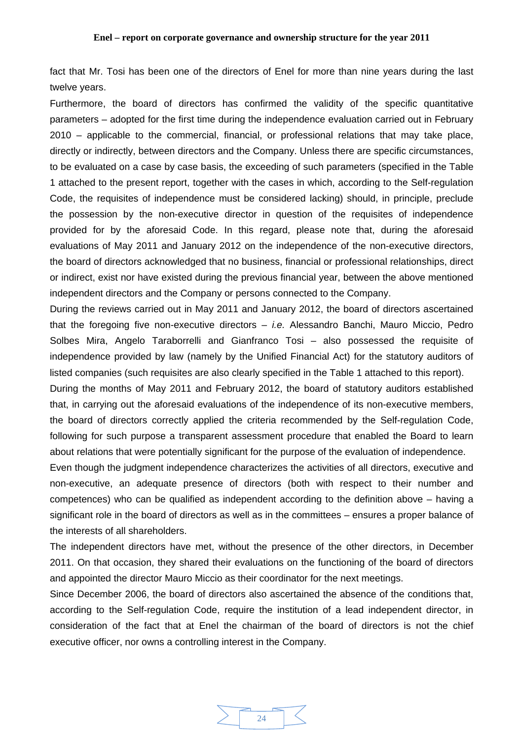fact that Mr. Tosi has been one of the directors of Enel for more than nine years during the last twelve years.

Furthermore, the board of directors has confirmed the validity of the specific quantitative parameters – adopted for the first time during the independence evaluation carried out in February 2010 – applicable to the commercial, financial, or professional relations that may take place, directly or indirectly, between directors and the Company. Unless there are specific circumstances, to be evaluated on a case by case basis, the exceeding of such parameters (specified in the Table 1 attached to the present report, together with the cases in which, according to the Self-regulation Code, the requisites of independence must be considered lacking) should, in principle, preclude the possession by the non-executive director in question of the requisites of independence provided for by the aforesaid Code. In this regard, please note that, during the aforesaid evaluations of May 2011 and January 2012 on the independence of the non-executive directors, the board of directors acknowledged that no business, financial or professional relationships, direct or indirect, exist nor have existed during the previous financial year, between the above mentioned independent directors and the Company or persons connected to the Company.

During the reviews carried out in May 2011 and January 2012, the board of directors ascertained that the foregoing five non-executive directors – *i.e.* Alessandro Banchi, Mauro Miccio, Pedro Solbes Mira, Angelo Taraborrelli and Gianfranco Tosi – also possessed the requisite of independence provided by law (namely by the Unified Financial Act) for the statutory auditors of listed companies (such requisites are also clearly specified in the Table 1 attached to this report).

During the months of May 2011 and February 2012, the board of statutory auditors established that, in carrying out the aforesaid evaluations of the independence of its non-executive members, the board of directors correctly applied the criteria recommended by the Self-regulation Code, following for such purpose a transparent assessment procedure that enabled the Board to learn about relations that were potentially significant for the purpose of the evaluation of independence.

Even though the judgment independence characterizes the activities of all directors, executive and non-executive, an adequate presence of directors (both with respect to their number and competences) who can be qualified as independent according to the definition above – having a significant role in the board of directors as well as in the committees – ensures a proper balance of the interests of all shareholders.

The independent directors have met, without the presence of the other directors, in December 2011. On that occasion, they shared their evaluations on the functioning of the board of directors and appointed the director Mauro Miccio as their coordinator for the next meetings.

Since December 2006, the board of directors also ascertained the absence of the conditions that, according to the Self-regulation Code, require the institution of a lead independent director, in consideration of the fact that at Enel the chairman of the board of directors is not the chief executive officer, nor owns a controlling interest in the Company.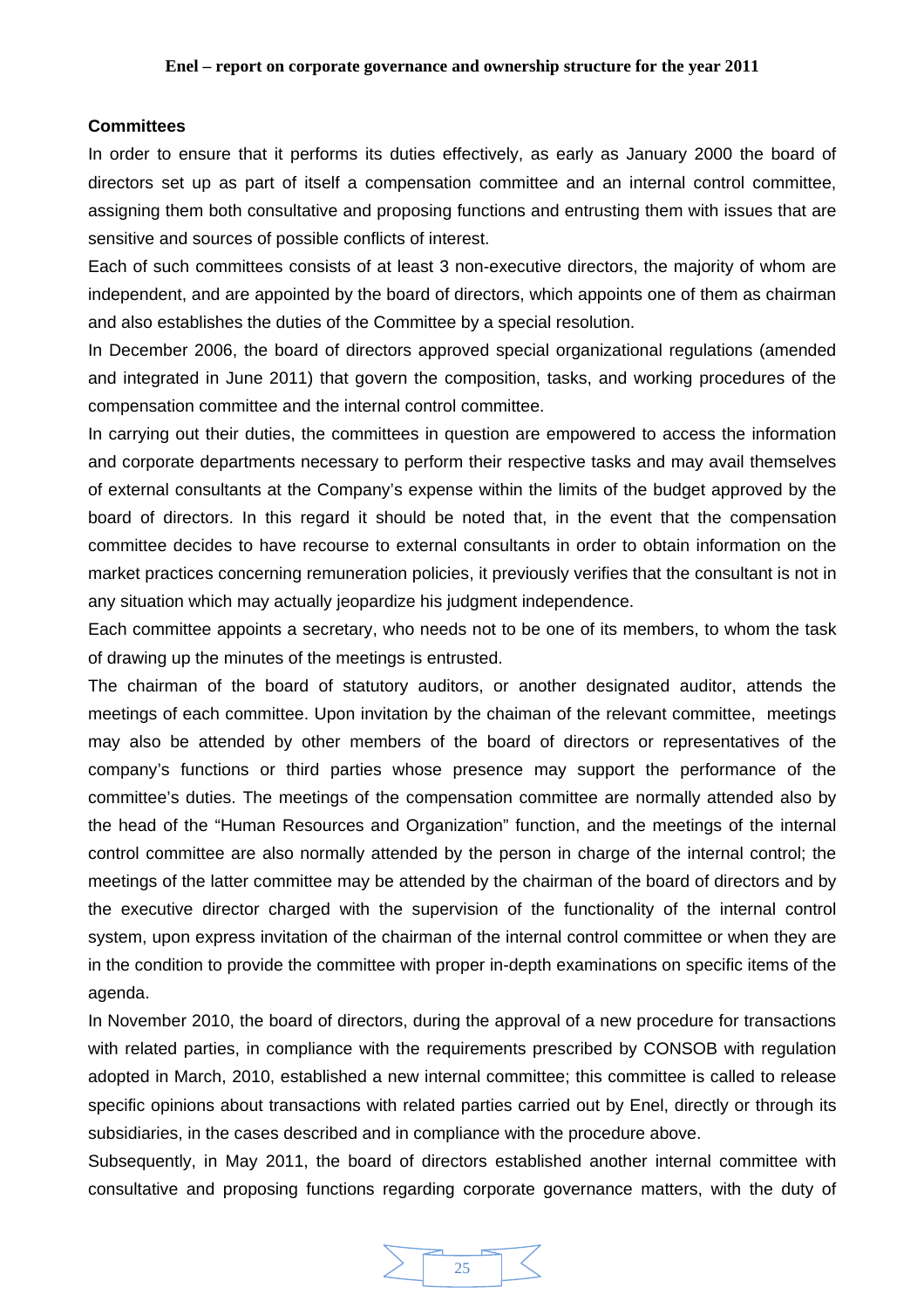### Committees

In order to ensure that it performs its duties effectively, as early as January 2000 the board of directors set up as part of itself a compensation committee and an internal control committee, assigning them both consultative and proposing functions and entrusting them with issues that are sensitive and sources of possible conflicts of interest.

Each of such committees consists of at least 3 non-executive directors, the majority of whom are independent, and are appointed by the board of directors, which appoints one of them as chairman and also establishes the duties of the Committee by a special resolution.

In December 2006, the board of directors approved special organizational regulations (amended and integrated in June 2011) that govern the composition, tasks, and working procedures of the compensation committee and the internal control committee.

In carrying out their duties, the committees in question are empowered to access the information and corporate departments necessary to perform their respective tasks and may avail themselves of external consultants at the Company's expense within the limits of the budget approved by the board of directors. In this regard it should be noted that, in the event that the compensation committee decides to have recourse to external consultants in order to obtain information on the market practices concerning remuneration policies, it previously verifies that the consultant is not in any situation which may actually jeopardize his judgment independence.

Each committee appoints a secretary, who needs not to be one of its members, to whom the task of drawing up the minutes of the meetings is entrusted.

The chairman of the board of statutory auditors, or another designated auditor, attends the meetings of each committee. Upon invitation by the chaiman of the relevant committee, meetings may also be attended by other members of the board of directors or representatives of the company's functions or third parties whose presence may support the performance of the committee's duties. The meetings of the compensation committee are normally attended also by the head of the "Human Resources and Organization" function, and the meetings of the internal control committee are also normally attended by the person in charge of the internal control; the meetings of the latter committee may be attended by the chairman of the board of directors and by the executive director charged with the supervision of the functionality of the internal control system, upon express invitation of the chairman of the internal control committee or when they are in the condition to provide the committee with proper in-depth examinations on specific items of the agenda.

In November 2010, the board of directors, during the approval of a new procedure for transactions with related parties, in compliance with the requirements prescribed by CONSOB with regulation adopted in March, 2010, established a new internal committee; this committee is called to release specific opinions about transactions with related parties carried out by Enel, directly or through its subsidiaries, in the cases described and in compliance with the procedure above.

Subsequently, in May 2011, the board of directors established another internal committee with consultative and proposing functions regarding corporate governance matters, with the duty of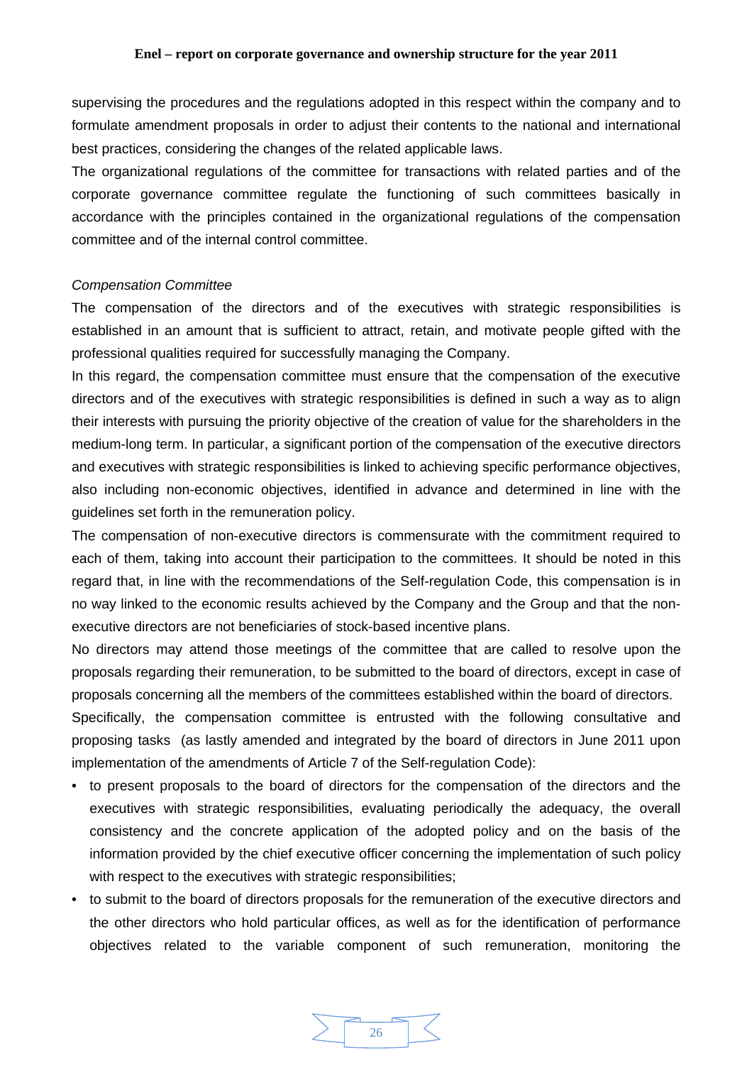supervising the procedures and the regulations adopted in this respect within the company and to formulate amendment proposals in order to adjust their contents to the national and international best practices, considering the changes of the related applicable laws.

The organizational regulations of the committee for transactions with related parties and of the corporate governance committee regulate the functioning of such committees basically in accordance with the principles contained in the organizational regulations of the compensation committee and of the internal control committee.

*Compensation Committee*

The compensation of the directors and of the executives with strategic responsibilities is established in an amount that is sufficient to attract, retain, and motivate people gifted with the professional qualities required for successfully managing the Company.

In this regard, the compensation committee must ensure that the compensation of the executive directors and of the executives with strategic responsibilities is defined in such a way as to align their interests with pursuing the priority objective of the creation of value for the shareholders in the medium-long term. In particular, a significant portion of the compensation of the executive directors and executives with strategic responsibilities is linked to achieving specific performance objectives, also including non-economic objectives, identified in advance and determined in line with the guidelines set forth in the remuneration policy.

The compensation of non-executive directors is commensurate with the commitment required to each of them, taking into account their participation to the committees. It should be noted in this regard that, in line with the recommendations of the Self-regulation Code, this compensation is in no way linked to the economic results achieved by the Company and the Group and that the non-executive directors are not beneficiaries of stock-based incentive plans.

No directors may attend those meetings of the committee that are called to resolve upon the proposals regarding their remuneration, to be submitted to the board of directors, except in case of proposals concerning all the members of the committees established within the board of directors.

Specifically, the compensation committee is entrusted with the following consultative and proposing tasks (as lastly amended and integrated by the board of directors in June 2011 upon implementation of the amendments of Article 7 of the Self-regulation Code):

- to present proposals to the board of directors for the compensation of the directors and the executives with strategic responsibilities, evaluating periodically the adequacy, the overall consistency and the concrete application of the adopted policy and on the basis of the information provided by the chief executive officer concerning the implementation of such policy with respect to the executives with strategic responsibilities;
- to submit to the board of directors proposals for the remuneration of the executive directors and the other directors who hold particular offices, as well as for the identification of performance objectives related to the variable component of such remuneration, monitoring the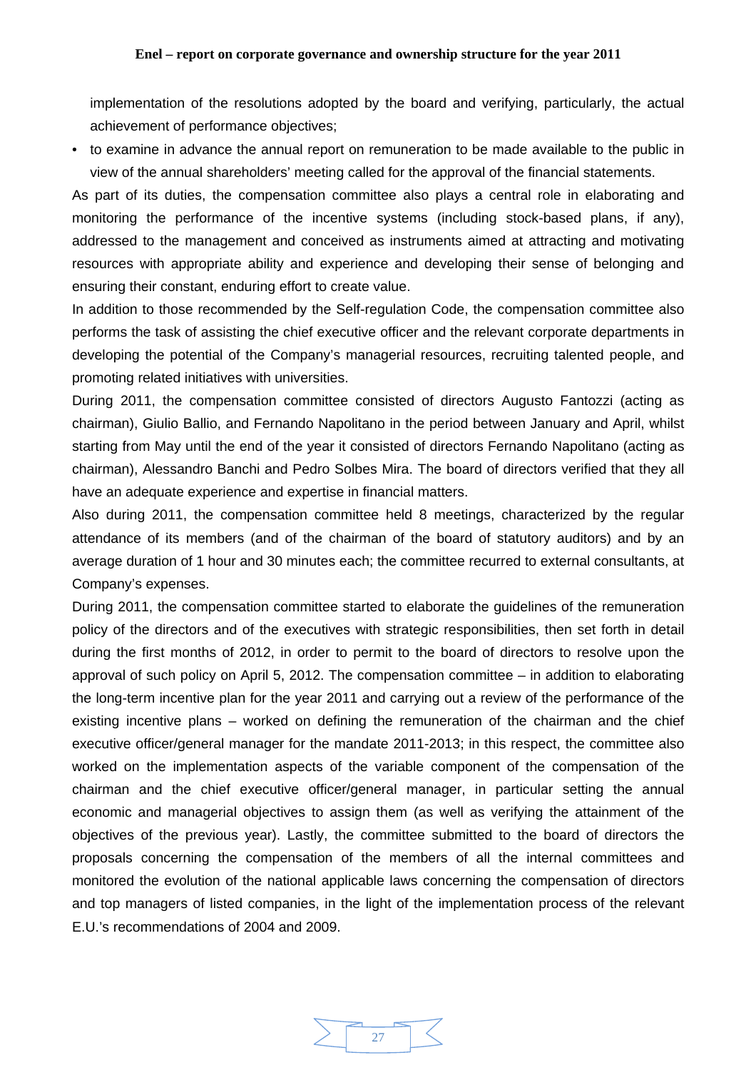implementation of the resolutions adopted by the board and verifying, particularly, the actual achievement of performance objectives;

- to examine in advance the annual report on remuneration to be made available to the public in view of the annual shareholders' meeting called for the approval of the financial statements.

As part of its duties, the compensation committee also plays a central role in elaborating and monitoring the performance of the incentive systems (including stock-based plans, if any), addressed to the management and conceived as instruments aimed at attracting and motivating resources with appropriate ability and experience and developing their sense of belonging and ensuring their constant, enduring effort to create value.

In addition to those recommended by the Self-regulation Code, the compensation committee also performs the task of assisting the chief executive officer and the relevant corporate departments in developing the potential of the Company's managerial resources, recruiting talented people, and promoting related initiatives with universities.

During 2011, the compensation committee consisted of directors Augusto Fantozzi (acting as chairman), Giulio Ballio, and Fernando Napolitano in the period between January and April, whilst starting from May until the end of the year it consisted of directors Fernando Napolitano (acting as chairman), Alessandro Banchi and Pedro Solbes Mira. The board of directors verified that they all have an adequate experience and expertise in financial matters.

Also during 2011, the compensation committee held 8 meetings, characterized by the regular attendance of its members (and of the chairman of the board of statutory auditors) and by an average duration of 1 hour and 30 minutes each; the committee recurred to external consultants, at Company's expenses.

During 2011, the compensation committee started to elaborate the guidelines of the remuneration policy of the directors and of the executives with strategic responsibilities, then set forth in detail during the first months of 2012, in order to permit to the board of directors to resolve upon the approval of such policy on April 5, 2012. The compensation committee – in addition to elaborating the long-term incentive plan for the year 2011 and carrying out a review of the performance of the existing incentive plans – worked on defining the remuneration of the chairman and the chief executive officer/general manager for the mandate 2011-2013; in this respect, the committee also worked on the implementation aspects of the variable component of the compensation of the chairman and the chief executive officer/general manager, in particular setting the annual economic and managerial objectives to assign them (as well as verifying the attainment of the objectives of the previous year). Lastly, the committee submitted to the board of directors the proposals concerning the compensation of the members of all the internal committees and monitored the evolution of the national applicable laws concerning the compensation of directors and top managers of listed companies, in the light of the implementation process of the relevant E.U.'s recommendations of 2004 and 2009.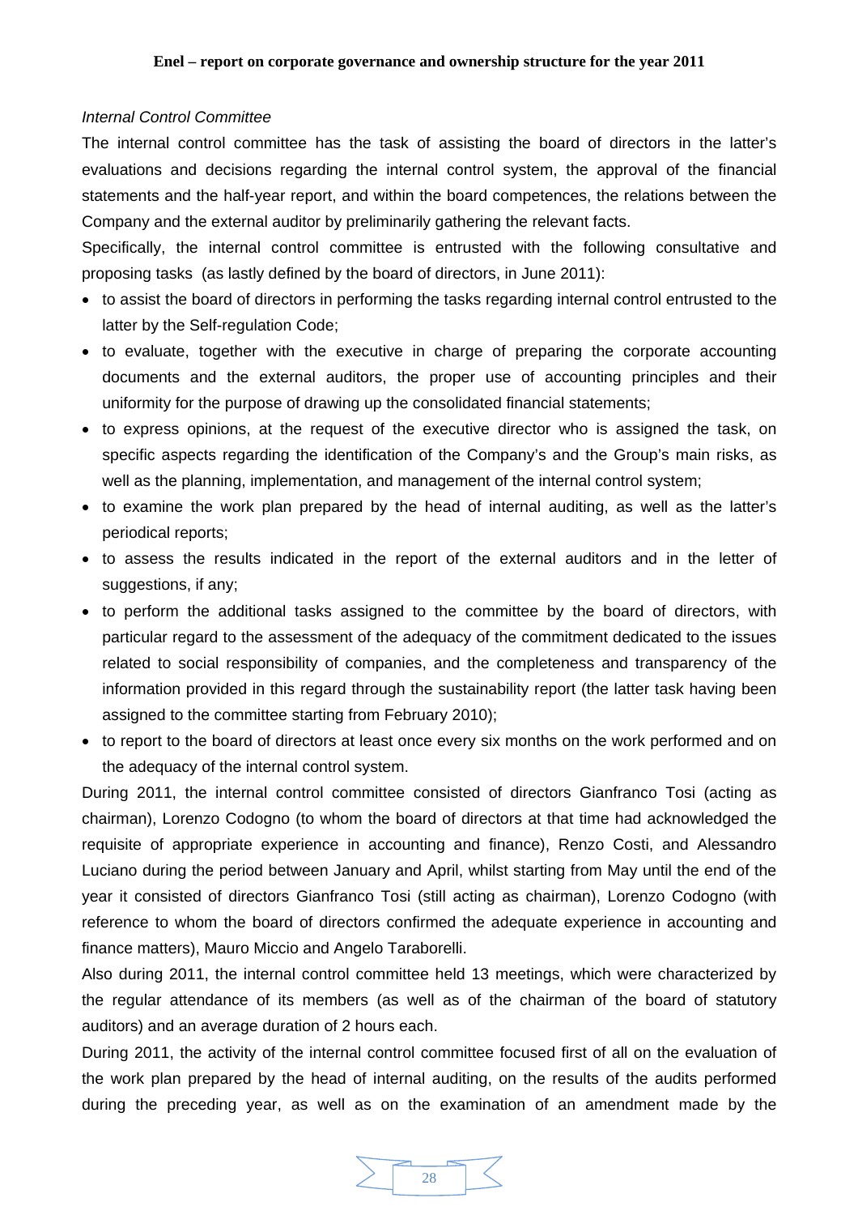*Internal Control Committee*

The internal control committee has the task of assisting the board of directors in the latter's evaluations and decisions regarding the internal control system, the approval of the financial statements and the half-year report, and within the board competences, the relations between the Company and the external auditor by preliminarily gathering the relevant facts.

Specifically, the internal control committee is entrusted with the following consultative and proposing tasks (as lastly defined by the board of directors, in June 2011):

- to assist the board of directors in performing the tasks regarding internal control entrusted to the latter by the Self-regulation Code;
- to evaluate, together with the executive in charge of preparing the corporate accounting documents and the external auditors, the proper use of accounting principles and their uniformity for the purpose of drawing up the consolidated financial statements;
- to express opinions, at the request of the executive director who is assigned the task, on specific aspects regarding the identification of the Company's and the Group's main risks, as well as the planning, implementation, and management of the internal control system;
- to examine the work plan prepared by the head of internal auditing, as well as the latter's periodical reports;
- to assess the results indicated in the report of the external auditors and in the letter of suggestions, if any;
- to perform the additional tasks assigned to the committee by the board of directors, with particular regard to the assessment of the adequacy of the commitment dedicated to the issues related to social responsibility of companies, and the completeness and transparency of the information provided in this regard through the sustainability report (the latter task having been assigned to the committee starting from February 2010);
- to report to the board of directors at least once every six months on the work performed and on the adequacy of the internal control system.

During 2011, the internal control committee consisted of directors Gianfranco Tosi (acting as chairman), Lorenzo Codogno (to whom the board of directors at that time had acknowledged the requisite of appropriate experience in accounting and finance), Renzo Costi, and Alessandro Luciano during the period between January and April, whilst starting from May until the end of the year it consisted of directors Gianfranco Tosi (still acting as chairman), Lorenzo Codogno (with reference to whom the board of directors confirmed the adequate experience in accounting and finance matters), Mauro Miccio and Angelo Taraborelli.

Also during 2011, the internal control committee held 13 meetings, which were characterized by the regular attendance of its members (as well as of the chairman of the board of statutory auditors) and an average duration of 2 hours each.

During 2011, the activity of the internal control committee focused first of all on the evaluation of the work plan prepared by the head of internal auditing, on the results of the audits performed during the preceding year, as well as on the examination of an amendment made by the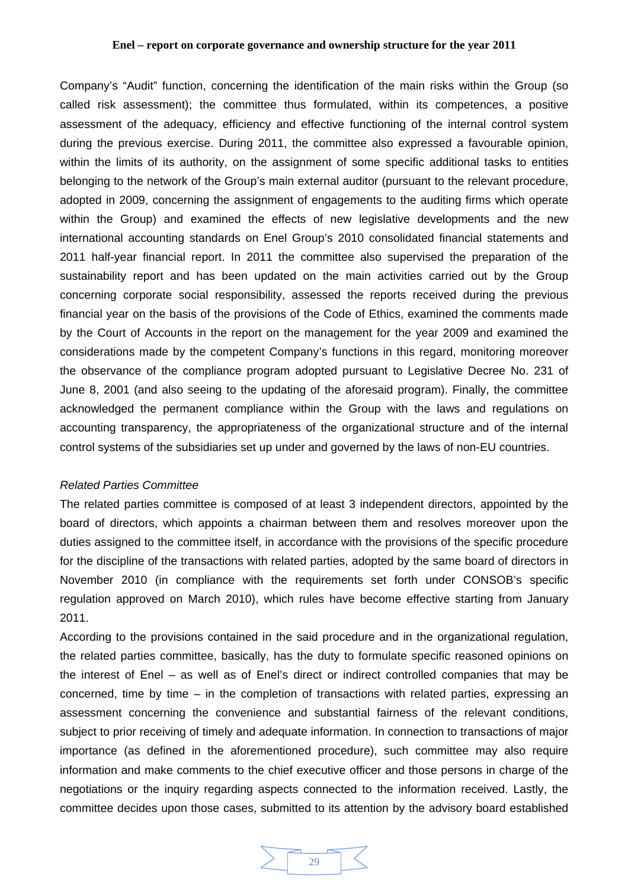Company's "Audit" function, concerning the identification of the main risks within the Group (so called risk assessment); the committee thus formulated, within its competences, a positive assessment of the adequacy, efficiency and effective functioning of the internal control system during the previous exercise. During 2011, the committee also expressed a favourable opinion, within the limits of its authority, on the assignment of some specific additional tasks to entities belonging to the network of the Group's main external auditor (pursuant to the relevant procedure, adopted in 2009, concerning the assignment of engagements to the auditing firms which operate within the Group) and examined the effects of new legislative developments and the new international accounting standards on Enel Group's 2010 consolidated financial statements and 2011 half-year financial report. In 2011 the committee also supervised the preparation of the sustainability report and has been updated on the main activities carried out by the Group concerning corporate social responsibility, assessed the reports received during the previous financial year on the basis of the provisions of the Code of Ethics, examined the comments made by the Court of Accounts in the report on the management for the year 2009 and examined the considerations made by the competent Company's functions in this regard, monitoring moreover the observance of the compliance program adopted pursuant to Legislative Decree No. 231 of June 8, 2001 (and also seeing to the updating of the aforesaid program). Finally, the committee acknowledged the permanent compliance within the Group with the laws and regulations on accounting transparency, the appropriateness of the organizational structure and of the internal control systems of the subsidiaries set up under and governed by the laws of non-EU countries.

*Related Parties Committee*

The related parties committee is composed of at least 3 independent directors, appointed by the board of directors, which appoints a chairman between them and resolves moreover upon the duties assigned to the committee itself, in accordance with the provisions of the specific procedure for the discipline of the transactions with related parties, adopted by the same board of directors in November 2010 (in compliance with the requirements set forth under CONSOB's specific regulation approved on March 2010), which rules have become effective starting from January 2011.

According to the provisions contained in the said procedure and in the organizational regulation, the related parties committee, basically, has the duty to formulate specific reasoned opinions on the interest of Enel – as well as of Enel's direct or indirect controlled companies that may be concerned, time by time – in the completion of transactions with related parties, expressing an assessment concerning the convenience and substantial fairness of the relevant conditions, subject to prior receiving of timely and adequate information. In connection to transactions of major importance (as defined in the aforementioned procedure), such committee may also require information and make comments to the chief executive officer and those persons in charge of the negotiations or the inquiry regarding aspects connected to the information received. Lastly, the committee decides upon those cases, submitted to its attention by the advisory board established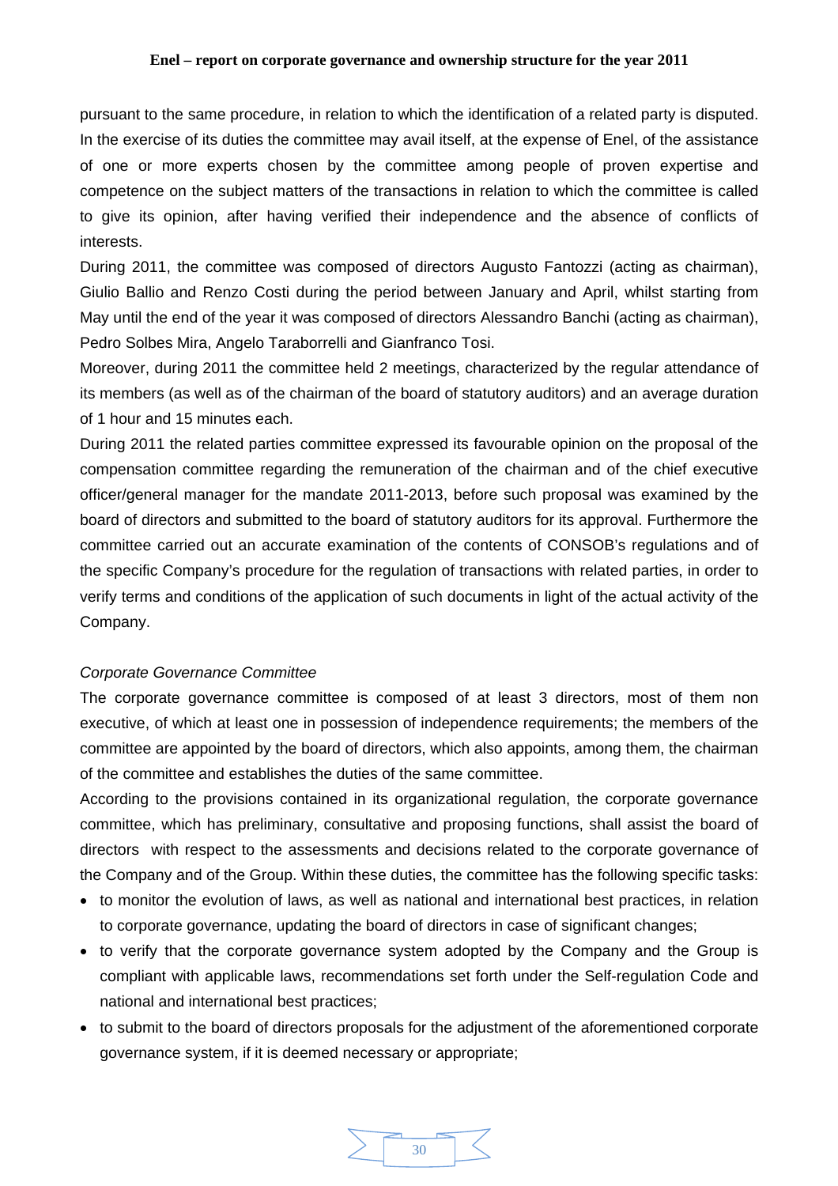pursuant to the same procedure, in relation to which the identification of a related party is disputed. In the exercise of its duties the committee may avail itself, at the expense of Enel, of the assistance of one or more experts chosen by the committee among people of proven expertise and competence on the subject matters of the transactions in relation to which the committee is called to give its opinion, after having verified their independence and the absence of conflicts of interests.

During 2011, the committee was composed of directors Augusto Fantozzi (acting as chairman), Giulio Ballio and Renzo Costi during the period between January and April, whilst starting from May until the end of the year it was composed of directors Alessandro Banchi (acting as chairman), Pedro Solbes Mira, Angelo Taraborrelli and Gianfranco Tosi.

Moreover, during 2011 the committee held 2 meetings, characterized by the regular attendance of its members (as well as of the chairman of the board of statutory auditors) and an average duration of 1 hour and 15 minutes each.

During 2011 the related parties committee expressed its favourable opinion on the proposal of the compensation committee regarding the remuneration of the chairman and of the chief executive officer/general manager for the mandate 2011-2013, before such proposal was examined by the board of directors and submitted to the board of statutory auditors for its approval. Furthermore the committee carried out an accurate examination of the contents of CONSOB's regulations and of the specific Company's procedure for the regulation of transactions with related parties, in order to verify terms and conditions of the application of such documents in light of the actual activity of the Company.

*Corporate Governance Committee*

The corporate governance committee is composed of at least 3 directors, most of them non executive, of which at least one in possession of independence requirements; the members of the committee are appointed by the board of directors, which also appoints, among them, the chairman of the committee and establishes the duties of the same committee.

According to the provisions contained in its organizational regulation, the corporate governance committee, which has preliminary, consultative and proposing functions, shall assist the board of directors with respect to the assessments and decisions related to the corporate governance of the Company and of the Group. Within these duties, the committee has the following specific tasks:

- to monitor the evolution of laws, as well as national and international best practices, in relation to corporate governance, updating the board of directors in case of significant changes;
- to verify that the corporate governance system adopted by the Company and the Group is compliant with applicable laws, recommendations set forth under the Self-regulation Code and national and international best practices;
- to submit to the board of directors proposals for the adjustment of the aforementioned corporate governance system, if it is deemed necessary or appropriate;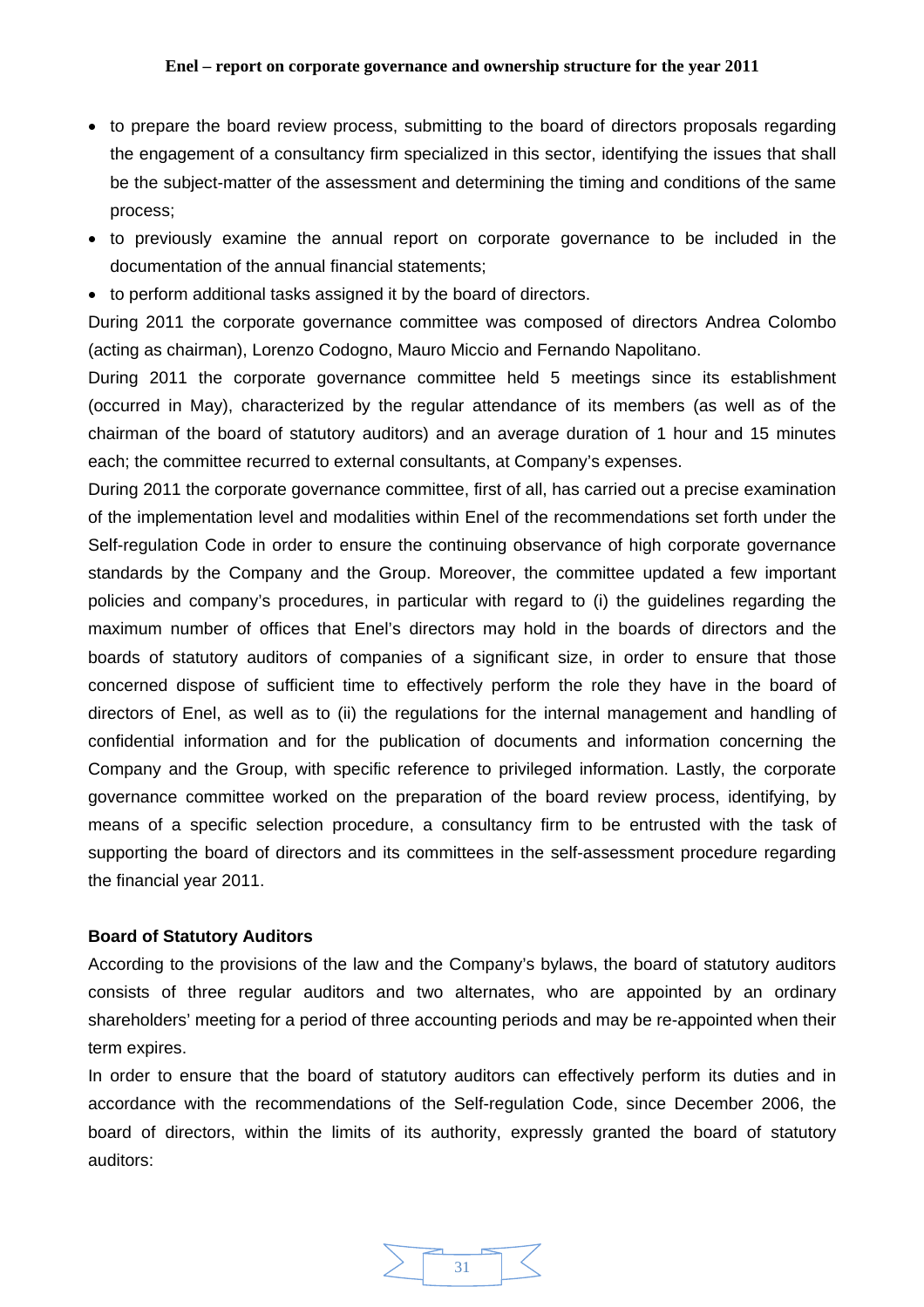- to prepare the board review process, submitting to the board of directors proposals regarding the engagement of a consultancy firm specialized in this sector, identifying the issues that shall be the subject-matter of the assessment and determining the timing and conditions of the same process;
- to previously examine the annual report on corporate governance to be included in the documentation of the annual financial statements;
- to perform additional tasks assigned it by the board of directors.

During 2011 the corporate governance committee was composed of directors Andrea Colombo (acting as chairman), Lorenzo Codogno, Mauro Miccio and Fernando Napolitano.

During 2011 the corporate governance committee held 5 meetings since its establishment (occurred in May), characterized by the regular attendance of its members (as well as of the chairman of the board of statutory auditors) and an average duration of 1 hour and 15 minutes each; the committee recurred to external consultants, at Company's expenses.

During 2011 the corporate governance committee, first of all, has carried out a precise examination of the implementation level and modalities within Enel of the recommendations set forth under the Self-regulation Code in order to ensure the continuing observance of high corporate governance standards by the Company and the Group. Moreover, the committee updated a few important policies and company's procedures, in particular with regard to (i) the guidelines regarding the maximum number of offices that Enel's directors may hold in the boards of directors and the boards of statutory auditors of companies of a significant size, in order to ensure that those concerned dispose of sufficient time to effectively perform the role they have in the board of directors of Enel, as well as to (ii) the regulations for the internal management and handling of confidential information and for the publication of documents and information concerning the Company and the Group, with specific reference to privileged information. Lastly, the corporate governance committee worked on the preparation of the board review process, identifying, by means of a specific selection procedure, a consultancy firm to be entrusted with the task of supporting the board of directors and its committees in the self-assessment procedure regarding the financial year 2011.

**Board of Statutory Auditors**

According to the provisions of the law and the Company's bylaws, the board of statutory auditors consists of three regular auditors and two alternates, who are appointed by an ordinary shareholders' meeting for a period of three accounting periods and may be re-appointed when their term expires.

In order to ensure that the board of statutory auditors can effectively perform its duties and in accordance with the recommendations of the Self-regulation Code, since December 2006, the board of directors, within the limits of its authority, expressly granted the board of statutory auditors: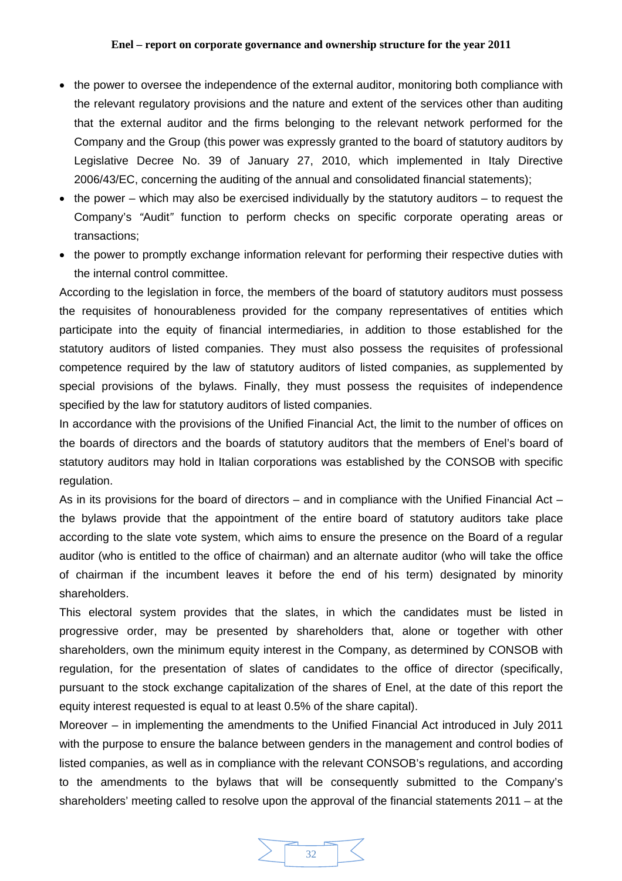- the power to oversee the independence of the external auditor, monitoring both compliance with the relevant regulatory provisions and the nature and extent of the services other than auditing that the external auditor and the firms belonging to the relevant network performed for the Company and the Group (this power was expressly granted to the board of statutory auditors by Legislative Decree No. 39 of January 27, 2010, which implemented in Italy Directive 2006/43/EC, concerning the auditing of the annual and consolidated financial statements);
- the power – which may also be exercised individually by the statutory auditors – to request the Company's *"Audit"* function to perform checks on specific corporate operating areas or transactions;
- the power to promptly exchange information relevant for performing their respective duties with the internal control committee.

According to the legislation in force, the members of the board of statutory auditors must possess the requisites of honourableness provided for the company representatives of entities which participate into the equity of financial intermediaries, in addition to those established for the statutory auditors of listed companies. They must also possess the requisites of professional competence required by the law of statutory auditors of listed companies, as supplemented by special provisions of the bylaws. Finally, they must possess the requisites of independence specified by the law for statutory auditors of listed companies.

In accordance with the provisions of the Unified Financial Act, the limit to the number of offices on the boards of directors and the boards of statutory auditors that the members of Enel's board of statutory auditors may hold in Italian corporations was established by the CONSOB with specific regulation.

As in its provisions for the board of directors – and in compliance with the Unified Financial Act – the bylaws provide that the appointment of the entire board of statutory auditors take place according to the slate vote system, which aims to ensure the presence on the Board of a regular auditor (who is entitled to the office of chairman) and an alternate auditor (who will take the office of chairman if the incumbent leaves it before the end of his term) designated by minority shareholders.

This electoral system provides that the slates, in which the candidates must be listed in progressive order, may be presented by shareholders that, alone or together with other shareholders, own the minimum equity interest in the Company, as determined by CONSOB with regulation, for the presentation of slates of candidates to the office of director (specifically, pursuant to the stock exchange capitalization of the shares of Enel, at the date of this report the equity interest requested is equal to at least 0.5% of the share capital).

Moreover – in implementing the amendments to the Unified Financial Act introduced in July 2011 with the purpose to ensure the balance between genders in the management and control bodies of listed companies, as well as in compliance with the relevant CONSOB's regulations, and according to the amendments to the bylaws that will be consequently submitted to the Company's shareholders' meeting called to resolve upon the approval of the financial statements 2011 – at the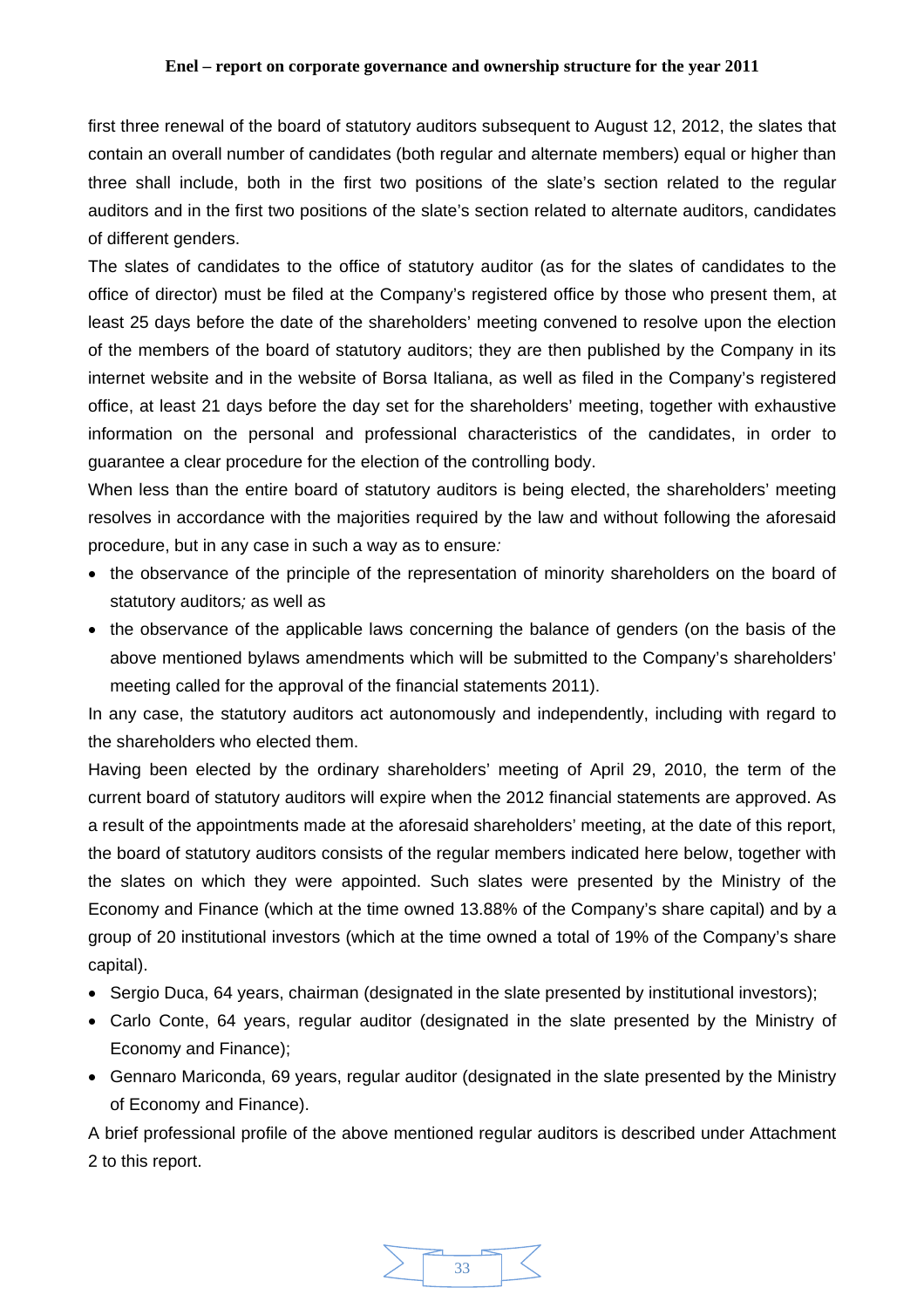first three renewal of the board of statutory auditors subsequent to August 12, 2012, the slates that contain an overall number of candidates (both regular and alternate members) equal or higher than three shall include, both in the first two positions of the slate's section related to the regular auditors and in the first two positions of the slate's section related to alternate auditors, candidates of different genders.

The slates of candidates to the office of statutory auditor (as for the slates of candidates to the office of director) must be filed at the Company's registered office by those who present them, at least 25 days before the date of the shareholders' meeting convened to resolve upon the election of the members of the board of statutory auditors; they are then published by the Company in its internet website and in the website of Borsa Italiana, as well as filed in the Company's registered office, at least 21 days before the day set for the shareholders' meeting, together with exhaustive information on the personal and professional characteristics of the candidates, in order to guarantee a clear procedure for the election of the controlling body.

When less than the entire board of statutory auditors is being elected, the shareholders' meeting resolves in accordance with the majorities required by the law and without following the aforesaid procedure, but in any case in such a way as to ensure*:*

- the observance of the principle of the representation of minority shareholders on the board of statutory auditors*;* as well as
- the observance of the applicable laws concerning the balance of genders (on the basis of the above mentioned bylaws amendments which will be submitted to the Company's shareholders' meeting called for the approval of the financial statements 2011).

In any case, the statutory auditors act autonomously and independently, including with regard to the shareholders who elected them.

Having been elected by the ordinary shareholders' meeting of April 29, 2010, the term of the current board of statutory auditors will expire when the 2012 financial statements are approved. As a result of the appointments made at the aforesaid shareholders' meeting, at the date of this report, the board of statutory auditors consists of the regular members indicated here below, together with the slates on which they were appointed. Such slates were presented by the Ministry of the Economy and Finance (which at the time owned 13.88% of the Company's share capital) and by a group of 20 institutional investors (which at the time owned a total of 19% of the Company's share capital).

- Sergio Duca, 64 years, chairman (designated in the slate presented by institutional investors);
- Carlo Conte, 64 years, regular auditor (designated in the slate presented by the Ministry of Economy and Finance);
- Gennaro Mariconda, 69 years, regular auditor (designated in the slate presented by the Ministry of Economy and Finance).

A brief professional profile of the above mentioned regular auditors is described under Attachment 2 to this report.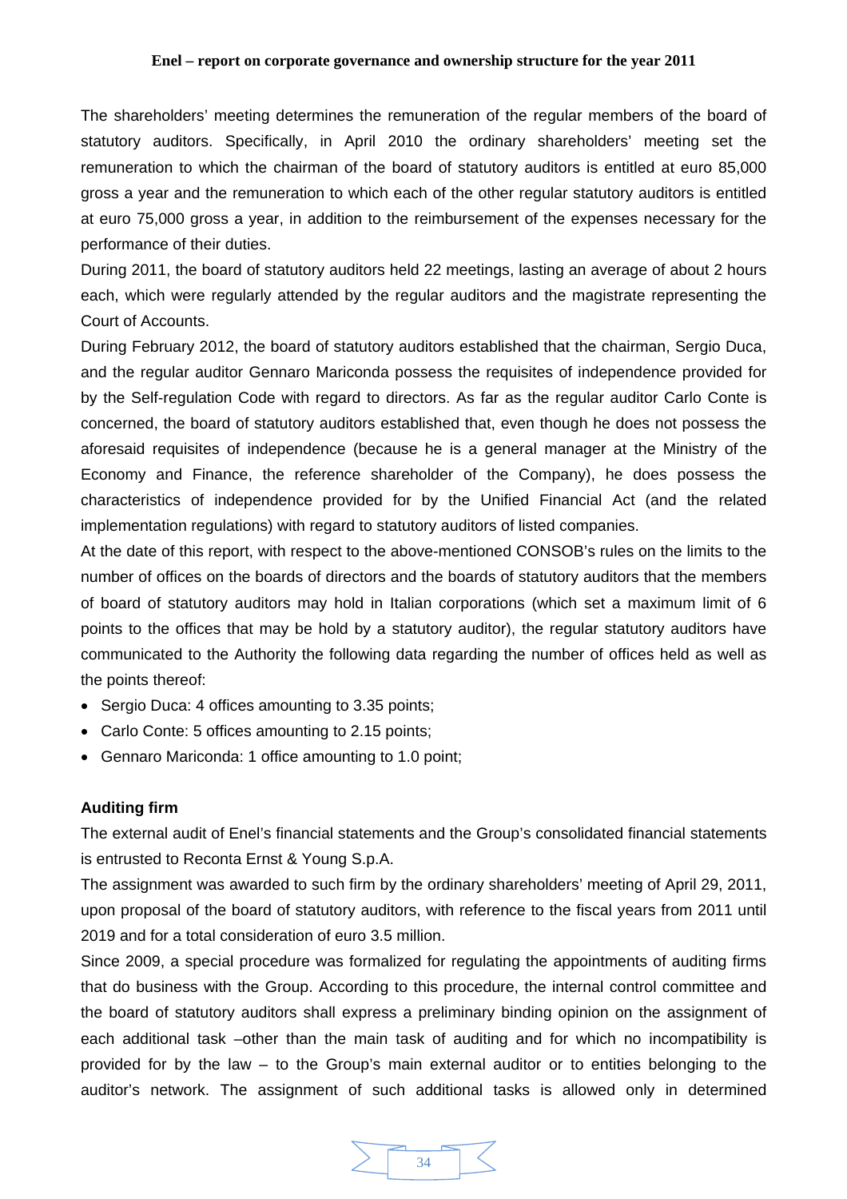The shareholders' meeting determines the remuneration of the regular members of the board of statutory auditors. Specifically, in April 2010 the ordinary shareholders' meeting set the remuneration to which the chairman of the board of statutory auditors is entitled at euro 85,000 gross a year and the remuneration to which each of the other regular statutory auditors is entitled at euro 75,000 gross a year, in addition to the reimbursement of the expenses necessary for the performance of their duties.

During 2011, the board of statutory auditors held 22 meetings, lasting an average of about 2 hours each, which were regularly attended by the regular auditors and the magistrate representing the Court of Accounts.

During February 2012, the board of statutory auditors established that the chairman, Sergio Duca, and the regular auditor Gennaro Mariconda possess the requisites of independence provided for by the Self-regulation Code with regard to directors. As far as the regular auditor Carlo Conte is concerned, the board of statutory auditors established that, even though he does not possess the aforesaid requisites of independence (because he is a general manager at the Ministry of the Economy and Finance, the reference shareholder of the Company), he does possess the characteristics of independence provided for by the Unified Financial Act (and the related implementation regulations) with regard to statutory auditors of listed companies.

At the date of this report, with respect to the above-mentioned CONSOB's rules on the limits to the number of offices on the boards of directors and the boards of statutory auditors that the members of board of statutory auditors may hold in Italian corporations (which set a maximum limit of 6 points to the offices that may be hold by a statutory auditor), the regular statutory auditors have communicated to the Authority the following data regarding the number of offices held as well as the points thereof:

- Sergio Duca: 4 offices amounting to 3.35 points;
- Carlo Conte: 5 offices amounting to 2.15 points;
- Gennaro Mariconda: 1 office amounting to 1.0 point;

**Auditing firm**

The external audit of Enel's financial statements and the Group's consolidated financial statements is entrusted to Reconta Ernst & Young S.p.A.

The assignment was awarded to such firm by the ordinary shareholders' meeting of April 29, 2011, upon proposal of the board of statutory auditors, with reference to the fiscal years from 2011 until 2019 and for a total consideration of euro 3.5 million.

Since 2009, a special procedure was formalized for regulating the appointments of auditing firms that do business with the Group. According to this procedure, the internal control committee and the board of statutory auditors shall express a preliminary binding opinion on the assignment of each additional task –other than the main task of auditing and for which no incompatibility is provided for by the law – to the Group's main external auditor or to entities belonging to the auditor's network. The assignment of such additional tasks is allowed only in determined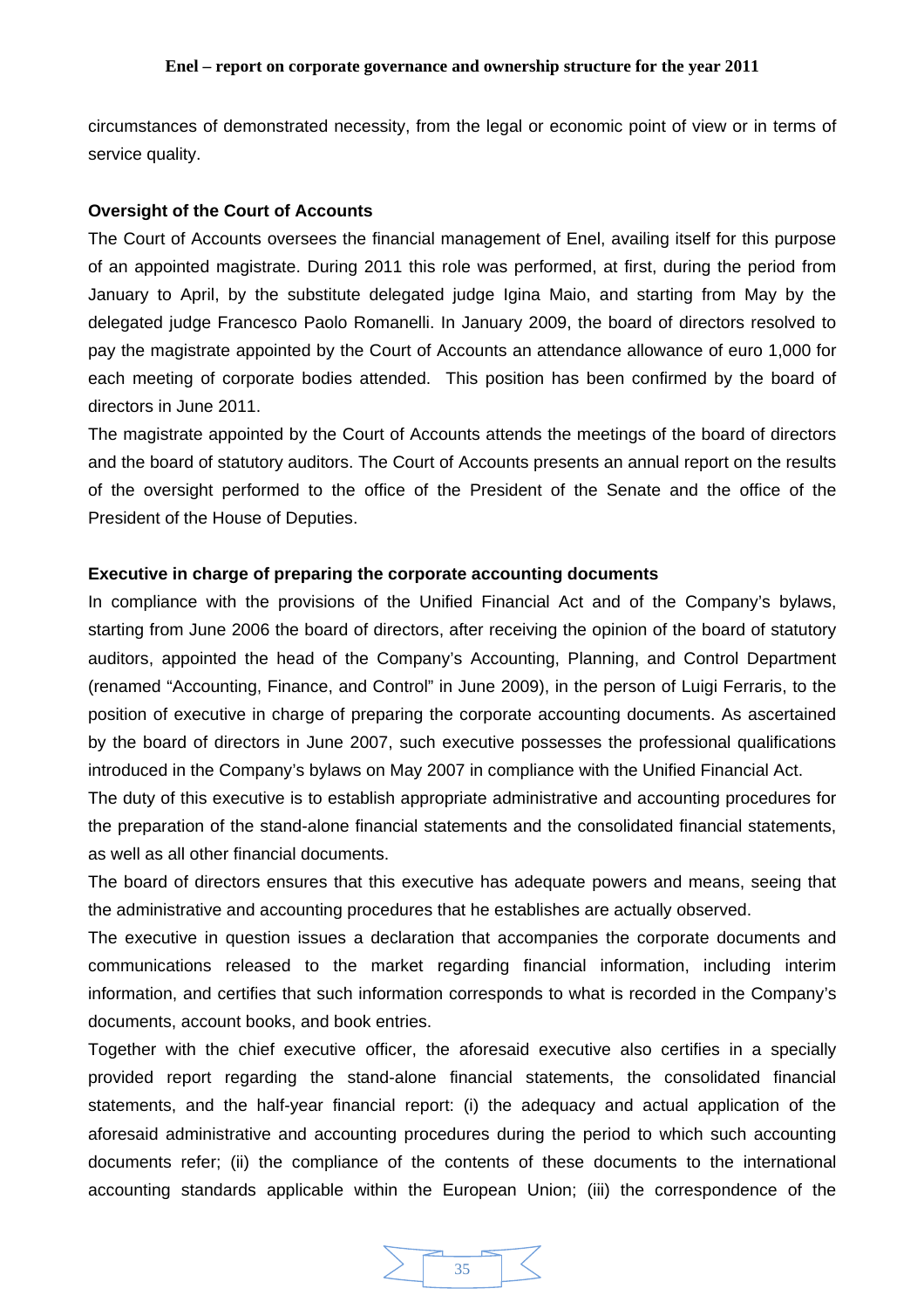circumstances of demonstrated necessity, from the legal or economic point of view or in terms of service quality.

**Oversight of the Court of Accounts**

The Court of Accounts oversees the financial management of Enel, availing itself for this purpose of an appointed magistrate. During 2011 this role was performed, at first, during the period from January to April, by the substitute delegated judge Igina Maio, and starting from May by the delegated judge Francesco Paolo Romanelli. In January 2009, the board of directors resolved to pay the magistrate appointed by the Court of Accounts an attendance allowance of euro 1,000 for each meeting of corporate bodies attended. This position has been confirmed by the board of directors in June 2011.

The magistrate appointed by the Court of Accounts attends the meetings of the board of directors and the board of statutory auditors. The Court of Accounts presents an annual report on the results of the oversight performed to the office of the President of the Senate and the office of the President of the House of Deputies.

**Executive in charge of preparing the corporate accounting documents**

In compliance with the provisions of the Unified Financial Act and of the Company's bylaws, starting from June 2006 the board of directors, after receiving the opinion of the board of statutory auditors, appointed the head of the Company's Accounting, Planning, and Control Department (renamed "Accounting, Finance, and Control" in June 2009), in the person of Luigi Ferraris, to the position of executive in charge of preparing the corporate accounting documents. As ascertained by the board of directors in June 2007, such executive possesses the professional qualifications introduced in the Company's bylaws on May 2007 in compliance with the Unified Financial Act.

The duty of this executive is to establish appropriate administrative and accounting procedures for the preparation of the stand-alone financial statements and the consolidated financial statements, as well as all other financial documents.

The board of directors ensures that this executive has adequate powers and means, seeing that the administrative and accounting procedures that he establishes are actually observed.

The executive in question issues a declaration that accompanies the corporate documents and communications released to the market regarding financial information, including interim information, and certifies that such information corresponds to what is recorded in the Company's documents, account books, and book entries.

Together with the chief executive officer, the aforesaid executive also certifies in a specially provided report regarding the stand-alone financial statements, the consolidated financial statements, and the half-year financial report: (i) the adequacy and actual application of the aforesaid administrative and accounting procedures during the period to which such accounting documents refer; (ii) the compliance of the contents of these documents to the international accounting standards applicable within the European Union; (iii) the correspondence of the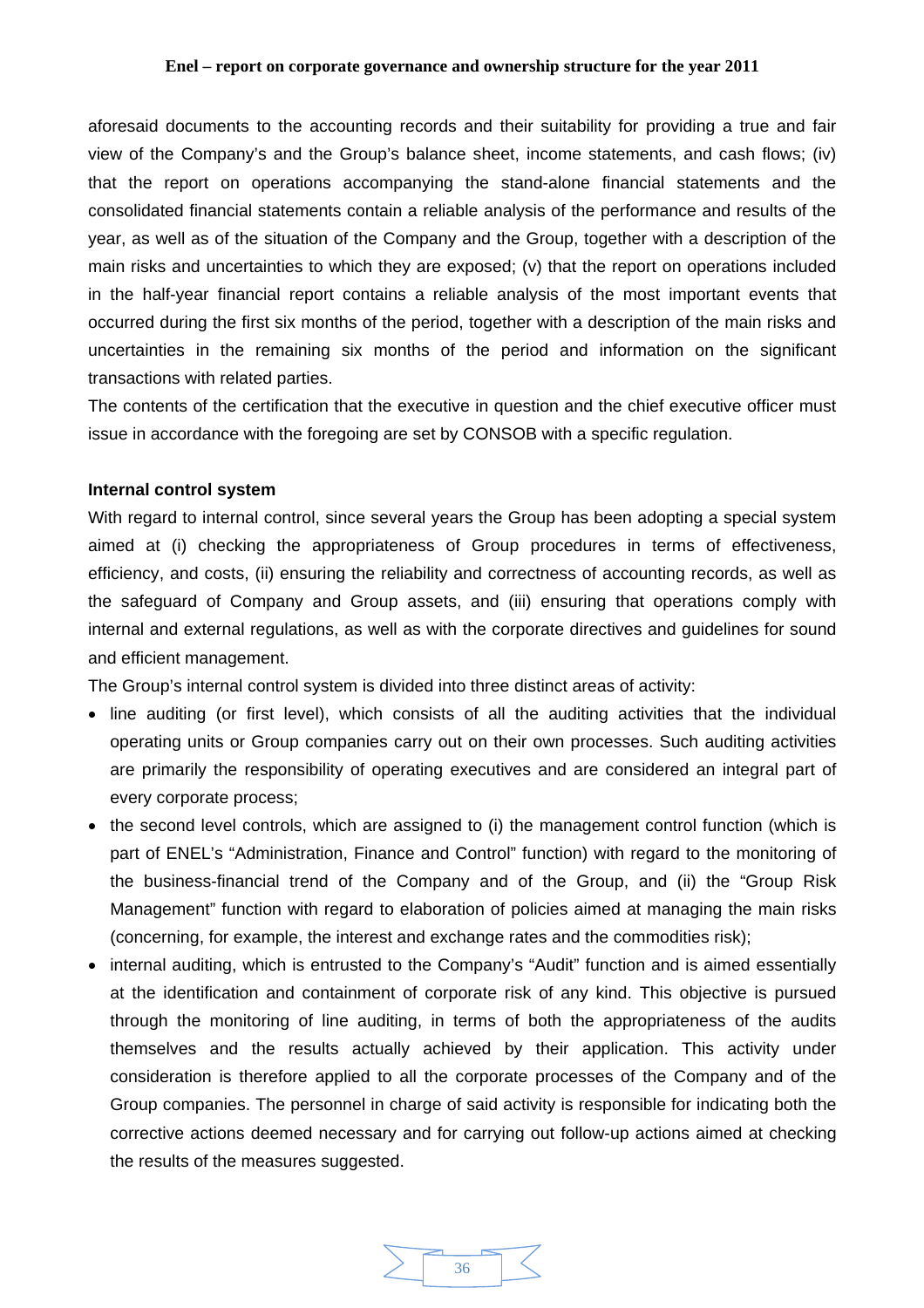aforesaid documents to the accounting records and their suitability for providing a true and fair view of the Company's and the Group's balance sheet, income statements, and cash flows; (iv) that the report on operations accompanying the stand-alone financial statements and the consolidated financial statements contain a reliable analysis of the performance and results of the year, as well as of the situation of the Company and the Group, together with a description of the main risks and uncertainties to which they are exposed; (v) that the report on operations included in the half-year financial report contains a reliable analysis of the most important events that occurred during the first six months of the period, together with a description of the main risks and uncertainties in the remaining six months of the period and information on the significant transactions with related parties.

The contents of the certification that the executive in question and the chief executive officer must issue in accordance with the foregoing are set by CONSOB with a specific regulation.

**Internal control system**

With regard to internal control, since several years the Group has been adopting a special system aimed at (i) checking the appropriateness of Group procedures in terms of effectiveness, efficiency, and costs, (ii) ensuring the reliability and correctness of accounting records, as well as the safeguard of Company and Group assets, and (iii) ensuring that operations comply with internal and external regulations, as well as with the corporate directives and guidelines for sound and efficient management.

The Group's internal control system is divided into three distinct areas of activity:

- line auditing (or first level), which consists of all the auditing activities that the individual operating units or Group companies carry out on their own processes. Such auditing activities are primarily the responsibility of operating executives and are considered an integral part of every corporate process;
- the second level controls, which are assigned to (i) the management control function (which is part of ENEL's "Administration, Finance and Control" function) with regard to the monitoring of the business-financial trend of the Company and of the Group, and (ii) the "Group Risk Management" function with regard to elaboration of policies aimed at managing the main risks (concerning, for example, the interest and exchange rates and the commodities risk);
- internal auditing, which is entrusted to the Company's "Audit" function and is aimed essentially at the identification and containment of corporate risk of any kind. This objective is pursued through the monitoring of line auditing, in terms of both the appropriateness of the audits themselves and the results actually achieved by their application. This activity under consideration is therefore applied to all the corporate processes of the Company and of the Group companies. The personnel in charge of said activity is responsible for indicating both the corrective actions deemed necessary and for carrying out follow-up actions aimed at checking the results of the measures suggested.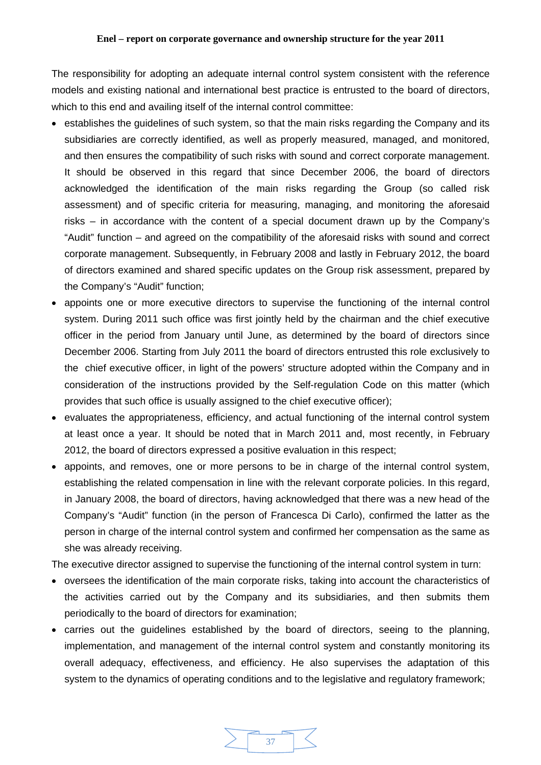The responsibility for adopting an adequate internal control system consistent with the reference models and existing national and international best practice is entrusted to the board of directors, which to this end and availing itself of the internal control committee:

- establishes the guidelines of such system, so that the main risks regarding the Company and its subsidiaries are correctly identified, as well as properly measured, managed, and monitored, and then ensures the compatibility of such risks with sound and correct corporate management. It should be observed in this regard that since December 2006, the board of directors acknowledged the identification of the main risks regarding the Group (so called risk assessment) and of specific criteria for measuring, managing, and monitoring the aforesaid risks – in accordance with the content of a special document drawn up by the Company's "Audit" function – and agreed on the compatibility of the aforesaid risks with sound and correct corporate management. Subsequently, in February 2008 and lastly in February 2012, the board of directors examined and shared specific updates on the Group risk assessment, prepared by the Company's "Audit" function;
- appoints one or more executive directors to supervise the functioning of the internal control system. During 2011 such office was first jointly held by the chairman and the chief executive officer in the period from January until June, as determined by the board of directors since December 2006. Starting from July 2011 the board of directors entrusted this role exclusively to the chief executive officer, in light of the powers' structure adopted within the Company and in consideration of the instructions provided by the Self-regulation Code on this matter (which provides that such office is usually assigned to the chief executive officer);
- evaluates the appropriateness, efficiency, and actual functioning of the internal control system at least once a year. It should be noted that in March 2011 and, most recently, in February 2012, the board of directors expressed a positive evaluation in this respect;
- appoints, and removes, one or more persons to be in charge of the internal control system, establishing the related compensation in line with the relevant corporate policies. In this regard, in January 2008, the board of directors, having acknowledged that there was a new head of the Company's "Audit" function (in the person of Francesca Di Carlo), confirmed the latter as the person in charge of the internal control system and confirmed her compensation as the same as she was already receiving.

The executive director assigned to supervise the functioning of the internal control system in turn:

- oversees the identification of the main corporate risks, taking into account the characteristics of the activities carried out by the Company and its subsidiaries, and then submits them periodically to the board of directors for examination;
- carries out the guidelines established by the board of directors, seeing to the planning, implementation, and management of the internal control system and constantly monitoring its overall adequacy, effectiveness, and efficiency. He also supervises the adaptation of this system to the dynamics of operating conditions and to the legislative and regulatory framework;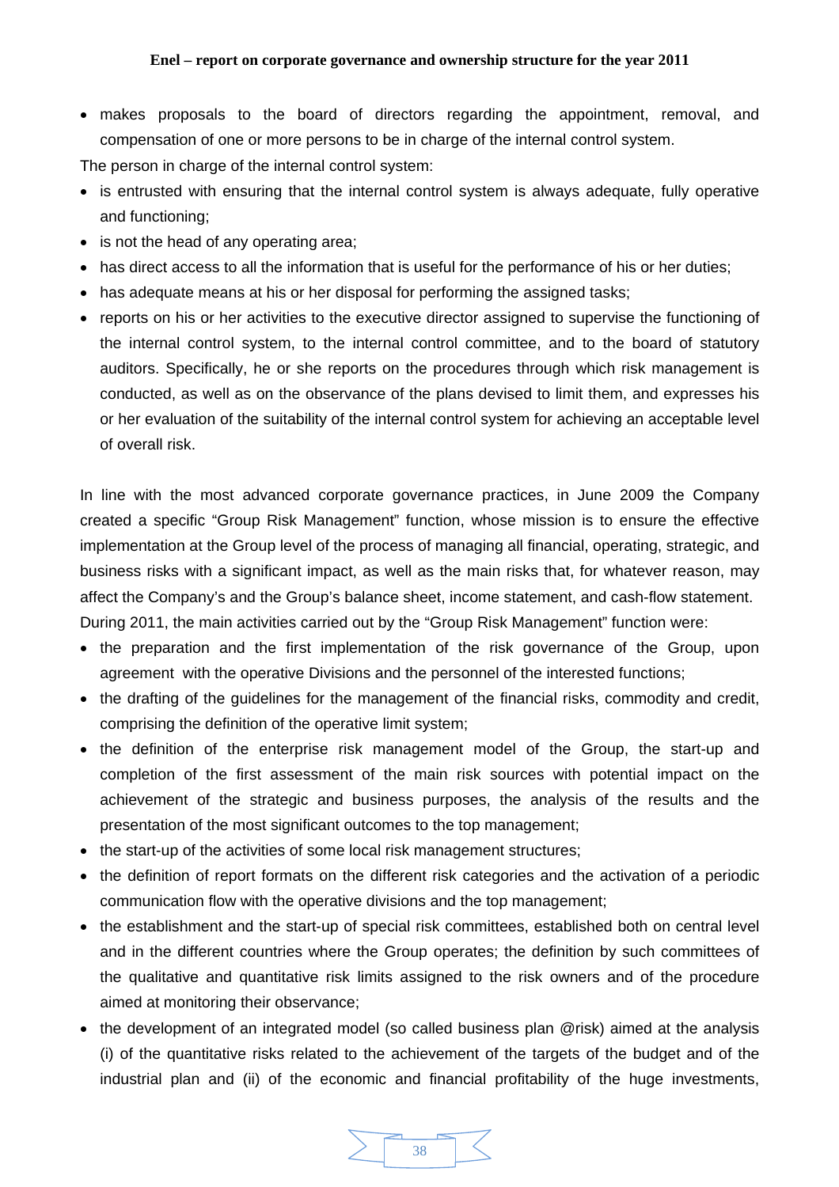- makes proposals to the board of directors regarding the appointment, removal, and compensation of one or more persons to be in charge of the internal control system.

The person in charge of the internal control system:

- is entrusted with ensuring that the internal control system is always adequate, fully operative and functioning;
- is not the head of any operating area;
- has direct access to all the information that is useful for the performance of his or her duties;
- has adequate means at his or her disposal for performing the assigned tasks;
- reports on his or her activities to the executive director assigned to supervise the functioning of the internal control system, to the internal control committee, and to the board of statutory auditors. Specifically, he or she reports on the procedures through which risk management is conducted, as well as on the observance of the plans devised to limit them, and expresses his or her evaluation of the suitability of the internal control system for achieving an acceptable level of overall risk.

In line with the most advanced corporate governance practices, in June 2009 the Company created a specific "Group Risk Management" function, whose mission is to ensure the effective implementation at the Group level of the process of managing all financial, operating, strategic, and business risks with a significant impact, as well as the main risks that, for whatever reason, may affect the Company's and the Group's balance sheet, income statement, and cash-flow statement.

During 2011, the main activities carried out by the "Group Risk Management" function were:

- the preparation and the first implementation of the risk governance of the Group, upon agreement with the operative Divisions and the personnel of the interested functions;
- the drafting of the guidelines for the management of the financial risks, commodity and credit, comprising the definition of the operative limit system;
- the definition of the enterprise risk management model of the Group, the start-up and completion of the first assessment of the main risk sources with potential impact on the achievement of the strategic and business purposes, the analysis of the results and the presentation of the most significant outcomes to the top management;
- the start-up of the activities of some local risk management structures;
- the definition of report formats on the different risk categories and the activation of a periodic communication flow with the operative divisions and the top management;
- the establishment and the start-up of special risk committees, established both on central level and in the different countries where the Group operates; the definition by such committees of the qualitative and quantitative risk limits assigned to the risk owners and of the procedure aimed at monitoring their observance;
- the development of an integrated model (so called business plan @risk) aimed at the analysis (i) of the quantitative risks related to the achievement of the targets of the budget and of the industrial plan and (ii) of the economic and financial profitability of the huge investments,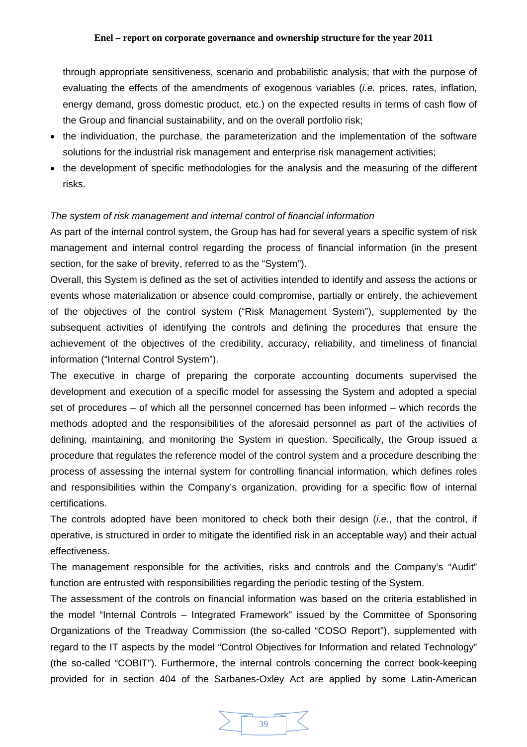through appropriate sensitiveness, scenario and probabilistic analysis; that with the purpose of evaluating the effects of the amendments of exogenous variables (*i.e.* prices, rates, inflation, energy demand, gross domestic product, etc.) on the expected results in terms of cash flow of the Group and financial sustainability, and on the overall portfolio risk;

- the individuation, the purchase, the parameterization and the implementation of the software solutions for the industrial risk management and enterprise risk management activities;
- the development of specific methodologies for the analysis and the measuring of the different risks.

*The system of risk management and internal control of financial information*

As part of the internal control system, the Group has had for several years a specific system of risk management and internal control regarding the process of financial information (in the present section, for the sake of brevity, referred to as the "System").

Overall, this System is defined as the set of activities intended to identify and assess the actions or events whose materialization or absence could compromise, partially or entirely, the achievement of the objectives of the control system ("Risk Management System"), supplemented by the subsequent activities of identifying the controls and defining the procedures that ensure the achievement of the objectives of the credibility, accuracy, reliability, and timeliness of financial information ("Internal Control System").

The executive in charge of preparing the corporate accounting documents supervised the development and execution of a specific model for assessing the System and adopted a special set of procedures – of which all the personnel concerned has been informed – which records the methods adopted and the responsibilities of the aforesaid personnel as part of the activities of defining, maintaining, and monitoring the System in question. Specifically, the Group issued a procedure that regulates the reference model of the control system and a procedure describing the process of assessing the internal system for controlling financial information, which defines roles and responsibilities within the Company's organization, providing for a specific flow of internal certifications.

The controls adopted have been monitored to check both their design (*i.e.*, that the control, if operative, is structured in order to mitigate the identified risk in an acceptable way) and their actual effectiveness.

The management responsible for the activities, risks and controls and the Company's "Audit" function are entrusted with responsibilities regarding the periodic testing of the System.

The assessment of the controls on financial information was based on the criteria established in the model "Internal Controls – Integrated Framework" issued by the Committee of Sponsoring Organizations of the Treadway Commission (the so-called "COSO Report"), supplemented with regard to the IT aspects by the model "Control Objectives for Information and related Technology" (the so-called "COBIT"). Furthermore, the internal controls concerning the correct book-keeping provided for in section 404 of the Sarbanes-Oxley Act are applied by some Latin-American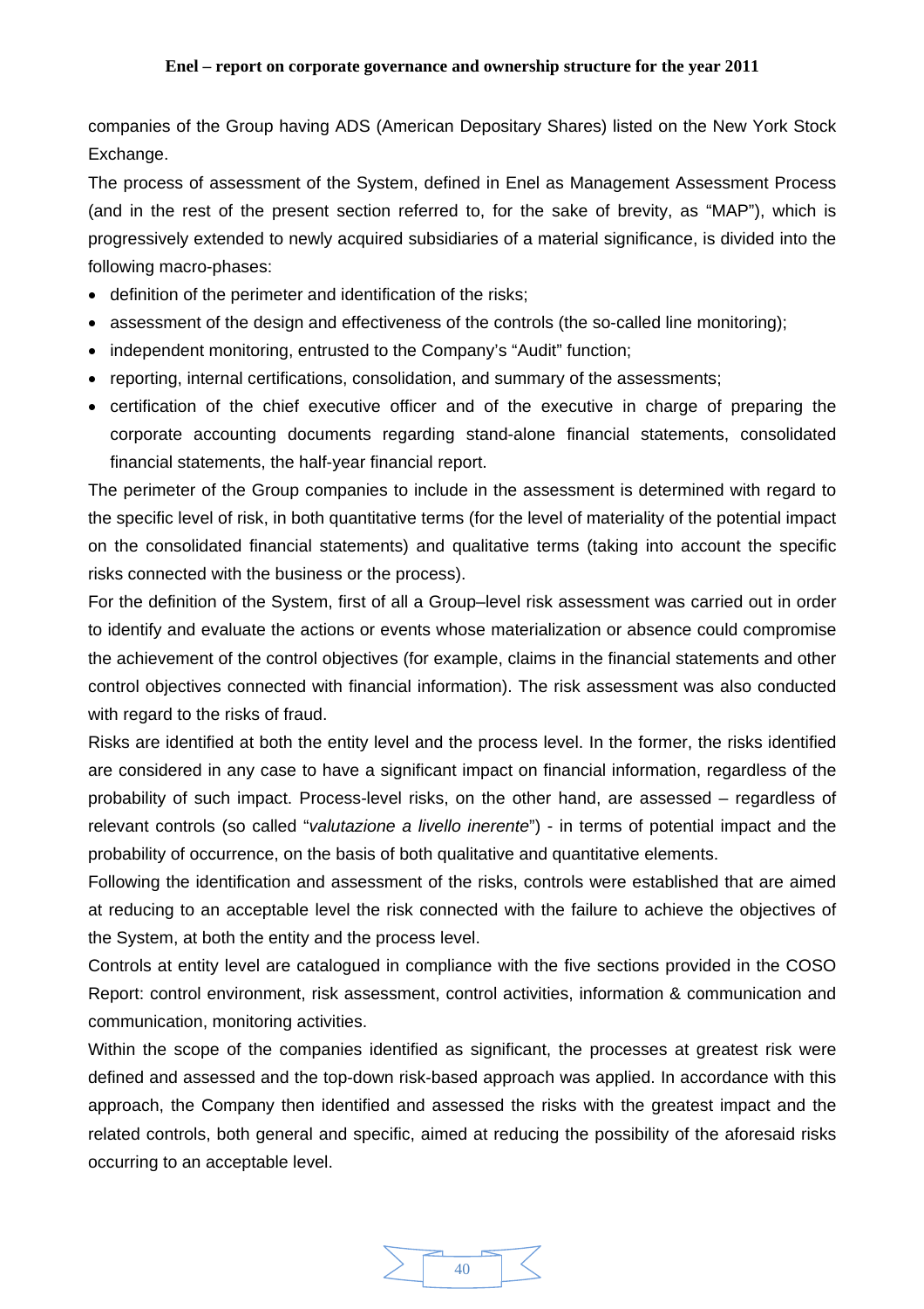companies of the Group having ADS (American Depositary Shares) listed on the New York Stock Exchange.

The process of assessment of the System, defined in Enel as Management Assessment Process (and in the rest of the present section referred to, for the sake of brevity, as "MAP"), which is progressively extended to newly acquired subsidiaries of a material significance, is divided into the following macro-phases:

- definition of the perimeter and identification of the risks;
- assessment of the design and effectiveness of the controls (the so-called line monitoring);
- independent monitoring, entrusted to the Company's "Audit" function;
- reporting, internal certifications, consolidation, and summary of the assessments;
- certification of the chief executive officer and of the executive in charge of preparing the corporate accounting documents regarding stand-alone financial statements, consolidated financial statements, the half-year financial report.

The perimeter of the Group companies to include in the assessment is determined with regard to the specific level of risk, in both quantitative terms (for the level of materiality of the potential impact on the consolidated financial statements) and qualitative terms (taking into account the specific risks connected with the business or the process).

For the definition of the System, first of all a Group–level risk assessment was carried out in order to identify and evaluate the actions or events whose materialization or absence could compromise the achievement of the control objectives (for example, claims in the financial statements and other control objectives connected with financial information). The risk assessment was also conducted with regard to the risks of fraud.

Risks are identified at both the entity level and the process level. In the former, the risks identified are considered in any case to have a significant impact on financial information, regardless of the probability of such impact. Process-level risks, on the other hand, are assessed – regardless of relevant controls (so called "*valutazione a livello inerente*") - in terms of potential impact and the probability of occurrence, on the basis of both qualitative and quantitative elements.

Following the identification and assessment of the risks, controls were established that are aimed at reducing to an acceptable level the risk connected with the failure to achieve the objectives of the System, at both the entity and the process level.

Controls at entity level are catalogued in compliance with the five sections provided in the COSO Report: control environment, risk assessment, control activities, information & communication and communication, monitoring activities.

Within the scope of the companies identified as significant, the processes at greatest risk were defined and assessed and the top-down risk-based approach was applied. In accordance with this approach, the Company then identified and assessed the risks with the greatest impact and the related controls, both general and specific, aimed at reducing the possibility of the aforesaid risks occurring to an acceptable level.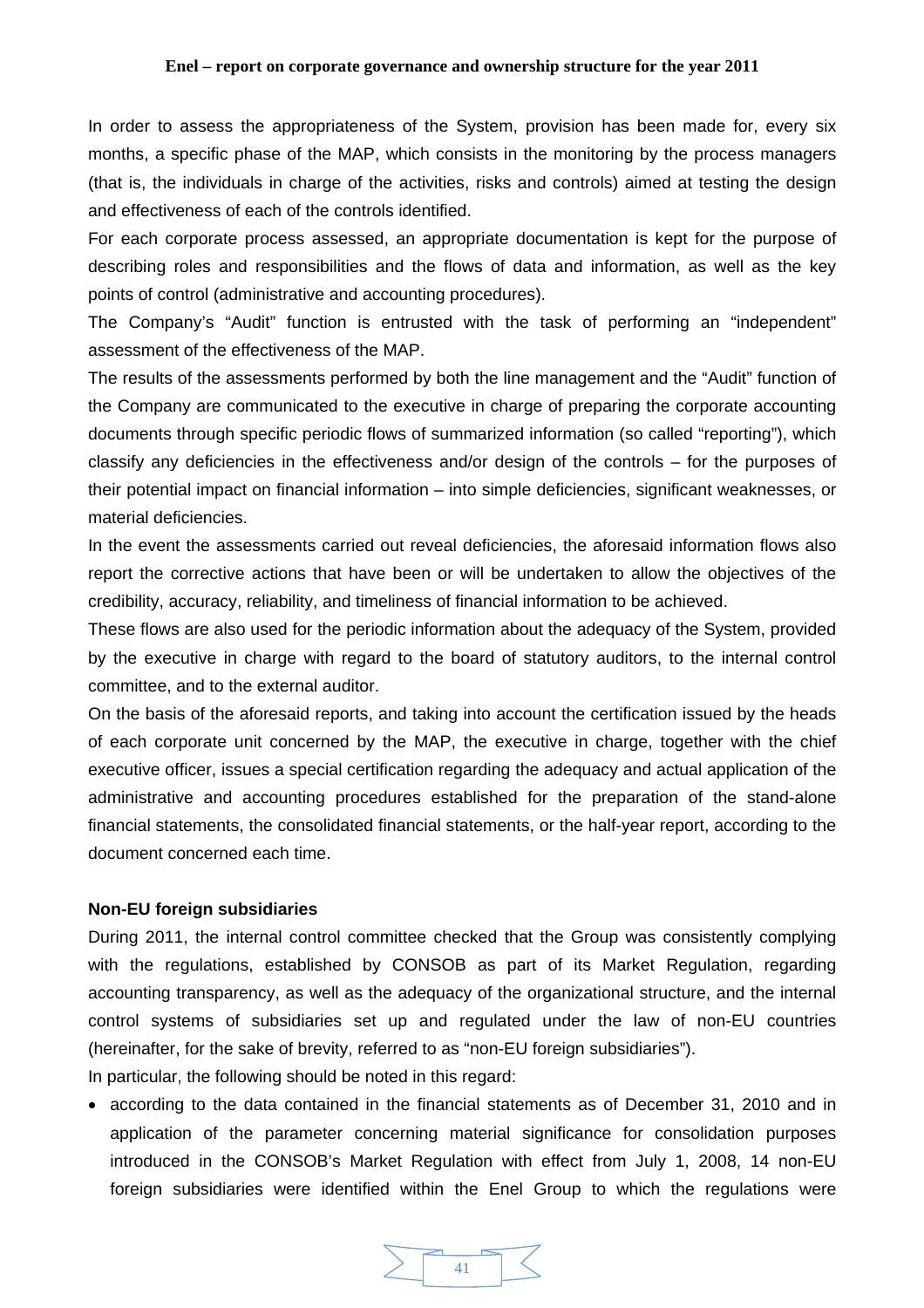In order to assess the appropriateness of the System, provision has been made for, every six months, a specific phase of the MAP, which consists in the monitoring by the process managers (that is, the individuals in charge of the activities, risks and controls) aimed at testing the design and effectiveness of each of the controls identified.

For each corporate process assessed, an appropriate documentation is kept for the purpose of describing roles and responsibilities and the flows of data and information, as well as the key points of control (administrative and accounting procedures).

The Company's "Audit" function is entrusted with the task of performing an "independent" assessment of the effectiveness of the MAP.

The results of the assessments performed by both the line management and the "Audit" function of the Company are communicated to the executive in charge of preparing the corporate accounting documents through specific periodic flows of summarized information (so called "reporting"), which classify any deficiencies in the effectiveness and/or design of the controls – for the purposes of their potential impact on financial information – into simple deficiencies, significant weaknesses, or material deficiencies.

In the event the assessments carried out reveal deficiencies, the aforesaid information flows also report the corrective actions that have been or will be undertaken to allow the objectives of the credibility, accuracy, reliability, and timeliness of financial information to be achieved.

These flows are also used for the periodic information about the adequacy of the System, provided by the executive in charge with regard to the board of statutory auditors, to the internal control committee, and to the external auditor.

On the basis of the aforesaid reports, and taking into account the certification issued by the heads of each corporate unit concerned by the MAP, the executive in charge, together with the chief executive officer, issues a special certification regarding the adequacy and actual application of the administrative and accounting procedures established for the preparation of the stand-alone financial statements, the consolidated financial statements, or the half-year report, according to the document concerned each time.

**Non-EU foreign subsidiaries**

During 2011, the internal control committee checked that the Group was consistently complying with the regulations, established by CONSOB as part of its Market Regulation, regarding accounting transparency, as well as the adequacy of the organizational structure, and the internal control systems of subsidiaries set up and regulated under the law of non-EU countries (hereinafter, for the sake of brevity, referred to as "non-EU foreign subsidiaries").

In particular, the following should be noted in this regard:

- according to the data contained in the financial statements as of December 31, 2010 and in application of the parameter concerning material significance for consolidation purposes introduced in the CONSOB's Market Regulation with effect from July 1, 2008, 14 non-EU foreign subsidiaries were identified within the Enel Group to which the regulations were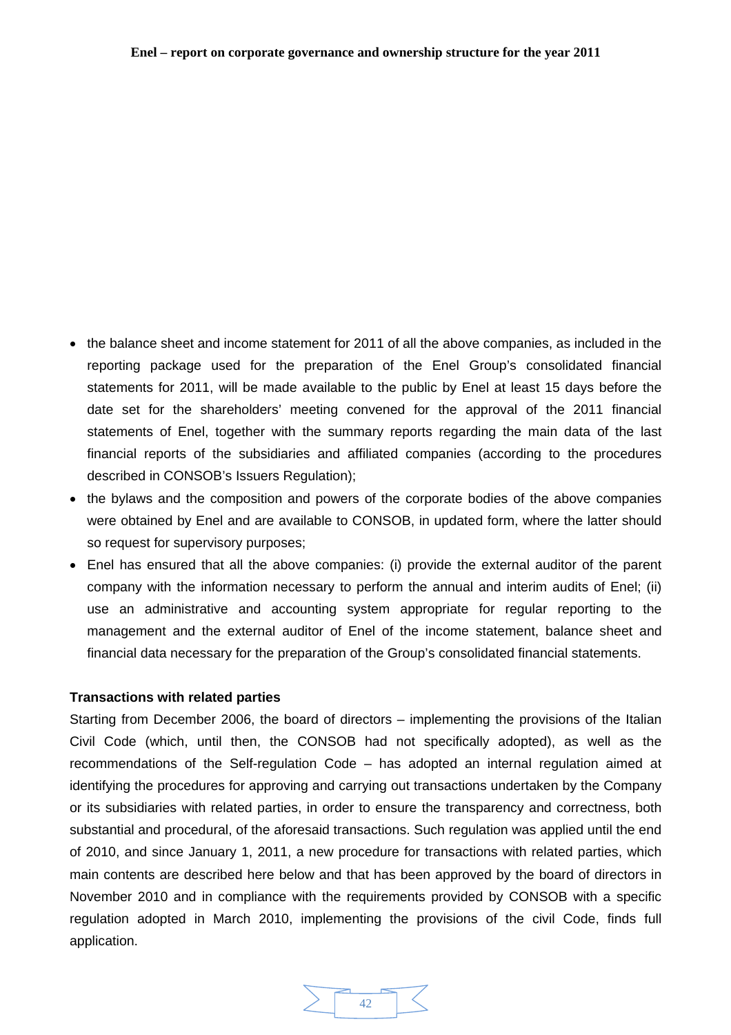- the balance sheet and income statement for 2011 of all the above companies, as included in the reporting package used for the preparation of the Enel Group's consolidated financial statements for 2011, will be made available to the public by Enel at least 15 days before the date set for the shareholders' meeting convened for the approval of the 2011 financial statements of Enel, together with the summary reports regarding the main data of the last financial reports of the subsidiaries and affiliated companies (according to the procedures described in CONSOB's Issuers Regulation);
- the bylaws and the composition and powers of the corporate bodies of the above companies were obtained by Enel and are available to CONSOB, in updated form, where the latter should so request for supervisory purposes;
- Enel has ensured that all the above companies: (i) provide the external auditor of the parent company with the information necessary to perform the annual and interim audits of Enel; (ii) use an administrative and accounting system appropriate for regular reporting to the management and the external auditor of Enel of the income statement, balance sheet and financial data necessary for the preparation of the Group's consolidated financial statements.

**Transactions with related parties**

Starting from December 2006, the board of directors – implementing the provisions of the Italian Civil Code (which, until then, the CONSOB had not specifically adopted), as well as the recommendations of the Self-regulation Code – has adopted an internal regulation aimed at identifying the procedures for approving and carrying out transactions undertaken by the Company or its subsidiaries with related parties, in order to ensure the transparency and correctness, both substantial and procedural, of the aforesaid transactions. Such regulation was applied until the end of 2010, and since January 1, 2011, a new procedure for transactions with related parties, which main contents are described here below and that has been approved by the board of directors in November 2010 and in compliance with the requirements provided by CONSOB with a specific regulation adopted in March 2010, implementing the provisions of the civil Code, finds full application.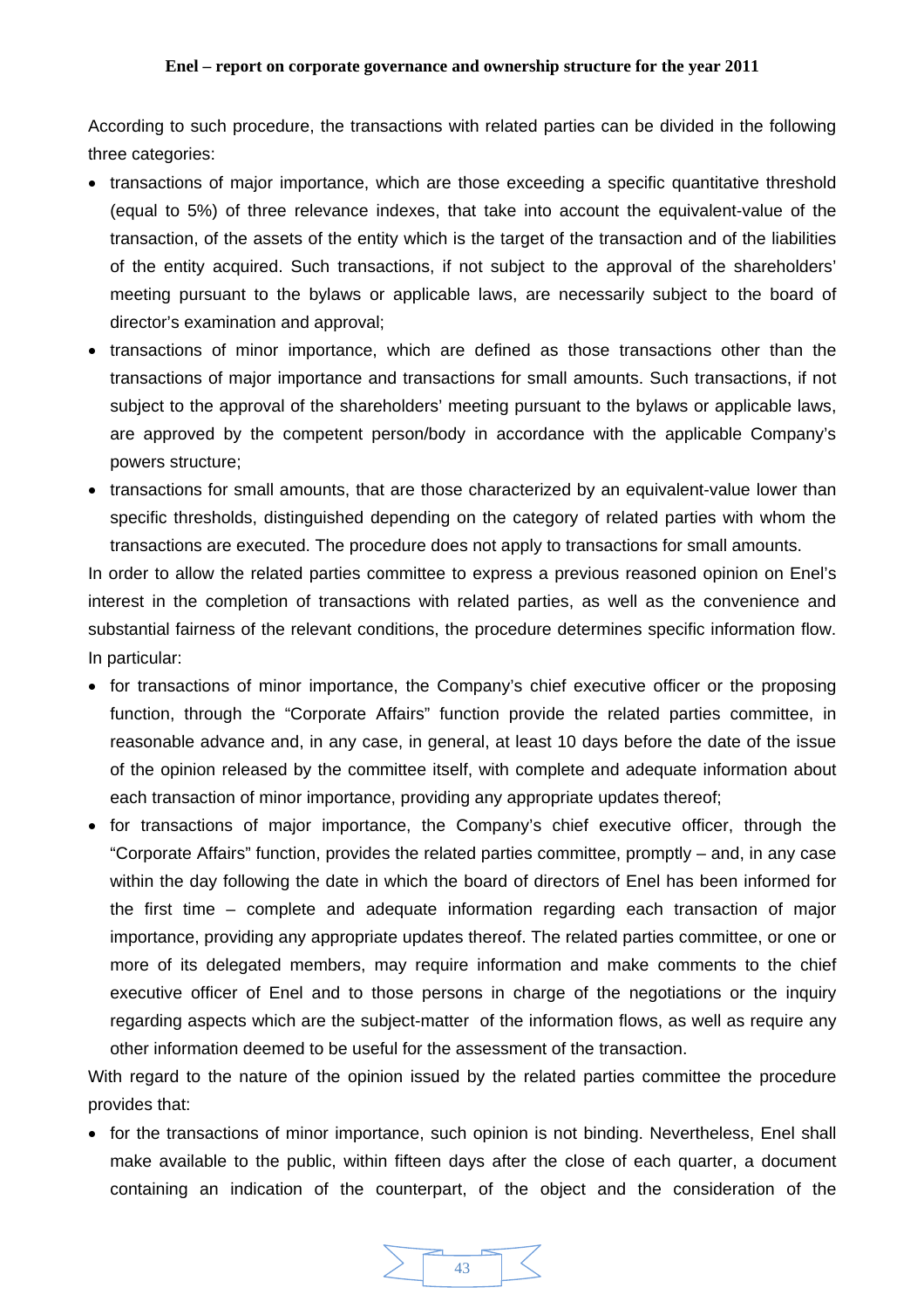According to such procedure, the transactions with related parties can be divided in the following three categories:

- transactions of major importance, which are those exceeding a specific quantitative threshold (equal to 5%) of three relevance indexes, that take into account the equivalent-value of the transaction, of the assets of the entity which is the target of the transaction and of the liabilities of the entity acquired. Such transactions, if not subject to the approval of the shareholders' meeting pursuant to the bylaws or applicable laws, are necessarily subject to the board of director's examination and approval;
- transactions of minor importance, which are defined as those transactions other than the transactions of major importance and transactions for small amounts. Such transactions, if not subject to the approval of the shareholders' meeting pursuant to the bylaws or applicable laws, are approved by the competent person/body in accordance with the applicable Company's powers structure;
- transactions for small amounts, that are those characterized by an equivalent-value lower than specific thresholds, distinguished depending on the category of related parties with whom the transactions are executed. The procedure does not apply to transactions for small amounts.

In order to allow the related parties committee to express a previous reasoned opinion on Enel's interest in the completion of transactions with related parties, as well as the convenience and substantial fairness of the relevant conditions, the procedure determines specific information flow. In particular:

- for transactions of minor importance, the Company's chief executive officer or the proposing function, through the "Corporate Affairs" function provide the related parties committee, in reasonable advance and, in any case, in general, at least 10 days before the date of the issue of the opinion released by the committee itself, with complete and adequate information about each transaction of minor importance, providing any appropriate updates thereof;
- for transactions of major importance, the Company's chief executive officer, through the "Corporate Affairs" function, provides the related parties committee, promptly – and, in any case within the day following the date in which the board of directors of Enel has been informed for the first time – complete and adequate information regarding each transaction of major importance, providing any appropriate updates thereof. The related parties committee, or one or more of its delegated members, may require information and make comments to the chief executive officer of Enel and to those persons in charge of the negotiations or the inquiry regarding aspects which are the subject-matter of the information flows, as well as require any other information deemed to be useful for the assessment of the transaction.

With regard to the nature of the opinion issued by the related parties committee the procedure provides that:

- for the transactions of minor importance, such opinion is not binding. Nevertheless, Enel shall make available to the public, within fifteen days after the close of each quarter, a document containing an indication of the counterpart, of the object and the consideration of the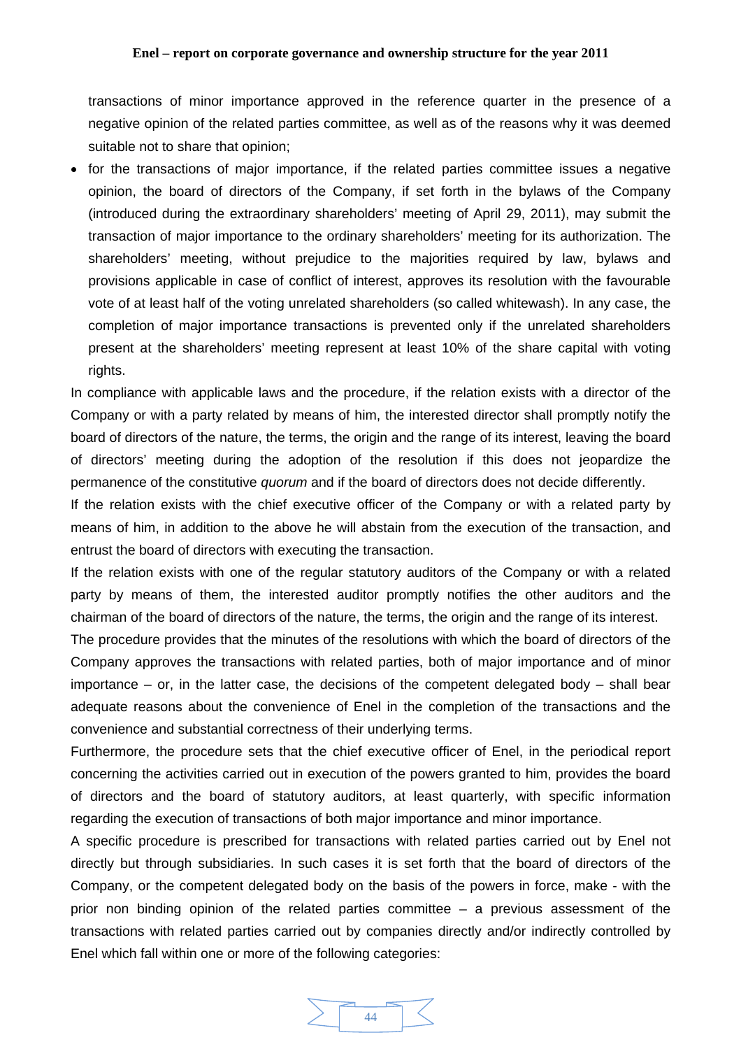transactions of minor importance approved in the reference quarter in the presence of a negative opinion of the related parties committee, as well as of the reasons why it was deemed suitable not to share that opinion;

- for the transactions of major importance, if the related parties committee issues a negative opinion, the board of directors of the Company, if set forth in the bylaws of the Company (introduced during the extraordinary shareholders' meeting of April 29, 2011), may submit the transaction of major importance to the ordinary shareholders' meeting for its authorization. The shareholders' meeting, without prejudice to the majorities required by law, bylaws and provisions applicable in case of conflict of interest, approves its resolution with the favourable vote of at least half of the voting unrelated shareholders (so called whitewash). In any case, the completion of major importance transactions is prevented only if the unrelated shareholders present at the shareholders' meeting represent at least 10% of the share capital with voting rights.

In compliance with applicable laws and the procedure, if the relation exists with a director of the Company or with a party related by means of him, the interested director shall promptly notify the board of directors of the nature, the terms, the origin and the range of its interest, leaving the board of directors' meeting during the adoption of the resolution if this does not jeopardize the permanence of the constitutive *quorum* and if the board of directors does not decide differently.

If the relation exists with the chief executive officer of the Company or with a related party by means of him, in addition to the above he will abstain from the execution of the transaction, and entrust the board of directors with executing the transaction.

If the relation exists with one of the regular statutory auditors of the Company or with a related party by means of them, the interested auditor promptly notifies the other auditors and the chairman of the board of directors of the nature, the terms, the origin and the range of its interest.

The procedure provides that the minutes of the resolutions with which the board of directors of the Company approves the transactions with related parties, both of major importance and of minor importance – or, in the latter case, the decisions of the competent delegated body – shall bear adequate reasons about the convenience of Enel in the completion of the transactions and the convenience and substantial correctness of their underlying terms.

Furthermore, the procedure sets that the chief executive officer of Enel, in the periodical report concerning the activities carried out in execution of the powers granted to him, provides the board of directors and the board of statutory auditors, at least quarterly, with specific information regarding the execution of transactions of both major importance and minor importance.

A specific procedure is prescribed for transactions with related parties carried out by Enel not directly but through subsidiaries. In such cases it is set forth that the board of directors of the Company, or the competent delegated body on the basis of the powers in force, make - with the prior non binding opinion of the related parties committee – a previous assessment of the transactions with related parties carried out by companies directly and/or indirectly controlled by Enel which fall within one or more of the following categories: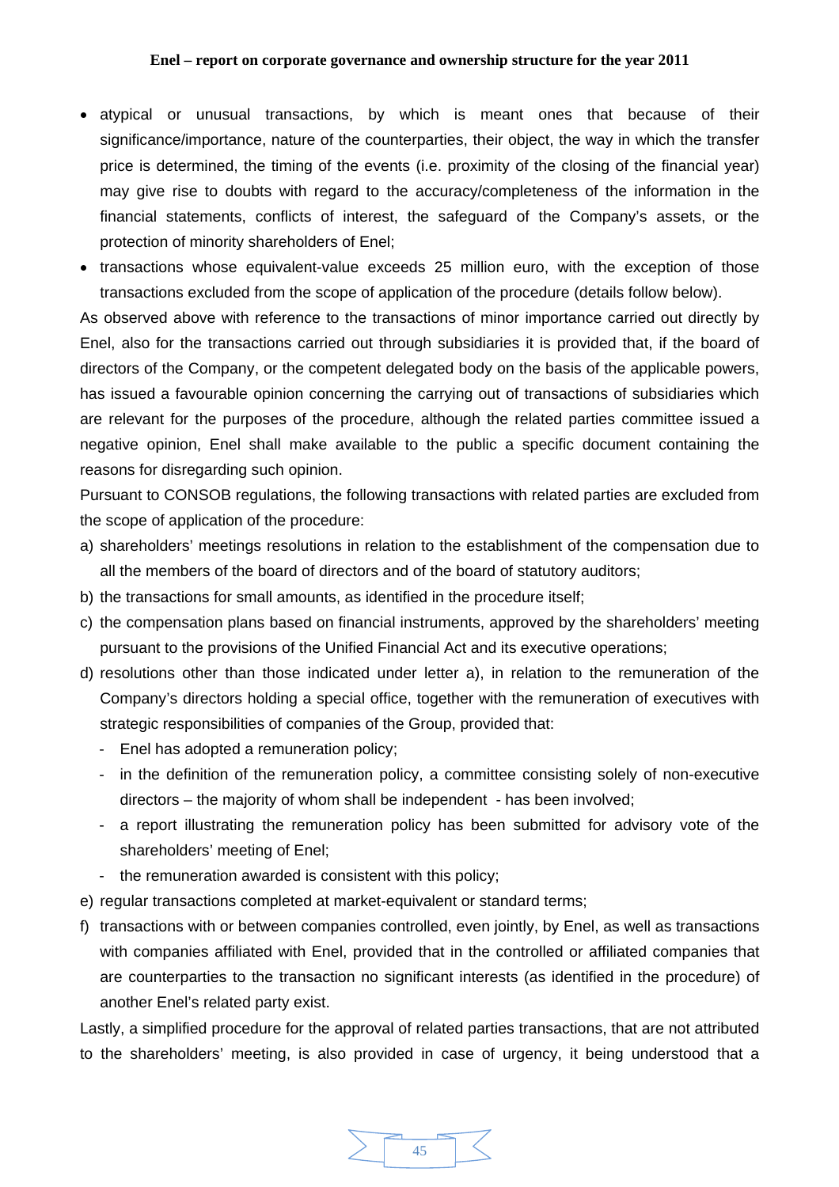- atypical or unusual transactions, by which is meant ones that because of their significance/importance, nature of the counterparties, their object, the way in which the transfer price is determined, the timing of the events (i.e. proximity of the closing of the financial year) may give rise to doubts with regard to the accuracy/completeness of the information in the financial statements, conflicts of interest, the safeguard of the Company's assets, or the protection of minority shareholders of Enel;
- transactions whose equivalent-value exceeds 25 million euro, with the exception of those transactions excluded from the scope of application of the procedure (details follow below).

As observed above with reference to the transactions of minor importance carried out directly by Enel, also for the transactions carried out through subsidiaries it is provided that, if the board of directors of the Company, or the competent delegated body on the basis of the applicable powers, has issued a favourable opinion concerning the carrying out of transactions of subsidiaries which are relevant for the purposes of the procedure, although the related parties committee issued a negative opinion, Enel shall make available to the public a specific document containing the reasons for disregarding such opinion.

Pursuant to CONSOB regulations, the following transactions with related parties are excluded from the scope of application of the procedure:

a) shareholders' meetings resolutions in relation to the establishment of the compensation due to all the members of the board of directors and of the board of statutory auditors;
b) the transactions for small amounts, as identified in the procedure itself;
c) the compensation plans based on financial instruments, approved by the shareholders' meeting pursuant to the provisions of the Unified Financial Act and its executive operations;
d) resolutions other than those indicated under letter a), in relation to the remuneration of the Company's directors holding a special office, together with the remuneration of executives with strategic responsibilities of companies of the Group, provided that:
   - Enel has adopted a remuneration policy;
   - in the definition of the remuneration policy, a committee consisting solely of non-executive directors – the majority of whom shall be independent - has been involved;
   - a report illustrating the remuneration policy has been submitted for advisory vote of the shareholders' meeting of Enel;
   - the remuneration awarded is consistent with this policy;
e) regular transactions completed at market-equivalent or standard terms;
f) transactions with or between companies controlled, even jointly, by Enel, as well as transactions with companies affiliated with Enel, provided that in the controlled or affiliated companies that are counterparties to the transaction no significant interests (as identified in the procedure) of another Enel's related party exist.

Lastly, a simplified procedure for the approval of related parties transactions, that are not attributed to the shareholders' meeting, is also provided in case of urgency, it being understood that a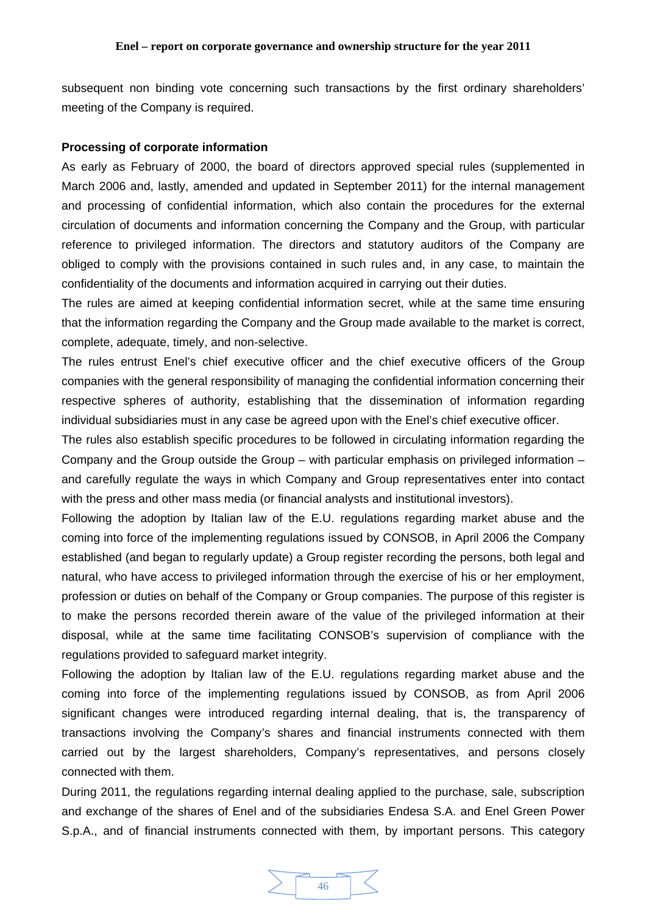subsequent non binding vote concerning such transactions by the first ordinary shareholders' meeting of the Company is required.

**Processing of corporate information**

As early as February of 2000, the board of directors approved special rules (supplemented in March 2006 and, lastly, amended and updated in September 2011) for the internal management and processing of confidential information, which also contain the procedures for the external circulation of documents and information concerning the Company and the Group, with particular reference to privileged information. The directors and statutory auditors of the Company are obliged to comply with the provisions contained in such rules and, in any case, to maintain the confidentiality of the documents and information acquired in carrying out their duties.

The rules are aimed at keeping confidential information secret, while at the same time ensuring that the information regarding the Company and the Group made available to the market is correct, complete, adequate, timely, and non-selective.

The rules entrust Enel's chief executive officer and the chief executive officers of the Group companies with the general responsibility of managing the confidential information concerning their respective spheres of authority, establishing that the dissemination of information regarding individual subsidiaries must in any case be agreed upon with the Enel's chief executive officer.

The rules also establish specific procedures to be followed in circulating information regarding the Company and the Group outside the Group – with particular emphasis on privileged information – and carefully regulate the ways in which Company and Group representatives enter into contact with the press and other mass media (or financial analysts and institutional investors).

Following the adoption by Italian law of the E.U. regulations regarding market abuse and the coming into force of the implementing regulations issued by CONSOB, in April 2006 the Company established (and began to regularly update) a Group register recording the persons, both legal and natural, who have access to privileged information through the exercise of his or her employment, profession or duties on behalf of the Company or Group companies. The purpose of this register is to make the persons recorded therein aware of the value of the privileged information at their disposal, while at the same time facilitating CONSOB's supervision of compliance with the regulations provided to safeguard market integrity.

Following the adoption by Italian law of the E.U. regulations regarding market abuse and the coming into force of the implementing regulations issued by CONSOB, as from April 2006 significant changes were introduced regarding internal dealing, that is, the transparency of transactions involving the Company's shares and financial instruments connected with them carried out by the largest shareholders, Company's representatives, and persons closely connected with them.

During 2011, the regulations regarding internal dealing applied to the purchase, sale, subscription and exchange of the shares of Enel and of the subsidiaries Endesa S.A. and Enel Green Power S.p.A., and of financial instruments connected with them, by important persons. This category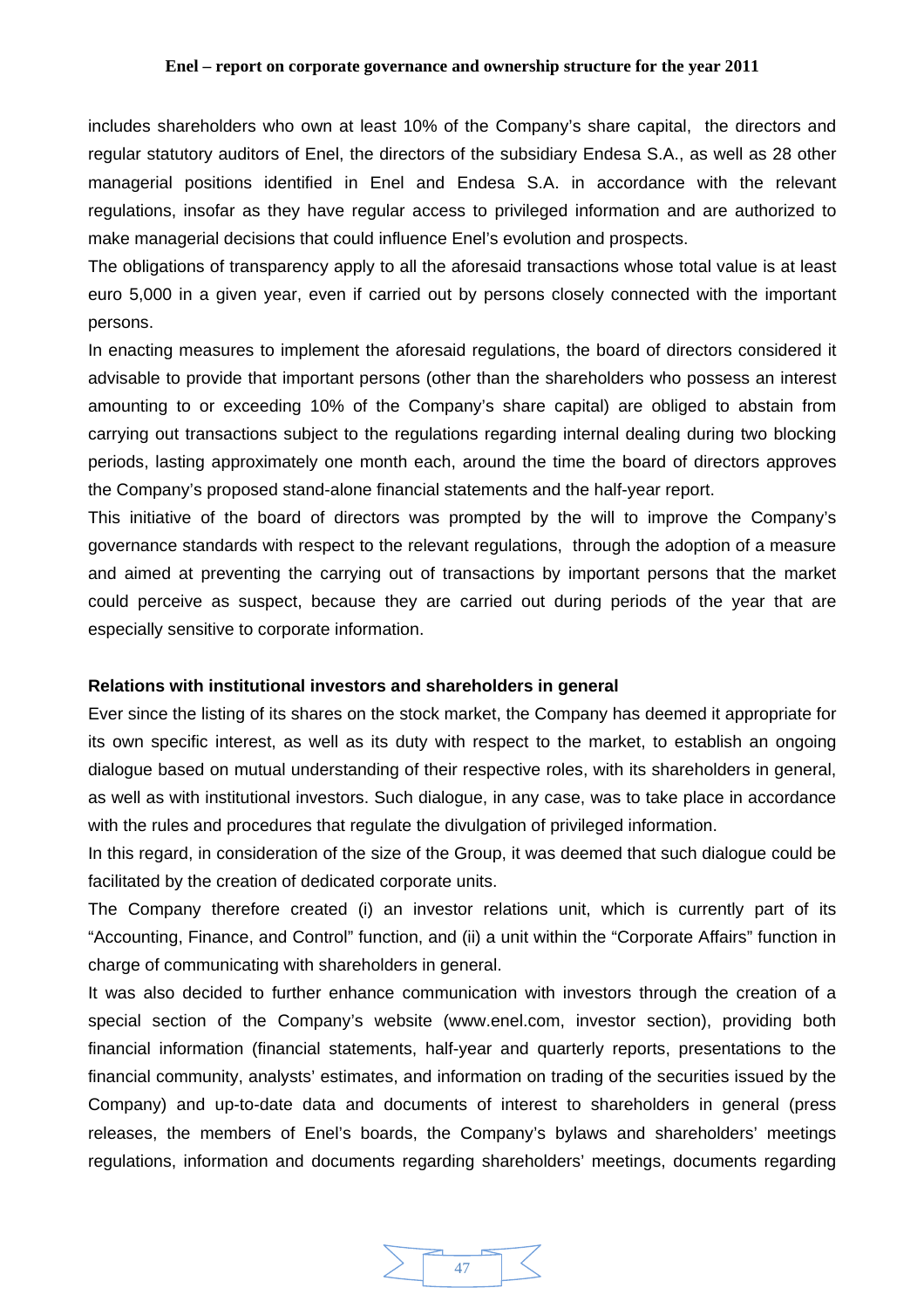includes shareholders who own at least 10% of the Company's share capital, the directors and regular statutory auditors of Enel, the directors of the subsidiary Endesa S.A., as well as 28 other managerial positions identified in Enel and Endesa S.A. in accordance with the relevant regulations, insofar as they have regular access to privileged information and are authorized to make managerial decisions that could influence Enel's evolution and prospects.

The obligations of transparency apply to all the aforesaid transactions whose total value is at least euro 5,000 in a given year, even if carried out by persons closely connected with the important persons.

In enacting measures to implement the aforesaid regulations, the board of directors considered it advisable to provide that important persons (other than the shareholders who possess an interest amounting to or exceeding 10% of the Company's share capital) are obliged to abstain from carrying out transactions subject to the regulations regarding internal dealing during two blocking periods, lasting approximately one month each, around the time the board of directors approves the Company's proposed stand-alone financial statements and the half-year report.

This initiative of the board of directors was prompted by the will to improve the Company's governance standards with respect to the relevant regulations, through the adoption of a measure and aimed at preventing the carrying out of transactions by important persons that the market could perceive as suspect, because they are carried out during periods of the year that are especially sensitive to corporate information.

**Relations with institutional investors and shareholders in general**

Ever since the listing of its shares on the stock market, the Company has deemed it appropriate for its own specific interest, as well as its duty with respect to the market, to establish an ongoing dialogue based on mutual understanding of their respective roles, with its shareholders in general, as well as with institutional investors. Such dialogue, in any case, was to take place in accordance with the rules and procedures that regulate the divulgation of privileged information.

In this regard, in consideration of the size of the Group, it was deemed that such dialogue could be facilitated by the creation of dedicated corporate units.

The Company therefore created (i) an investor relations unit, which is currently part of its "Accounting, Finance, and Control" function, and (ii) a unit within the "Corporate Affairs" function in charge of communicating with shareholders in general.

It was also decided to further enhance communication with investors through the creation of a special section of the Company's website (www.enel.com, investor section), providing both financial information (financial statements, half-year and quarterly reports, presentations to the financial community, analysts' estimates, and information on trading of the securities issued by the Company) and up-to-date data and documents of interest to shareholders in general (press releases, the members of Enel's boards, the Company's bylaws and shareholders' meetings regulations, information and documents regarding shareholders' meetings, documents regarding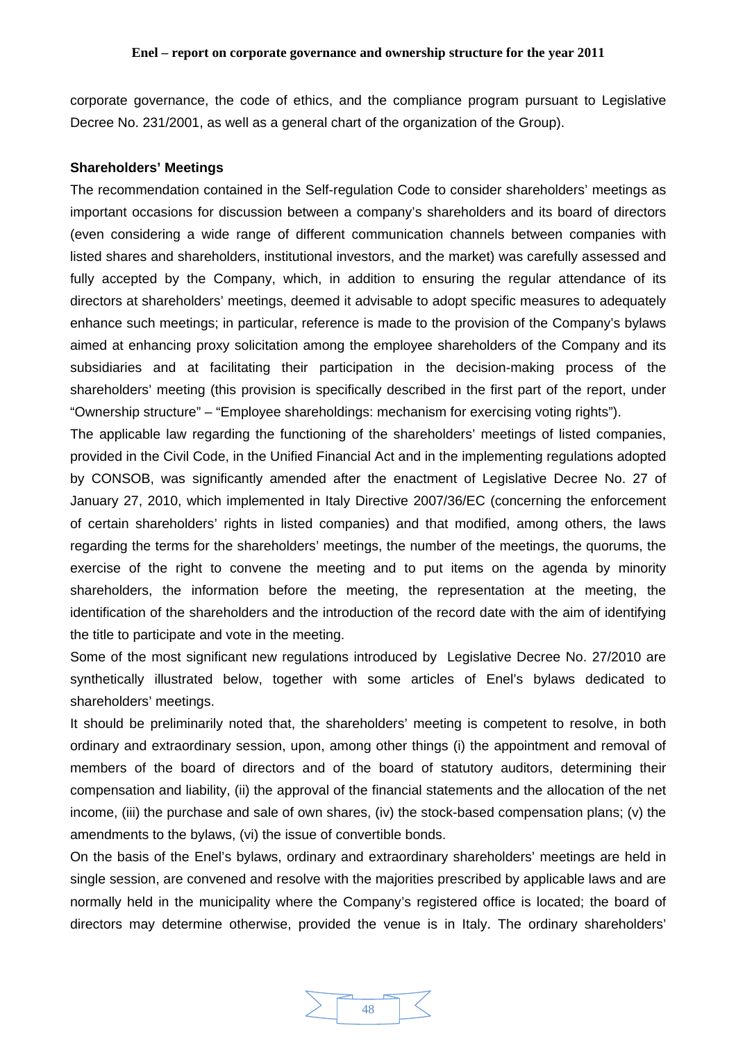corporate governance, the code of ethics, and the compliance program pursuant to Legislative Decree No. 231/2001, as well as a general chart of the organization of the Group).

**Shareholders' Meetings**

The recommendation contained in the Self-regulation Code to consider shareholders' meetings as important occasions for discussion between a company's shareholders and its board of directors (even considering a wide range of different communication channels between companies with listed shares and shareholders, institutional investors, and the market) was carefully assessed and fully accepted by the Company, which, in addition to ensuring the regular attendance of its directors at shareholders' meetings, deemed it advisable to adopt specific measures to adequately enhance such meetings; in particular, reference is made to the provision of the Company's bylaws aimed at enhancing proxy solicitation among the employee shareholders of the Company and its subsidiaries and at facilitating their participation in the decision-making process of the shareholders' meeting (this provision is specifically described in the first part of the report, under "Ownership structure" – "Employee shareholdings: mechanism for exercising voting rights").

The applicable law regarding the functioning of the shareholders' meetings of listed companies, provided in the Civil Code, in the Unified Financial Act and in the implementing regulations adopted by CONSOB, was significantly amended after the enactment of Legislative Decree No. 27 of January 27, 2010, which implemented in Italy Directive 2007/36/EC (concerning the enforcement of certain shareholders' rights in listed companies) and that modified, among others, the laws regarding the terms for the shareholders' meetings, the number of the meetings, the quorums, the exercise of the right to convene the meeting and to put items on the agenda by minority shareholders, the information before the meeting, the representation at the meeting, the identification of the shareholders and the introduction of the record date with the aim of identifying the title to participate and vote in the meeting.

Some of the most significant new regulations introduced by Legislative Decree No. 27/2010 are synthetically illustrated below, together with some articles of Enel's bylaws dedicated to shareholders' meetings.

It should be preliminarily noted that, the shareholders' meeting is competent to resolve, in both ordinary and extraordinary session, upon, among other things (i) the appointment and removal of members of the board of directors and of the board of statutory auditors, determining their compensation and liability, (ii) the approval of the financial statements and the allocation of the net income, (iii) the purchase and sale of own shares, (iv) the stock-based compensation plans; (v) the amendments to the bylaws, (vi) the issue of convertible bonds.

On the basis of the Enel's bylaws, ordinary and extraordinary shareholders' meetings are held in single session, are convened and resolve with the majorities prescribed by applicable laws and are normally held in the municipality where the Company's registered office is located; the board of directors may determine otherwise, provided the venue is in Italy. The ordinary shareholders'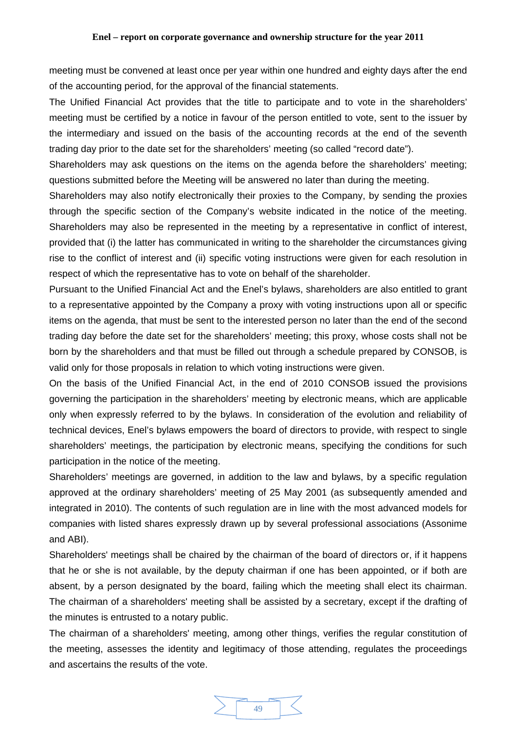meeting must be convened at least once per year within one hundred and eighty days after the end of the accounting period, for the approval of the financial statements.

The Unified Financial Act provides that the title to participate and to vote in the shareholders' meeting must be certified by a notice in favour of the person entitled to vote, sent to the issuer by the intermediary and issued on the basis of the accounting records at the end of the seventh trading day prior to the date set for the shareholders' meeting (so called "record date").

Shareholders may ask questions on the items on the agenda before the shareholders' meeting; questions submitted before the Meeting will be answered no later than during the meeting.

Shareholders may also notify electronically their proxies to the Company, by sending the proxies through the specific section of the Company's website indicated in the notice of the meeting. Shareholders may also be represented in the meeting by a representative in conflict of interest, provided that (i) the latter has communicated in writing to the shareholder the circumstances giving rise to the conflict of interest and (ii) specific voting instructions were given for each resolution in respect of which the representative has to vote on behalf of the shareholder.

Pursuant to the Unified Financial Act and the Enel's bylaws, shareholders are also entitled to grant to a representative appointed by the Company a proxy with voting instructions upon all or specific items on the agenda, that must be sent to the interested person no later than the end of the second trading day before the date set for the shareholders' meeting; this proxy, whose costs shall not be born by the shareholders and that must be filled out through a schedule prepared by CONSOB, is valid only for those proposals in relation to which voting instructions were given.

On the basis of the Unified Financial Act, in the end of 2010 CONSOB issued the provisions governing the participation in the shareholders' meeting by electronic means, which are applicable only when expressly referred to by the bylaws. In consideration of the evolution and reliability of technical devices, Enel's bylaws empowers the board of directors to provide, with respect to single shareholders' meetings, the participation by electronic means, specifying the conditions for such participation in the notice of the meeting.

Shareholders' meetings are governed, in addition to the law and bylaws, by a specific regulation approved at the ordinary shareholders' meeting of 25 May 2001 (as subsequently amended and integrated in 2010). The contents of such regulation are in line with the most advanced models for companies with listed shares expressly drawn up by several professional associations (Assonime and ABI).

Shareholders' meetings shall be chaired by the chairman of the board of directors or, if it happens that he or she is not available, by the deputy chairman if one has been appointed, or if both are absent, by a person designated by the board, failing which the meeting shall elect its chairman. The chairman of a shareholders' meeting shall be assisted by a secretary, except if the drafting of the minutes is entrusted to a notary public.

The chairman of a shareholders' meeting, among other things, verifies the regular constitution of the meeting, assesses the identity and legitimacy of those attending, regulates the proceedings and ascertains the results of the vote.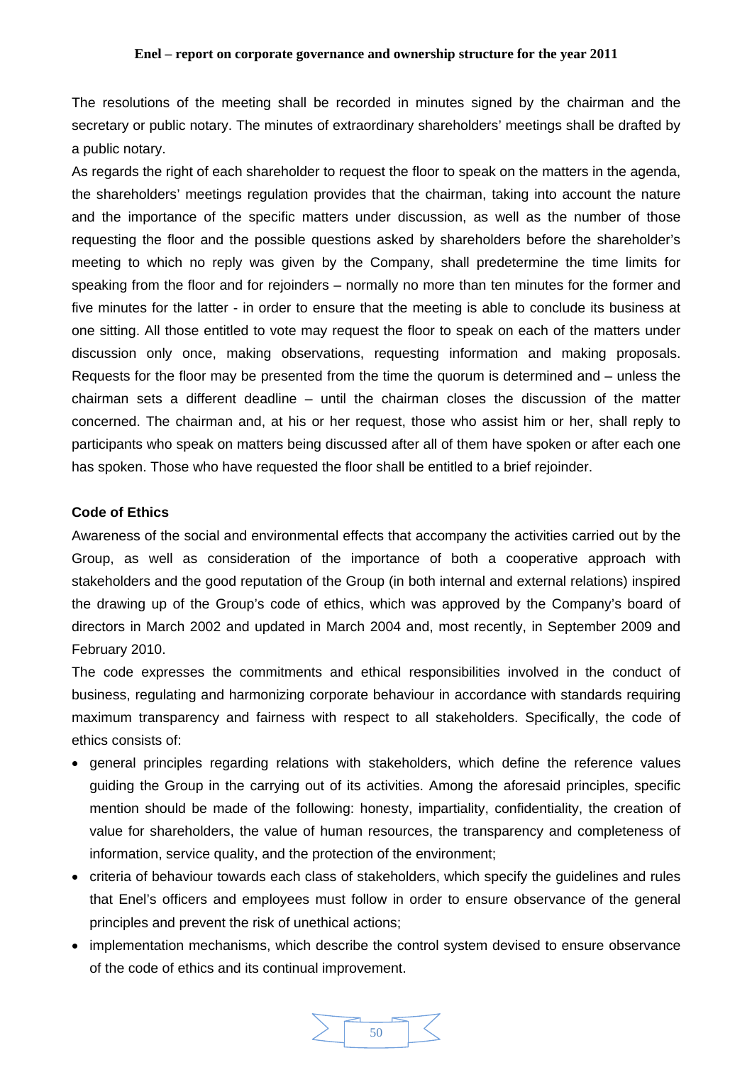The resolutions of the meeting shall be recorded in minutes signed by the chairman and the secretary or public notary. The minutes of extraordinary shareholders' meetings shall be drafted by a public notary.

As regards the right of each shareholder to request the floor to speak on the matters in the agenda, the shareholders' meetings regulation provides that the chairman, taking into account the nature and the importance of the specific matters under discussion, as well as the number of those requesting the floor and the possible questions asked by shareholders before the shareholder's meeting to which no reply was given by the Company, shall predetermine the time limits for speaking from the floor and for rejoinders – normally no more than ten minutes for the former and five minutes for the latter - in order to ensure that the meeting is able to conclude its business at one sitting. All those entitled to vote may request the floor to speak on each of the matters under discussion only once, making observations, requesting information and making proposals. Requests for the floor may be presented from the time the quorum is determined and – unless the chairman sets a different deadline – until the chairman closes the discussion of the matter concerned. The chairman and, at his or her request, those who assist him or her, shall reply to participants who speak on matters being discussed after all of them have spoken or after each one has spoken. Those who have requested the floor shall be entitled to a brief rejoinder.

**Code of Ethics**

Awareness of the social and environmental effects that accompany the activities carried out by the Group, as well as consideration of the importance of both a cooperative approach with stakeholders and the good reputation of the Group (in both internal and external relations) inspired the drawing up of the Group's code of ethics, which was approved by the Company's board of directors in March 2002 and updated in March 2004 and, most recently, in September 2009 and February 2010.

The code expresses the commitments and ethical responsibilities involved in the conduct of business, regulating and harmonizing corporate behaviour in accordance with standards requiring maximum transparency and fairness with respect to all stakeholders. Specifically, the code of ethics consists of:

- general principles regarding relations with stakeholders, which define the reference values guiding the Group in the carrying out of its activities. Among the aforesaid principles, specific mention should be made of the following: honesty, impartiality, confidentiality, the creation of value for shareholders, the value of human resources, the transparency and completeness of information, service quality, and the protection of the environment;
- criteria of behaviour towards each class of stakeholders, which specify the guidelines and rules that Enel's officers and employees must follow in order to ensure observance of the general principles and prevent the risk of unethical actions;
- implementation mechanisms, which describe the control system devised to ensure observance of the code of ethics and its continual improvement.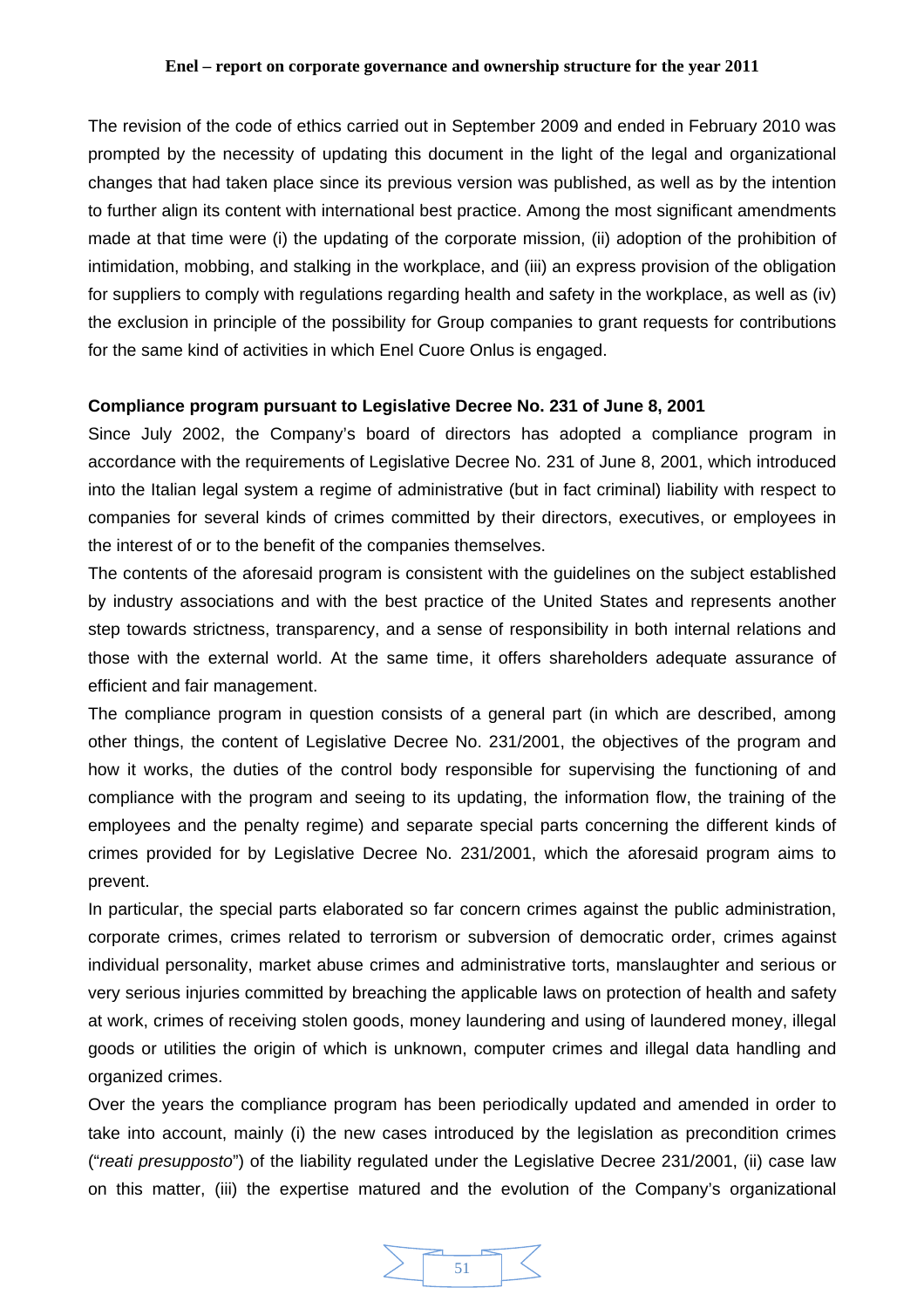The revision of the code of ethics carried out in September 2009 and ended in February 2010 was prompted by the necessity of updating this document in the light of the legal and organizational changes that had taken place since its previous version was published, as well as by the intention to further align its content with international best practice. Among the most significant amendments made at that time were (i) the updating of the corporate mission, (ii) adoption of the prohibition of intimidation, mobbing, and stalking in the workplace, and (iii) an express provision of the obligation for suppliers to comply with regulations regarding health and safety in the workplace, as well as (iv) the exclusion in principle of the possibility for Group companies to grant requests for contributions for the same kind of activities in which Enel Cuore Onlus is engaged.

**Compliance program pursuant to Legislative Decree No. 231 of June 8, 2001**

Since July 2002, the Company's board of directors has adopted a compliance program in accordance with the requirements of Legislative Decree No. 231 of June 8, 2001, which introduced into the Italian legal system a regime of administrative (but in fact criminal) liability with respect to companies for several kinds of crimes committed by their directors, executives, or employees in the interest of or to the benefit of the companies themselves.

The contents of the aforesaid program is consistent with the guidelines on the subject established by industry associations and with the best practice of the United States and represents another step towards strictness, transparency, and a sense of responsibility in both internal relations and those with the external world. At the same time, it offers shareholders adequate assurance of efficient and fair management.

The compliance program in question consists of a general part (in which are described, among other things, the content of Legislative Decree No. 231/2001, the objectives of the program and how it works, the duties of the control body responsible for supervising the functioning of and compliance with the program and seeing to its updating, the information flow, the training of the employees and the penalty regime) and separate special parts concerning the different kinds of crimes provided for by Legislative Decree No. 231/2001, which the aforesaid program aims to prevent.

In particular, the special parts elaborated so far concern crimes against the public administration, corporate crimes, crimes related to terrorism or subversion of democratic order, crimes against individual personality, market abuse crimes and administrative torts, manslaughter and serious or very serious injuries committed by breaching the applicable laws on protection of health and safety at work, crimes of receiving stolen goods, money laundering and using of laundered money, illegal goods or utilities the origin of which is unknown, computer crimes and illegal data handling and organized crimes.

Over the years the compliance program has been periodically updated and amended in order to take into account, mainly (i) the new cases introduced by the legislation as precondition crimes ("*reati presupposto*") of the liability regulated under the Legislative Decree 231/2001, (ii) case law on this matter, (iii) the expertise matured and the evolution of the Company's organizational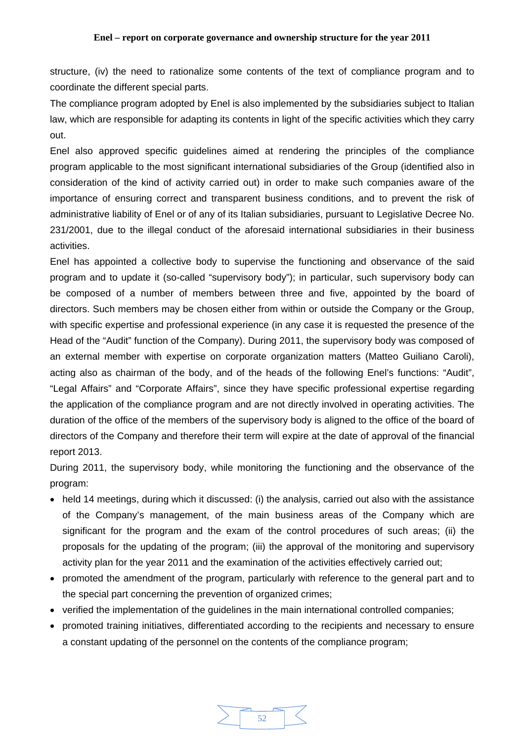structure, (iv) the need to rationalize some contents of the text of compliance program and to coordinate the different special parts.

The compliance program adopted by Enel is also implemented by the subsidiaries subject to Italian law, which are responsible for adapting its contents in light of the specific activities which they carry out.

Enel also approved specific guidelines aimed at rendering the principles of the compliance program applicable to the most significant international subsidiaries of the Group (identified also in consideration of the kind of activity carried out) in order to make such companies aware of the importance of ensuring correct and transparent business conditions, and to prevent the risk of administrative liability of Enel or of any of its Italian subsidiaries, pursuant to Legislative Decree No. 231/2001, due to the illegal conduct of the aforesaid international subsidiaries in their business activities.

Enel has appointed a collective body to supervise the functioning and observance of the said program and to update it (so-called "supervisory body"); in particular, such supervisory body can be composed of a number of members between three and five, appointed by the board of directors. Such members may be chosen either from within or outside the Company or the Group, with specific expertise and professional experience (in any case it is requested the presence of the Head of the "Audit" function of the Company). During 2011, the supervisory body was composed of an external member with expertise on corporate organization matters (Matteo Guiliano Caroli), acting also as chairman of the body, and of the heads of the following Enel's functions: "Audit", "Legal Affairs" and "Corporate Affairs", since they have specific professional expertise regarding the application of the compliance program and are not directly involved in operating activities. The duration of the office of the members of the supervisory body is aligned to the office of the board of directors of the Company and therefore their term will expire at the date of approval of the financial report 2013.

During 2011, the supervisory body, while monitoring the functioning and the observance of the program:

- held 14 meetings, during which it discussed: (i) the analysis, carried out also with the assistance of the Company's management, of the main business areas of the Company which are significant for the program and the exam of the control procedures of such areas; (ii) the proposals for the updating of the program; (iii) the approval of the monitoring and supervisory activity plan for the year 2011 and the examination of the activities effectively carried out;
- promoted the amendment of the program, particularly with reference to the general part and to the special part concerning the prevention of organized crimes;
- verified the implementation of the guidelines in the main international controlled companies;
- promoted training initiatives, differentiated according to the recipients and necessary to ensure a constant updating of the personnel on the contents of the compliance program;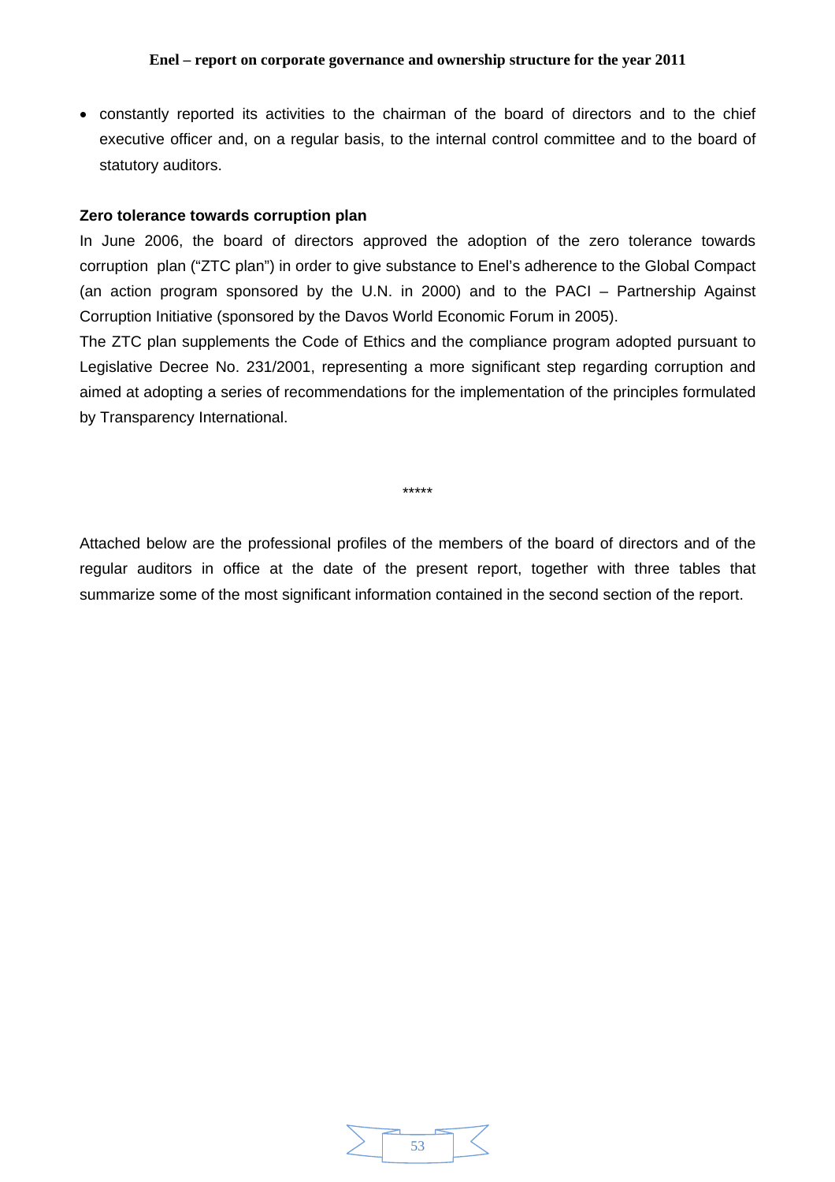- constantly reported its activities to the chairman of the board of directors and to the chief executive officer and, on a regular basis, to the internal control committee and to the board of statutory auditors.

**Zero tolerance towards corruption plan**

In June 2006, the board of directors approved the adoption of the zero tolerance towards corruption plan ("ZTC plan") in order to give substance to Enel's adherence to the Global Compact (an action program sponsored by the U.N. in 2000) and to the PACI – Partnership Against Corruption Initiative (sponsored by the Davos World Economic Forum in 2005).

The ZTC plan supplements the Code of Ethics and the compliance program adopted pursuant to Legislative Decree No. 231/2001, representing a more significant step regarding corruption and aimed at adopting a series of recommendations for the implementation of the principles formulated by Transparency International.

*****

Attached below are the professional profiles of the members of the board of directors and of the regular auditors in office at the date of the present report, together with three tables that summarize some of the most significant information contained in the second section of the report.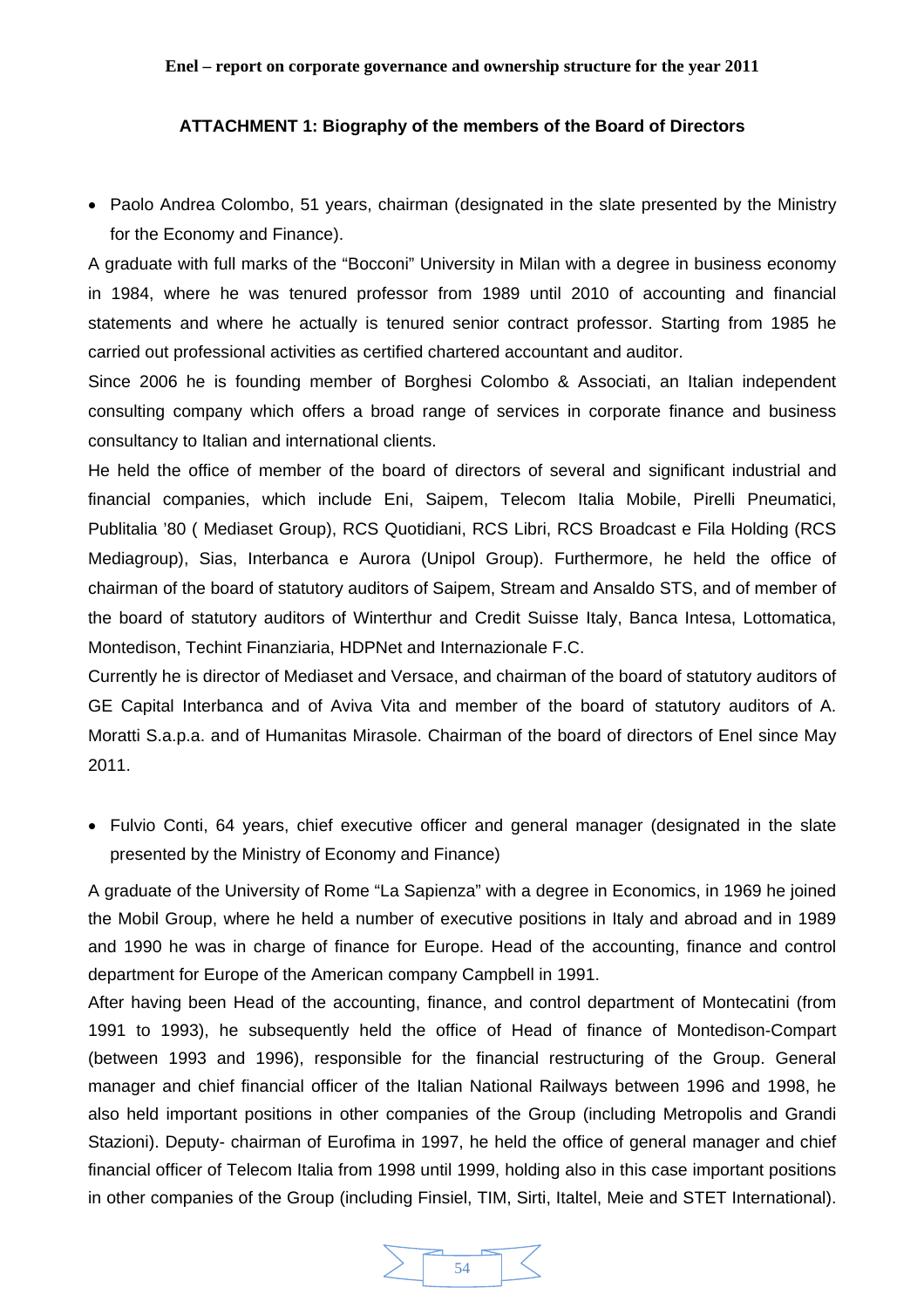### ATTACHMENT 1: Biography of the members of the Board of Directors

- Paolo Andrea Colombo, 51 years, chairman (designated in the slate presented by the Ministry for the Economy and Finance).

A graduate with full marks of the "Bocconi" University in Milan with a degree in business economy in 1984, where he was tenured professor from 1989 until 2010 of accounting and financial statements and where he actually is tenured senior contract professor. Starting from 1985 he carried out professional activities as certified chartered accountant and auditor.

Since 2006 he is founding member of Borghesi Colombo & Associati, an Italian independent consulting company which offers a broad range of services in corporate finance and business consultancy to Italian and international clients.

He held the office of member of the board of directors of several and significant industrial and financial companies, which include Eni, Saipem, Telecom Italia Mobile, Pirelli Pneumatici, Publitalia '80 ( Mediaset Group), RCS Quotidiani, RCS Libri, RCS Broadcast e Fila Holding (RCS Mediagroup), Sias, Interbanca e Aurora (Unipol Group). Furthermore, he held the office of chairman of the board of statutory auditors of Saipem, Stream and Ansaldo STS, and of member of the board of statutory auditors of Winterthur and Credit Suisse Italy, Banca Intesa, Lottomatica, Montedison, Techint Finanziaria, HDPNet and Internazionale F.C.

Currently he is director of Mediaset and Versace, and chairman of the board of statutory auditors of GE Capital Interbanca and of Aviva Vita and member of the board of statutory auditors of A. Moratti S.a.p.a. and of Humanitas Mirasole. Chairman of the board of directors of Enel since May 2011.

- Fulvio Conti, 64 years, chief executive officer and general manager (designated in the slate presented by the Ministry of Economy and Finance)

A graduate of the University of Rome "La Sapienza" with a degree in Economics, in 1969 he joined the Mobil Group, where he held a number of executive positions in Italy and abroad and in 1989 and 1990 he was in charge of finance for Europe. Head of the accounting, finance and control department for Europe of the American company Campbell in 1991.

After having been Head of the accounting, finance, and control department of Montecatini (from 1991 to 1993), he subsequently held the office of Head of finance of Montedison-Compart (between 1993 and 1996), responsible for the financial restructuring of the Group. General manager and chief financial officer of the Italian National Railways between 1996 and 1998, he also held important positions in other companies of the Group (including Metropolis and Grandi Stazioni). Deputy- chairman of Eurofima in 1997, he held the office of general manager and chief financial officer of Telecom Italia from 1998 until 1999, holding also in this case important positions in other companies of the Group (including Finsiel, TIM, Sirti, Italtel, Meie and STET International).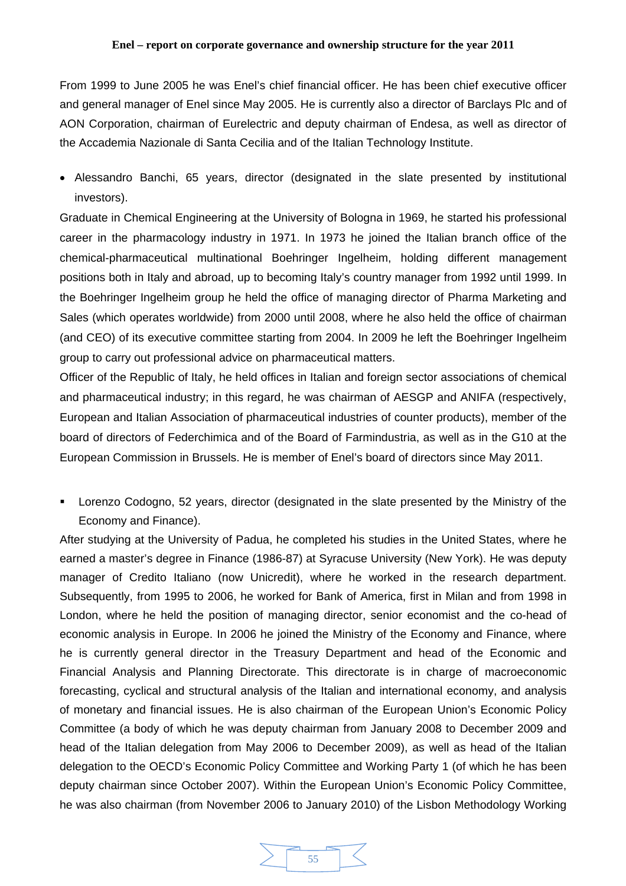From 1999 to June 2005 he was Enel's chief financial officer. He has been chief executive officer and general manager of Enel since May 2005. He is currently also a director of Barclays Plc and of AON Corporation, chairman of Eurelectric and deputy chairman of Endesa, as well as director of the Accademia Nazionale di Santa Cecilia and of the Italian Technology Institute.

- Alessandro Banchi, 65 years, director (designated in the slate presented by institutional investors).

Graduate in Chemical Engineering at the University of Bologna in 1969, he started his professional career in the pharmacology industry in 1971. In 1973 he joined the Italian branch office of the chemical-pharmaceutical multinational Boehringer Ingelheim, holding different management positions both in Italy and abroad, up to becoming Italy's country manager from 1992 until 1999. In the Boehringer Ingelheim group he held the office of managing director of Pharma Marketing and Sales (which operates worldwide) from 2000 until 2008, where he also held the office of chairman (and CEO) of its executive committee starting from 2004. In 2009 he left the Boehringer Ingelheim group to carry out professional advice on pharmaceutical matters.

Officer of the Republic of Italy, he held offices in Italian and foreign sector associations of chemical and pharmaceutical industry; in this regard, he was chairman of AESGP and ANIFA (respectively, European and Italian Association of pharmaceutical industries of counter products), member of the board of directors of Federchimica and of the Board of Farmindustria, as well as in the G10 at the European Commission in Brussels. He is member of Enel's board of directors since May 2011.

- Lorenzo Codogno, 52 years, director (designated in the slate presented by the Ministry of the Economy and Finance).

After studying at the University of Padua, he completed his studies in the United States, where he earned a master's degree in Finance (1986-87) at Syracuse University (New York). He was deputy manager of Credito Italiano (now Unicredit), where he worked in the research department. Subsequently, from 1995 to 2006, he worked for Bank of America, first in Milan and from 1998 in London, where he held the position of managing director, senior economist and the co-head of economic analysis in Europe. In 2006 he joined the Ministry of the Economy and Finance, where he is currently general director in the Treasury Department and head of the Economic and Financial Analysis and Planning Directorate. This directorate is in charge of macroeconomic forecasting, cyclical and structural analysis of the Italian and international economy, and analysis of monetary and financial issues. He is also chairman of the European Union's Economic Policy Committee (a body of which he was deputy chairman from January 2008 to December 2009 and head of the Italian delegation from May 2006 to December 2009), as well as head of the Italian delegation to the OECD's Economic Policy Committee and Working Party 1 (of which he has been deputy chairman since October 2007). Within the European Union's Economic Policy Committee, he was also chairman (from November 2006 to January 2010) of the Lisbon Methodology Working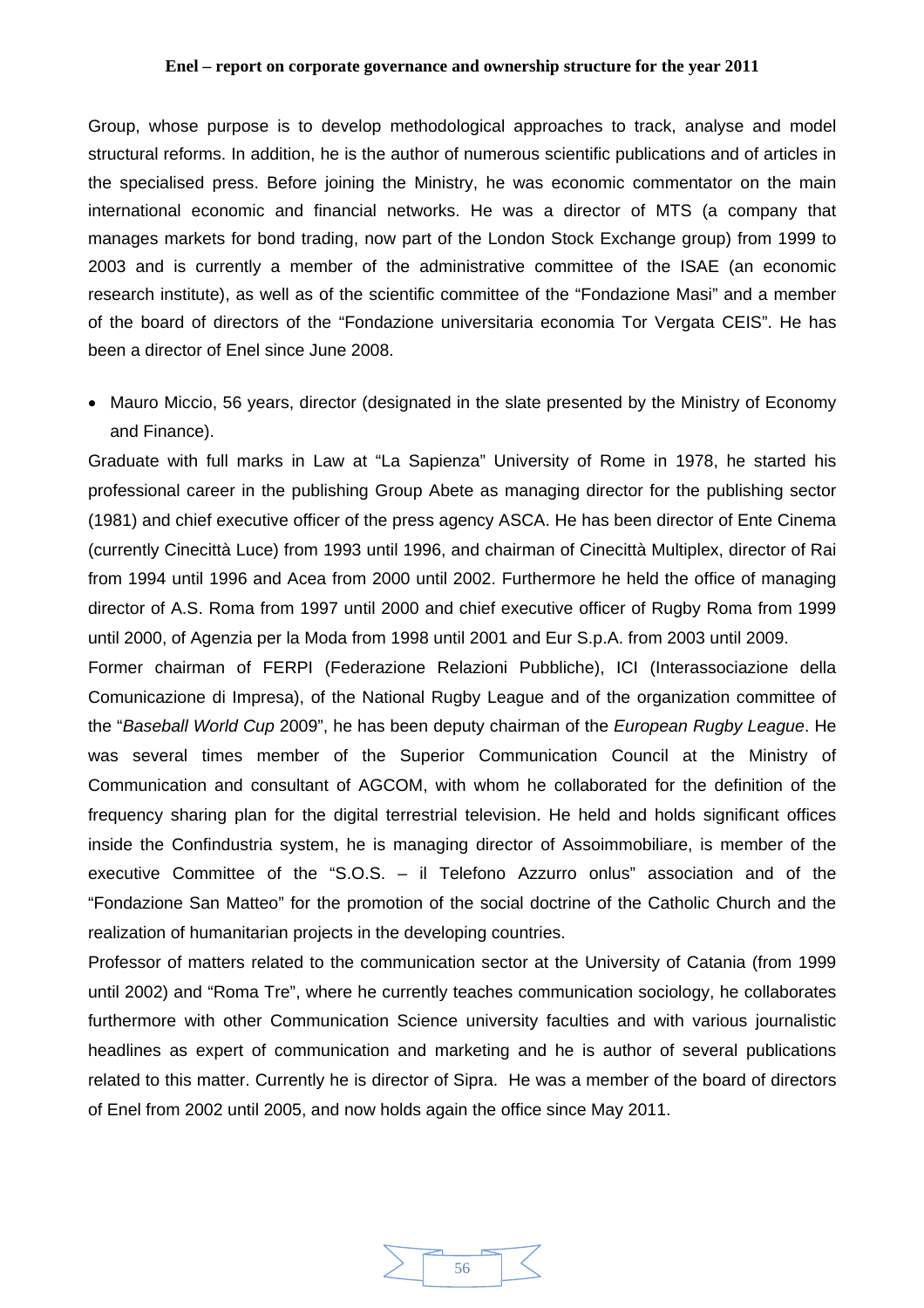Group, whose purpose is to develop methodological approaches to track, analyse and model structural reforms. In addition, he is the author of numerous scientific publications and of articles in the specialised press. Before joining the Ministry, he was economic commentator on the main international economic and financial networks. He was a director of MTS (a company that manages markets for bond trading, now part of the London Stock Exchange group) from 1999 to 2003 and is currently a member of the administrative committee of the ISAE (an economic research institute), as well as of the scientific committee of the "Fondazione Masi" and a member of the board of directors of the "Fondazione universitaria economia Tor Vergata CEIS". He has been a director of Enel since June 2008.

- Mauro Miccio, 56 years, director (designated in the slate presented by the Ministry of Economy and Finance).

Graduate with full marks in Law at "La Sapienza" University of Rome in 1978, he started his professional career in the publishing Group Abete as managing director for the publishing sector (1981) and chief executive officer of the press agency ASCA. He has been director of Ente Cinema (currently Cinecittà Luce) from 1993 until 1996, and chairman of Cinecittà Multiplex, director of Rai from 1994 until 1996 and Acea from 2000 until 2002. Furthermore he held the office of managing director of A.S. Roma from 1997 until 2000 and chief executive officer of Rugby Roma from 1999 until 2000, of Agenzia per la Moda from 1998 until 2001 and Eur S.p.A. from 2003 until 2009.

Former chairman of FERPI (Federazione Relazioni Pubbliche), ICI (Interassociazione della Comunicazione di Impresa), of the National Rugby League and of the organization committee of the "*Baseball World Cup* 2009", he has been deputy chairman of the *European Rugby League*. He was several times member of the Superior Communication Council at the Ministry of Communication and consultant of AGCOM, with whom he collaborated for the definition of the frequency sharing plan for the digital terrestrial television. He held and holds significant offices inside the Confindustria system, he is managing director of Assoimmobiliare, is member of the executive Committee of the "S.O.S. – il Telefono Azzurro onlus" association and of the "Fondazione San Matteo" for the promotion of the social doctrine of the Catholic Church and the realization of humanitarian projects in the developing countries.

Professor of matters related to the communication sector at the University of Catania (from 1999 until 2002) and "Roma Tre", where he currently teaches communication sociology, he collaborates furthermore with other Communication Science university faculties and with various journalistic headlines as expert of communication and marketing and he is author of several publications related to this matter. Currently he is director of Sipra. He was a member of the board of directors of Enel from 2002 until 2005, and now holds again the office since May 2011.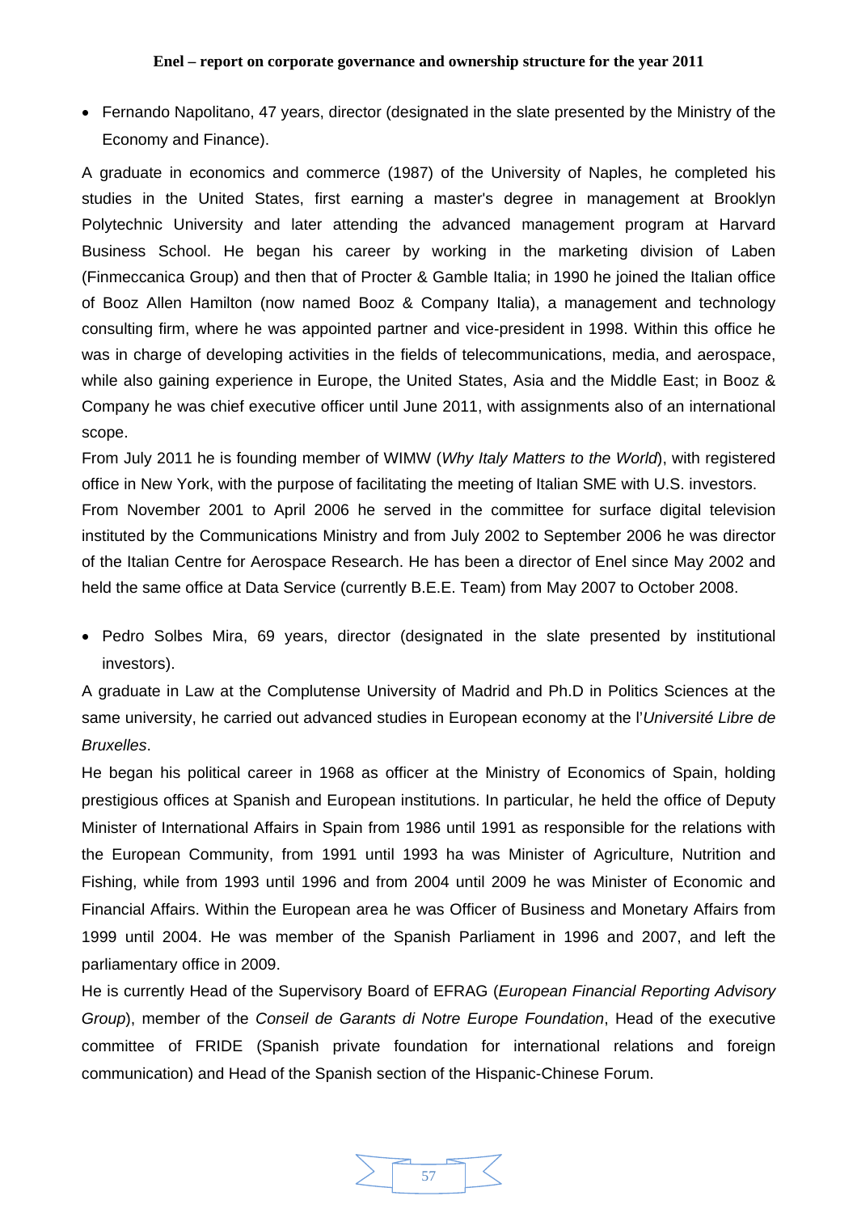- Fernando Napolitano, 47 years, director (designated in the slate presented by the Ministry of the Economy and Finance).

A graduate in economics and commerce (1987) of the University of Naples, he completed his studies in the United States, first earning a master's degree in management at Brooklyn Polytechnic University and later attending the advanced management program at Harvard Business School. He began his career by working in the marketing division of Laben (Finmeccanica Group) and then that of Procter & Gamble Italia; in 1990 he joined the Italian office of Booz Allen Hamilton (now named Booz & Company Italia), a management and technology consulting firm, where he was appointed partner and vice-president in 1998. Within this office he was in charge of developing activities in the fields of telecommunications, media, and aerospace, while also gaining experience in Europe, the United States, Asia and the Middle East; in Booz & Company he was chief executive officer until June 2011, with assignments also of an international scope.

From July 2011 he is founding member of WIMW (*Why Italy Matters to the World*), with registered office in New York, with the purpose of facilitating the meeting of Italian SME with U.S. investors.

From November 2001 to April 2006 he served in the committee for surface digital television instituted by the Communications Ministry and from July 2002 to September 2006 he was director of the Italian Centre for Aerospace Research. He has been a director of Enel since May 2002 and held the same office at Data Service (currently B.E.E. Team) from May 2007 to October 2008.

- Pedro Solbes Mira, 69 years, director (designated in the slate presented by institutional investors).

A graduate in Law at the Complutense University of Madrid and Ph.D in Politics Sciences at the same university, he carried out advanced studies in European economy at the l'*Université Libre de Bruxelles*.

He began his political career in 1968 as officer at the Ministry of Economics of Spain, holding prestigious offices at Spanish and European institutions. In particular, he held the office of Deputy Minister of International Affairs in Spain from 1986 until 1991 as responsible for the relations with the European Community, from 1991 until 1993 ha was Minister of Agriculture, Nutrition and Fishing, while from 1993 until 1996 and from 2004 until 2009 he was Minister of Economic and Financial Affairs. Within the European area he was Officer of Business and Monetary Affairs from 1999 until 2004. He was member of the Spanish Parliament in 1996 and 2007, and left the parliamentary office in 2009.

He is currently Head of the Supervisory Board of EFRAG (*European Financial Reporting Advisory Group*), member of the *Conseil de Garants di Notre Europe Foundation*, Head of the executive committee of FRIDE (Spanish private foundation for international relations and foreign communication) and Head of the Spanish section of the Hispanic-Chinese Forum.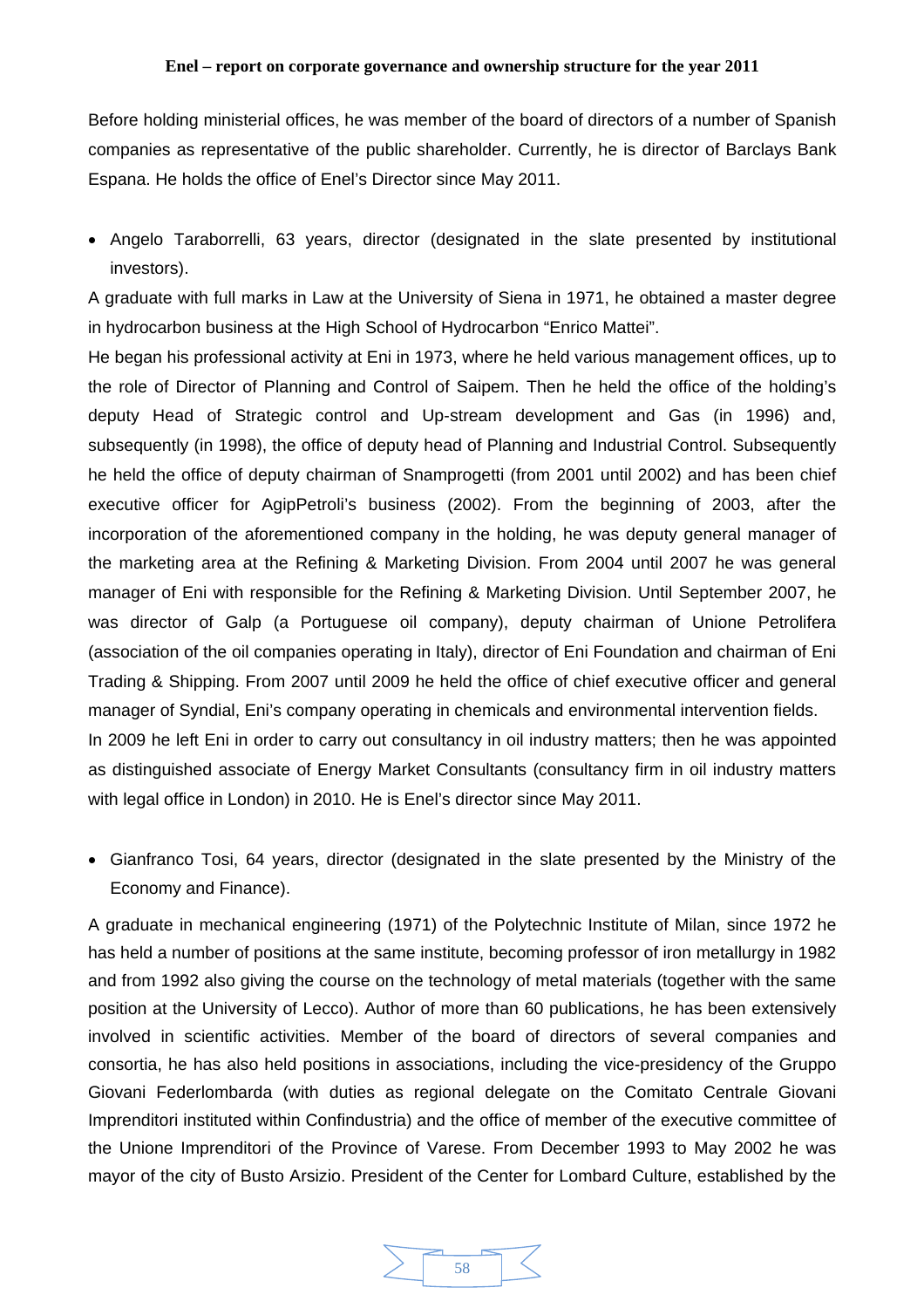Before holding ministerial offices, he was member of the board of directors of a number of Spanish companies as representative of the public shareholder. Currently, he is director of Barclays Bank Espana. He holds the office of Enel's Director since May 2011.

- Angelo Taraborrelli, 63 years, director (designated in the slate presented by institutional investors).

A graduate with full marks in Law at the University of Siena in 1971, he obtained a master degree in hydrocarbon business at the High School of Hydrocarbon "Enrico Mattei".

He began his professional activity at Eni in 1973, where he held various management offices, up to the role of Director of Planning and Control of Saipem. Then he held the office of the holding's deputy Head of Strategic control and Up-stream development and Gas (in 1996) and, subsequently (in 1998), the office of deputy head of Planning and Industrial Control. Subsequently he held the office of deputy chairman of Snamprogetti (from 2001 until 2002) and has been chief executive officer for AgipPetroli's business (2002). From the beginning of 2003, after the incorporation of the aforementioned company in the holding, he was deputy general manager of the marketing area at the Refining & Marketing Division. From 2004 until 2007 he was general manager of Eni with responsible for the Refining & Marketing Division. Until September 2007, he was director of Galp (a Portuguese oil company), deputy chairman of Unione Petrolifera (association of the oil companies operating in Italy), director of Eni Foundation and chairman of Eni Trading & Shipping. From 2007 until 2009 he held the office of chief executive officer and general manager of Syndial, Eni's company operating in chemicals and environmental intervention fields.

In 2009 he left Eni in order to carry out consultancy in oil industry matters; then he was appointed as distinguished associate of Energy Market Consultants (consultancy firm in oil industry matters with legal office in London) in 2010. He is Enel's director since May 2011.

- Gianfranco Tosi, 64 years, director (designated in the slate presented by the Ministry of the Economy and Finance).

A graduate in mechanical engineering (1971) of the Polytechnic Institute of Milan, since 1972 he has held a number of positions at the same institute, becoming professor of iron metallurgy in 1982 and from 1992 also giving the course on the technology of metal materials (together with the same position at the University of Lecco). Author of more than 60 publications, he has been extensively involved in scientific activities. Member of the board of directors of several companies and consortia, he has also held positions in associations, including the vice-presidency of the Gruppo Giovani Federlombarda (with duties as regional delegate on the Comitato Centrale Giovani Imprenditori instituted within Confindustria) and the office of member of the executive committee of the Unione Imprenditori of the Province of Varese. From December 1993 to May 2002 he was mayor of the city of Busto Arsizio. President of the Center for Lombard Culture, established by the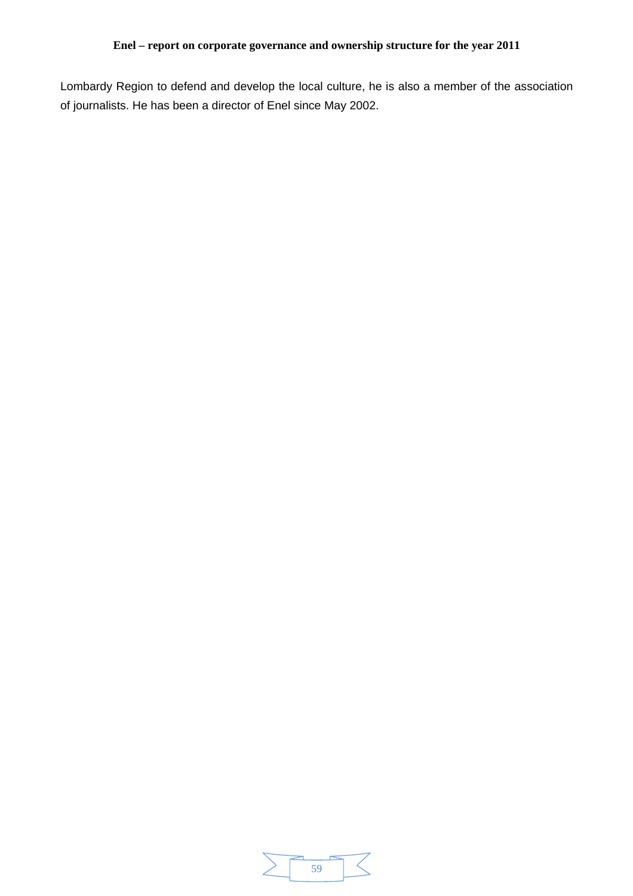Lombardy Region to defend and develop the local culture, he is also a member of the association of journalists. He has been a director of Enel since May 2002.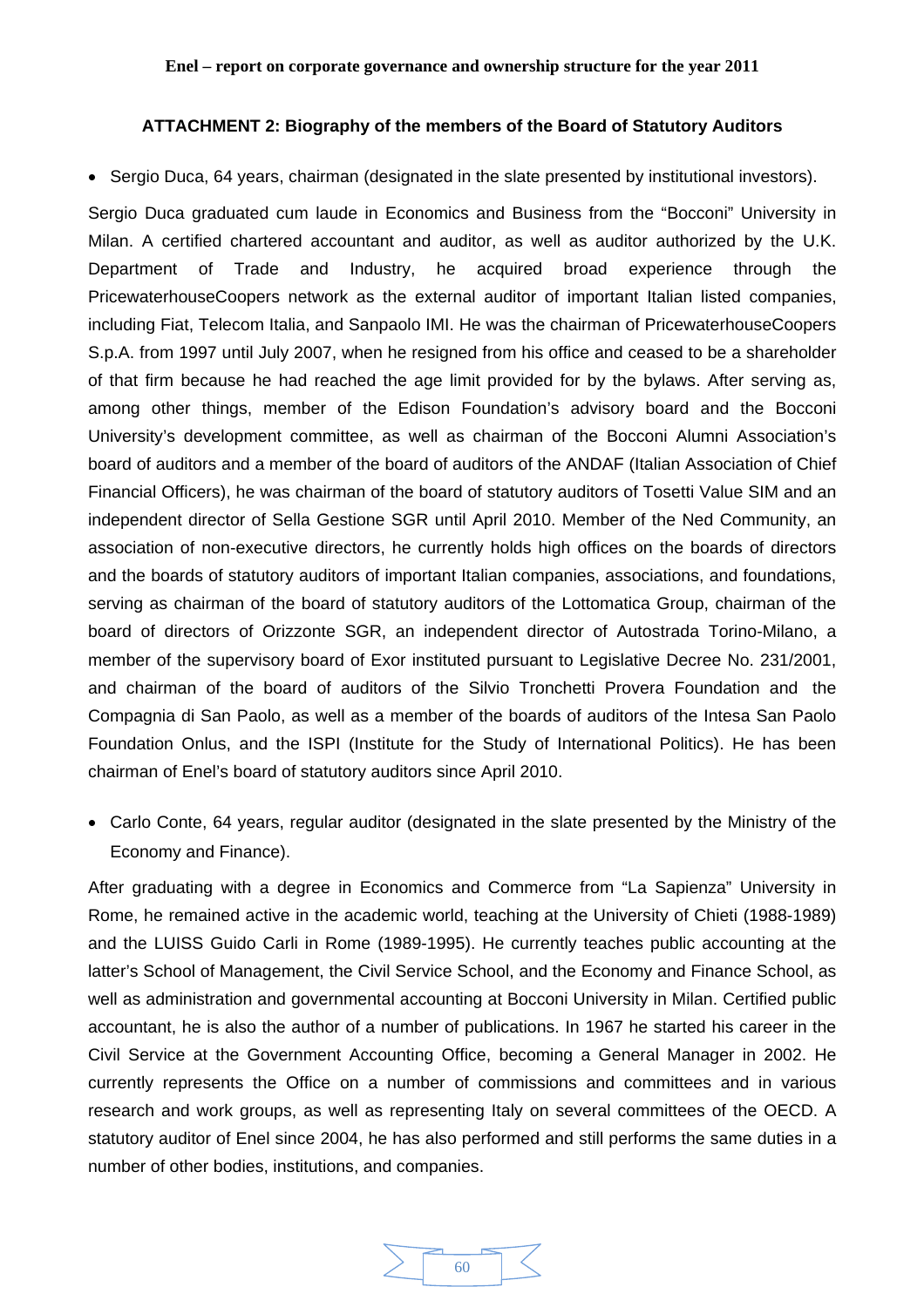### ATTACHMENT 2: Biography of the members of the Board of Statutory Auditors

- Sergio Duca, 64 years, chairman (designated in the slate presented by institutional investors).

Sergio Duca graduated cum laude in Economics and Business from the "Bocconi" University in Milan. A certified chartered accountant and auditor, as well as auditor authorized by the U.K. Department of Trade and Industry, he acquired broad experience through the PricewaterhouseCoopers network as the external auditor of important Italian listed companies, including Fiat, Telecom Italia, and Sanpaolo IMI. He was the chairman of PricewaterhouseCoopers S.p.A. from 1997 until July 2007, when he resigned from his office and ceased to be a shareholder of that firm because he had reached the age limit provided for by the bylaws. After serving as, among other things, member of the Edison Foundation's advisory board and the Bocconi University's development committee, as well as chairman of the Bocconi Alumni Association's board of auditors and a member of the board of auditors of the ANDAF (Italian Association of Chief Financial Officers), he was chairman of the board of statutory auditors of Tosetti Value SIM and an independent director of Sella Gestione SGR until April 2010. Member of the Ned Community, an association of non-executive directors, he currently holds high offices on the boards of directors and the boards of statutory auditors of important Italian companies, associations, and foundations, serving as chairman of the board of statutory auditors of the Lottomatica Group, chairman of the board of directors of Orizzonte SGR, an independent director of Autostrada Torino-Milano, a member of the supervisory board of Exor instituted pursuant to Legislative Decree No. 231/2001, and chairman of the board of auditors of the Silvio Tronchetti Provera Foundation and the Compagnia di San Paolo, as well as a member of the boards of auditors of the Intesa San Paolo Foundation Onlus, and the ISPI (Institute for the Study of International Politics). He has been chairman of Enel's board of statutory auditors since April 2010.

- Carlo Conte, 64 years, regular auditor (designated in the slate presented by the Ministry of the Economy and Finance).

After graduating with a degree in Economics and Commerce from "La Sapienza" University in Rome, he remained active in the academic world, teaching at the University of Chieti (1988-1989) and the LUISS Guido Carli in Rome (1989-1995). He currently teaches public accounting at the latter's School of Management, the Civil Service School, and the Economy and Finance School, as well as administration and governmental accounting at Bocconi University in Milan. Certified public accountant, he is also the author of a number of publications. In 1967 he started his career in the Civil Service at the Government Accounting Office, becoming a General Manager in 2002. He currently represents the Office on a number of commissions and committees and in various research and work groups, as well as representing Italy on several committees of the OECD. A statutory auditor of Enel since 2004, he has also performed and still performs the same duties in a number of other bodies, institutions, and companies.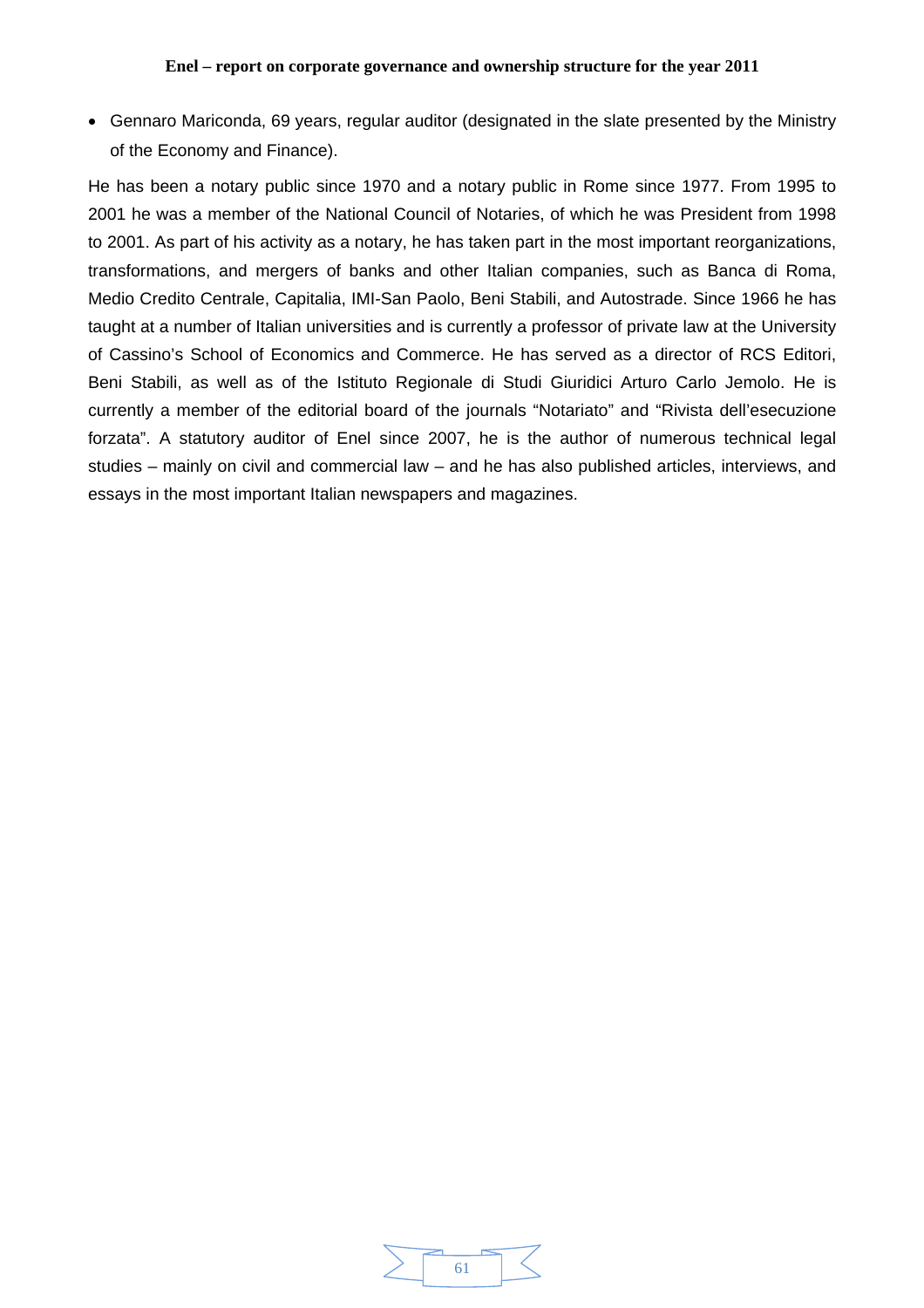- Gennaro Mariconda, 69 years, regular auditor (designated in the slate presented by the Ministry of the Economy and Finance).

He has been a notary public since 1970 and a notary public in Rome since 1977. From 1995 to 2001 he was a member of the National Council of Notaries, of which he was President from 1998 to 2001. As part of his activity as a notary, he has taken part in the most important reorganizations, transformations, and mergers of banks and other Italian companies, such as Banca di Roma, Medio Credito Centrale, Capitalia, IMI-San Paolo, Beni Stabili, and Autostrade. Since 1966 he has taught at a number of Italian universities and is currently a professor of private law at the University of Cassino's School of Economics and Commerce. He has served as a director of RCS Editori, Beni Stabili, as well as of the Istituto Regionale di Studi Giuridici Arturo Carlo Jemolo. He is currently a member of the editorial board of the journals "Notariato" and "Rivista dell'esecuzione forzata". A statutory auditor of Enel since 2007, he is the author of numerous technical legal studies – mainly on civil and commercial law – and he has also published articles, interviews, and essays in the most important Italian newspapers and magazines.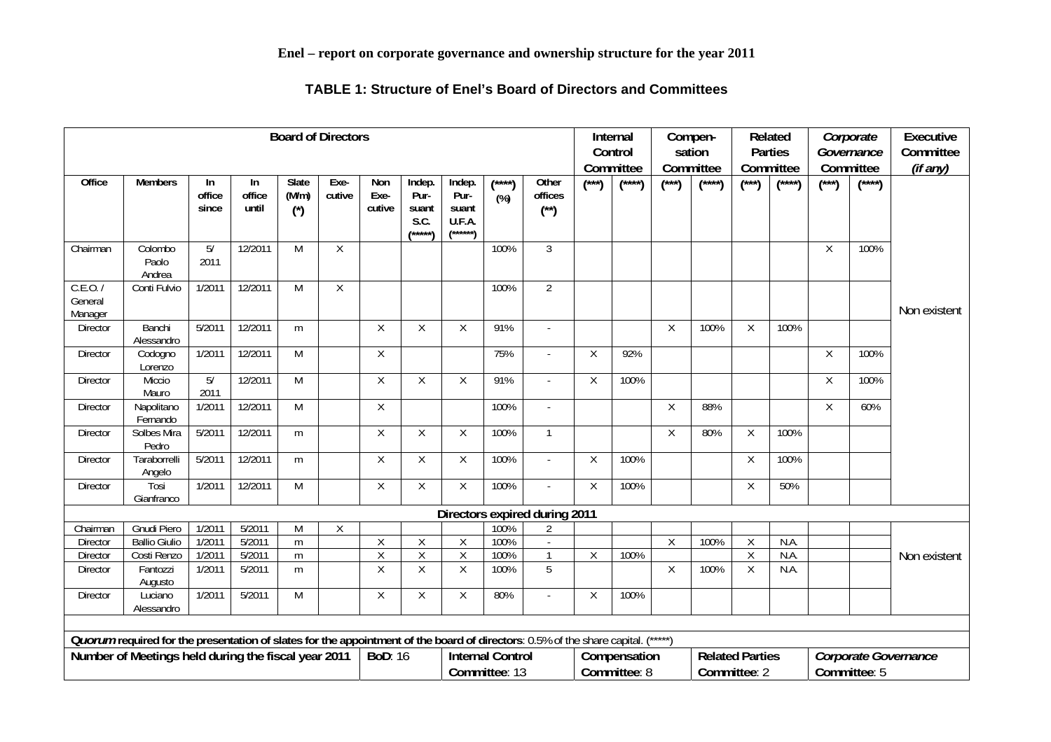**Enel – report on corporate governance and ownership structure for the year 2011**

**TABLE 1: Structure of Enel's Board of Directors and Committees**

| Board of Directors | | | | | | | | | | | Internal Control Committee | | Compen-sation Committee | | Related Parties Committee | | *Corporate Governance* Committee | | Executive Committee *(if any)* |
|---|---|---|---|---|---|---|---|---|---|---|---|---|---|---|---|---|---|---|---|
| **Office** | **Members** | **In office since** | **In office until** | **Slate (M/m) (\*)** | **Exe-cutive** | **Non Exe-cutive** | **Indep. Pur-suant S.C. (\*\*\*\*\*)** | **Indep. Pur-suant U.F.A. (\*\*\*\*\*\*)** | **(\*\*\*\*) (%)** | **Other offices (\*\*)** | **(\*\*\*)** | **(\*\*\*\*)** | **(\*\*\*)** | **(\*\*\*\*)** | **(\*\*\*)** | **(\*\*\*\*)** | **(\*\*\*)** | **(\*\*\*\*)** | |
| Chairman | Colombo Paolo Andrea | 5/ 2011 | 12/2011 | M | X | | | | 100% | 3 | | | | | | | X | 100% | Non existent |
| C.E.O. / General Manager | Conti Fulvio | 1/2011 | 12/2011 | M | X | | | | 100% | 2 | | | | | | | | | |
| Director | Banchi Alessandro | 5/2011 | 12/2011 | m | | X | X | X | 91% | - | | | X | 100% | X | 100% | | | |
| Director | Codogno Lorenzo | 1/2011 | 12/2011 | M | | X | | | 75% | - | X | 92% | | | | | X | 100% | |
| Director | Miccio Mauro | 5/ 2011 | 12/2011 | M | | X | X | X | 91% | - | X | 100% | | | | | X | 100% | |
| Director | Napolitano Fernando | 1/2011 | 12/2011 | M | | X | | | 100% | - | | | X | 88% | | | X | 60% | |
| Director | Solbes Mira Pedro | 5/2011 | 12/2011 | m | | X | X | X | 100% | 1 | | | X | 80% | X | 100% | | | |
| Director | Taraborrelli Angelo | 5/2011 | 12/2011 | m | | X | X | X | 100% | - | X | 100% | | | X | 100% | | | |
| Director | Tosi Gianfranco | 1/2011 | 12/2011 | M | | X | X | X | 100% | - | X | 100% | | | X | 50% | | | |
| **Directors expired during 2011** | | | | | | | | | | | | | | | | | | | |
| Chairman | Gnudi Piero | 1/2011 | 5/2011 | M | X | | | | 100% | 2 | | | | | | | | | Non existent |
| Director | Ballio Giulio | 1/2011 | 5/2011 | m | | X | X | X | 100% | - | | | X | 100% | X | N.A. | | | |
| Director | Costi Renzo | 1/2011 | 5/2011 | m | | X | X | X | 100% | 1 | X | 100% | | | X | N.A. | | | |
| Director | Fantozzi Augusto | 1/2011 | 5/2011 | m | | X | X | X | 100% | 5 | | | X | 100% | X | N.A. | | | |
| Director | Luciano Alessandro | 1/2011 | 5/2011 | M | | X | X | X | 80% | - | X | 100% | | | | | | | |

***Quorum* required for the presentation of slates for the appointment of the board of directors**: 0.5% of the share capital. (\*\*\*\*\*)

| Number of Meetings held during the fiscal year 2011 | BoD: 16 | Internal Control Committee: 13 | Compensation Committee: 8 | Related Parties Committee: 2 | *Corporate Governance* Committee: 5 |
|---|---|---|---|---|---|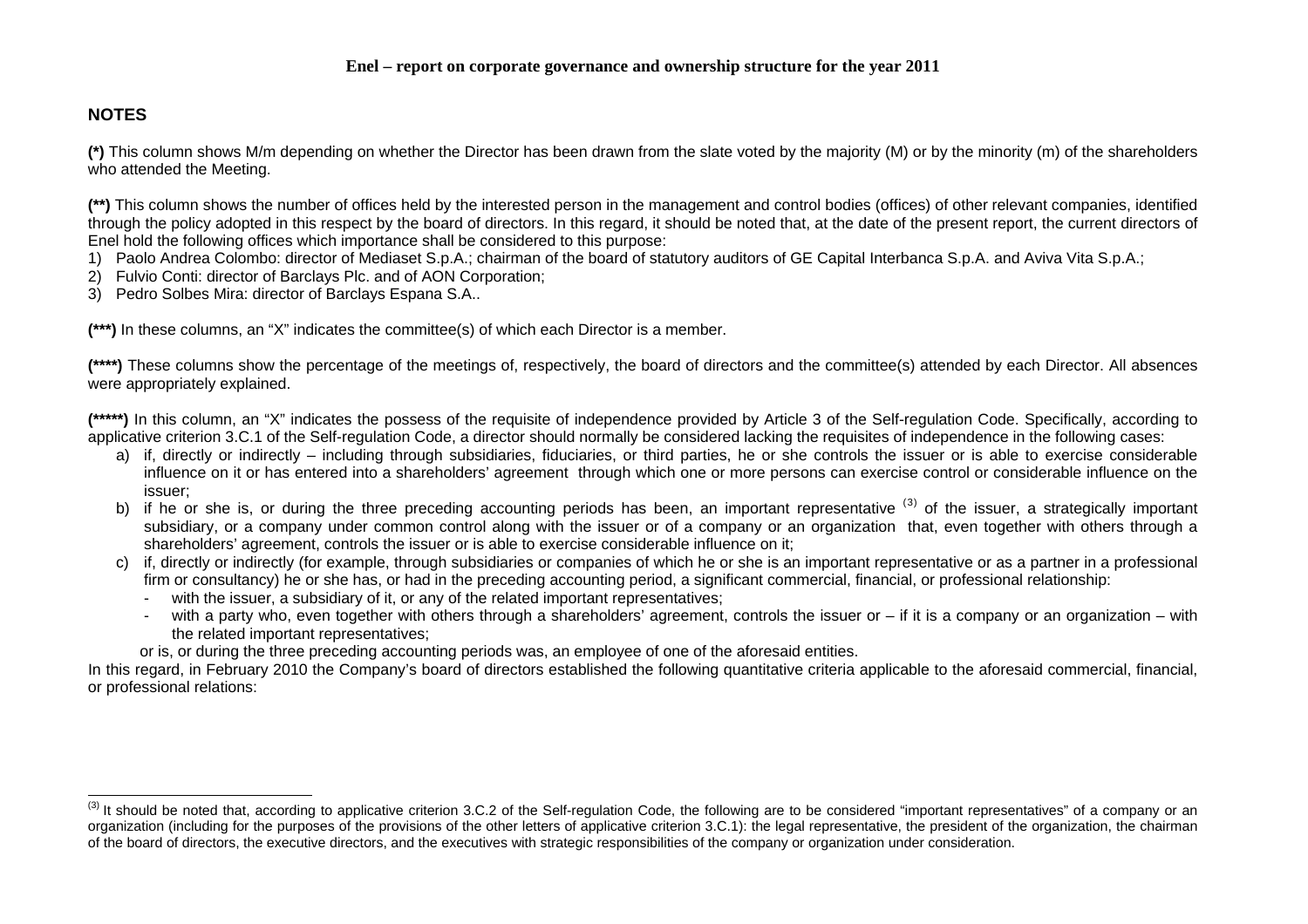## NOTES

**(\*)** This column shows M/m depending on whether the Director has been drawn from the slate voted by the majority (M) or by the minority (m) of the shareholders who attended the Meeting.

**(\*\*)** This column shows the number of offices held by the interested person in the management and control bodies (offices) of other relevant companies, identified through the policy adopted in this respect by the board of directors. In this regard, it should be noted that, at the date of the present report, the current directors of Enel hold the following offices which importance shall be considered to this purpose:

1) Paolo Andrea Colombo: director of Mediaset S.p.A.; chairman of the board of statutory auditors of GE Capital Interbanca S.p.A. and Aviva Vita S.p.A.;
2) Fulvio Conti: director of Barclays Plc. and of AON Corporation;
3) Pedro Solbes Mira: director of Barclays Espana S.A..

**(\*\*\*)** In these columns, an "X" indicates the committee(s) of which each Director is a member.

**(\*\*\*\*)** These columns show the percentage of the meetings of, respectively, the board of directors and the committee(s) attended by each Director. All absences were appropriately explained.

**(\*\*\*\*\*)** In this column, an "X" indicates the possess of the requisite of independence provided by Article 3 of the Self-regulation Code. Specifically, according to applicative criterion 3.C.1 of the Self-regulation Code, a director should normally be considered lacking the requisites of independence in the following cases:

a) if, directly or indirectly – including through subsidiaries, fiduciaries, or third parties, he or she controls the issuer or is able to exercise considerable influence on it or has entered into a shareholders' agreement through which one or more persons can exercise control or considerable influence on the issuer;
b) if he or she is, or during the three preceding accounting periods has been, an important representative [3] of the issuer, a strategically important subsidiary, or a company under common control along with the issuer or of a company or an organization that, even together with others through a shareholders' agreement, controls the issuer or is able to exercise considerable influence on it;
c) if, directly or indirectly (for example, through subsidiaries or companies of which he or she is an important representative or as a partner in a professional firm or consultancy) he or she has, or had in the preceding accounting period, a significant commercial, financial, or professional relationship:
   - with the issuer, a subsidiary of it, or any of the related important representatives;
   - with a party who, even together with others through a shareholders' agreement, controls the issuer or – if it is a company or an organization – with the related important representatives;

   or is, or during the three preceding accounting periods was, an employee of one of the aforesaid entities.

In this regard, in February 2010 the Company's board of directors established the following quantitative criteria applicable to the aforesaid commercial, financial, or professional relations:

---

[3] It should be noted that, according to applicative criterion 3.C.2 of the Self-regulation Code, the following are to be considered "important representatives" of a company or an organization (including for the purposes of the provisions of the other letters of applicative criterion 3.C.1): the legal representative, the president of the organization, the chairman of the board of directors, the executive directors, and the executives with strategic responsibilities of the company or organization under consideration.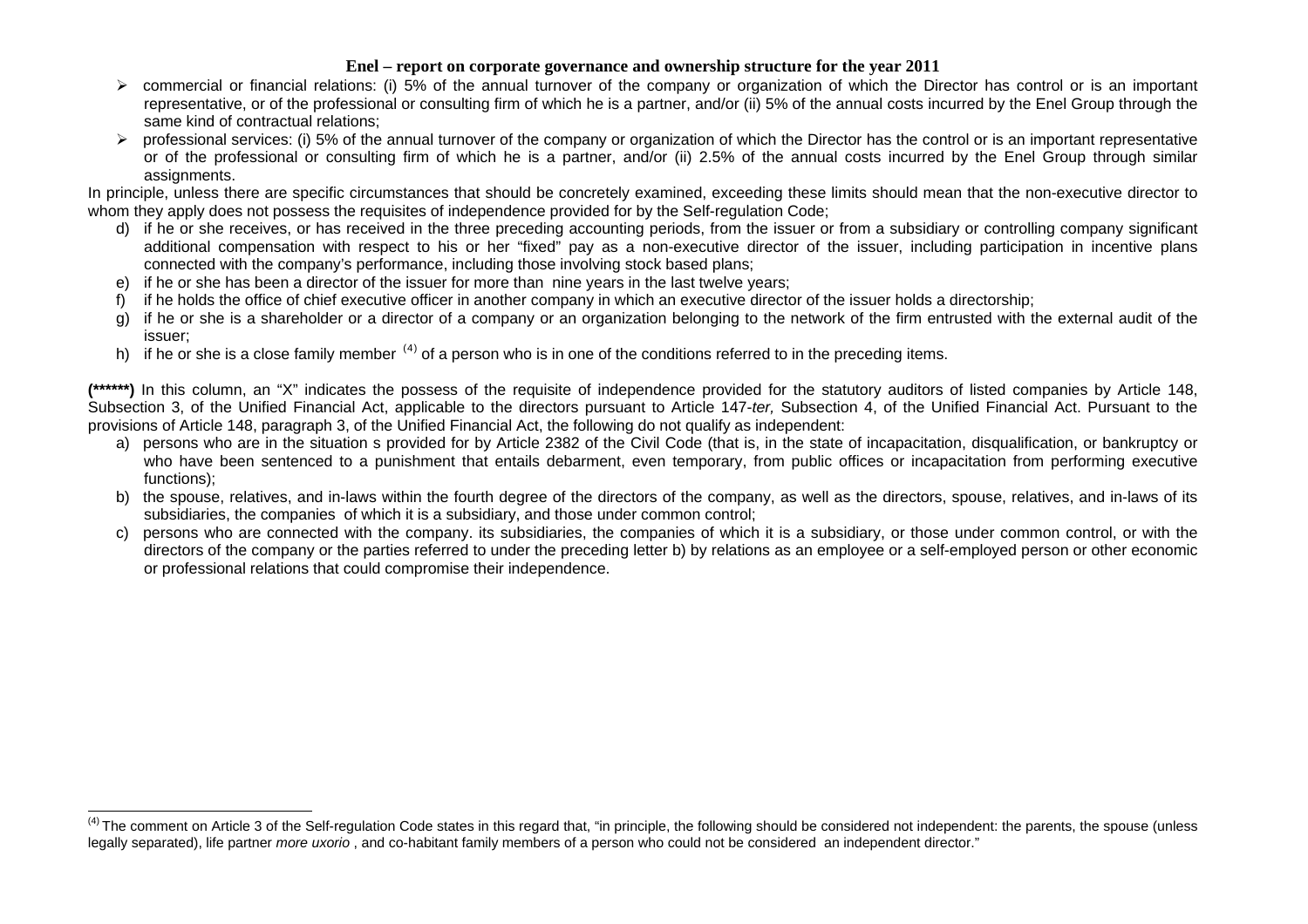- commercial or financial relations: (i) 5% of the annual turnover of the company or organization of which the Director has control or is an important representative, or of the professional or consulting firm of which he is a partner, and/or (ii) 5% of the annual costs incurred by the Enel Group through the same kind of contractual relations;
- professional services: (i) 5% of the annual turnover of the company or organization of which the Director has the control or is an important representative or of the professional or consulting firm of which he is a partner, and/or (ii) 2.5% of the annual costs incurred by the Enel Group through similar assignments.

In principle, unless there are specific circumstances that should be concretely examined, exceeding these limits should mean that the non-executive director to whom they apply does not possess the requisites of independence provided for by the Self-regulation Code;

d) if he or she receives, or has received in the three preceding accounting periods, from the issuer or from a subsidiary or controlling company significant additional compensation with respect to his or her "fixed" pay as a non-executive director of the issuer, including participation in incentive plans connected with the company's performance, including those involving stock based plans;
e) if he or she has been a director of the issuer for more than nine years in the last twelve years;
f) if he holds the office of chief executive officer in another company in which an executive director of the issuer holds a directorship;
g) if he or she is a shareholder or a director of a company or an organization belonging to the network of the firm entrusted with the external audit of the issuer;
h) if he or she is a close family member [4] of a person who is in one of the conditions referred to in the preceding items.

**(\*\*\*\*\*\*)** In this column, an "X" indicates the possess of the requisite of independence provided for the statutory auditors of listed companies by Article 148, Subsection 3, of the Unified Financial Act, applicable to the directors pursuant to Article 147-*ter,* Subsection 4, of the Unified Financial Act. Pursuant to the provisions of Article 148, paragraph 3, of the Unified Financial Act, the following do not qualify as independent:

a) persons who are in the situation s provided for by Article 2382 of the Civil Code (that is, in the state of incapacitation, disqualification, or bankruptcy or who have been sentenced to a punishment that entails debarment, even temporary, from public offices or incapacitation from performing executive functions);
b) the spouse, relatives, and in-laws within the fourth degree of the directors of the company, as well as the directors, spouse, relatives, and in-laws of its subsidiaries, the companies of which it is a subsidiary, and those under common control;
c) persons who are connected with the company. its subsidiaries, the companies of which it is a subsidiary, or those under common control, or with the directors of the company or the parties referred to under the preceding letter b) by relations as an employee or a self-employed person or other economic or professional relations that could compromise their independence.

---

[4] The comment on Article 3 of the Self-regulation Code states in this regard that, "in principle, the following should be considered not independent: the parents, the spouse (unless legally separated), life partner *more uxorio* , and co-habitant family members of a person who could not be considered an independent director."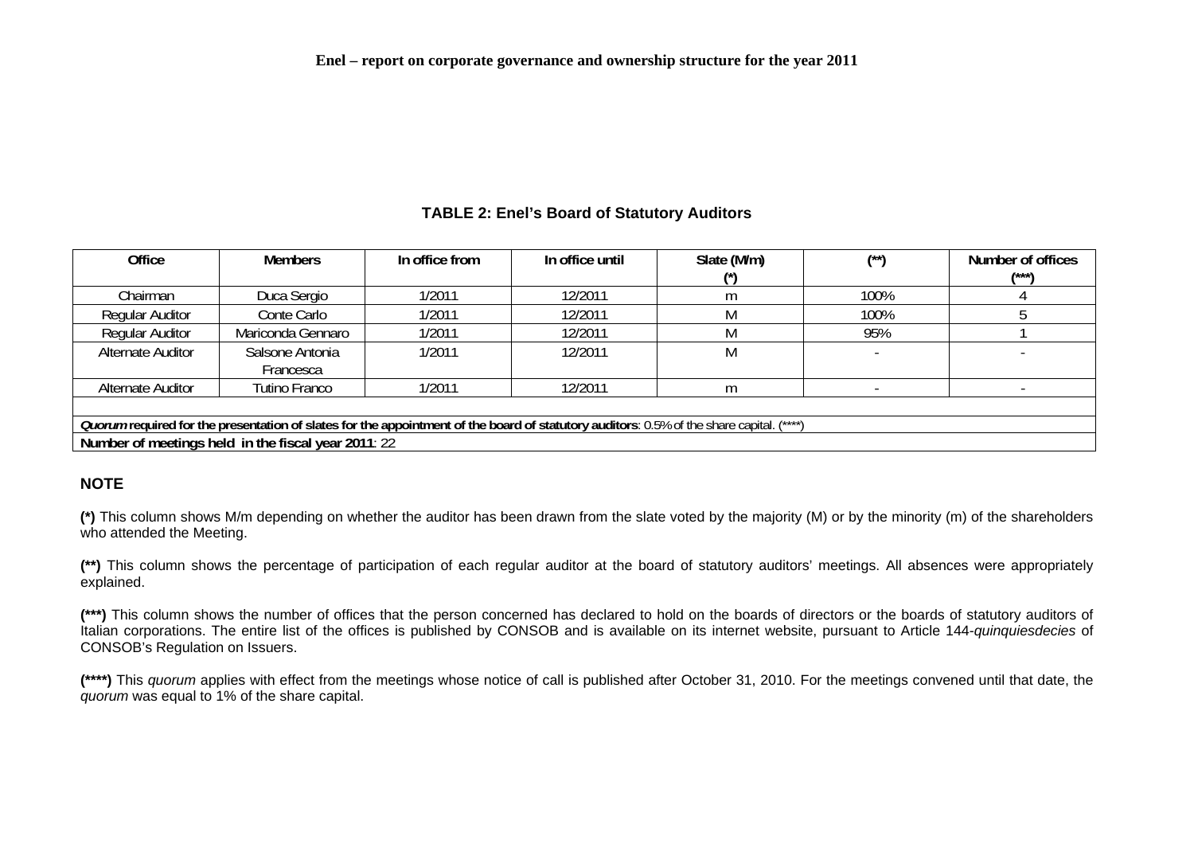**TABLE 2: Enel's Board of Statutory Auditors**

| Office | Members | In office from | In office until | Slate (M/m) (*) | (**) | Number of offices (***) |
|---|---|---|---|---|---|---|
| Chairman | Duca Sergio | 1/2011 | 12/2011 | m | 100% | 4 |
| Regular Auditor | Conte Carlo | 1/2011 | 12/2011 | M | 100% | 5 |
| Regular Auditor | Mariconda Gennaro | 1/2011 | 12/2011 | M | 95% | 1 |
| Alternate Auditor | Salsone Antonia Francesca | 1/2011 | 12/2011 | M | - | - |
| Alternate Auditor | Tutino Franco | 1/2011 | 12/2011 | m | - | - |
| | | | | | | |
| ***Quorum* required for the presentation of slates for the appointment of the board of statutory auditors**: 0.5% of the share capital. (****) | | | | | | |
| **Number of meetings held in the fiscal year 2011**: 22 | | | | | | |

**NOTE**

**(*)** This column shows M/m depending on whether the auditor has been drawn from the slate voted by the majority (M) or by the minority (m) of the shareholders who attended the Meeting.

**(**)** This column shows the percentage of participation of each regular auditor at the board of statutory auditors' meetings. All absences were appropriately explained.

**(***)** This column shows the number of offices that the person concerned has declared to hold on the boards of directors or the boards of statutory auditors of Italian corporations. The entire list of the offices is published by CONSOB and is available on its internet website, pursuant to Article 144-*quinquiesdecies* of CONSOB's Regulation on Issuers.

**(****)** This *quorum* applies with effect from the meetings whose notice of call is published after October 31, 2010. For the meetings convened until that date, the *quorum* was equal to 1% of the share capital.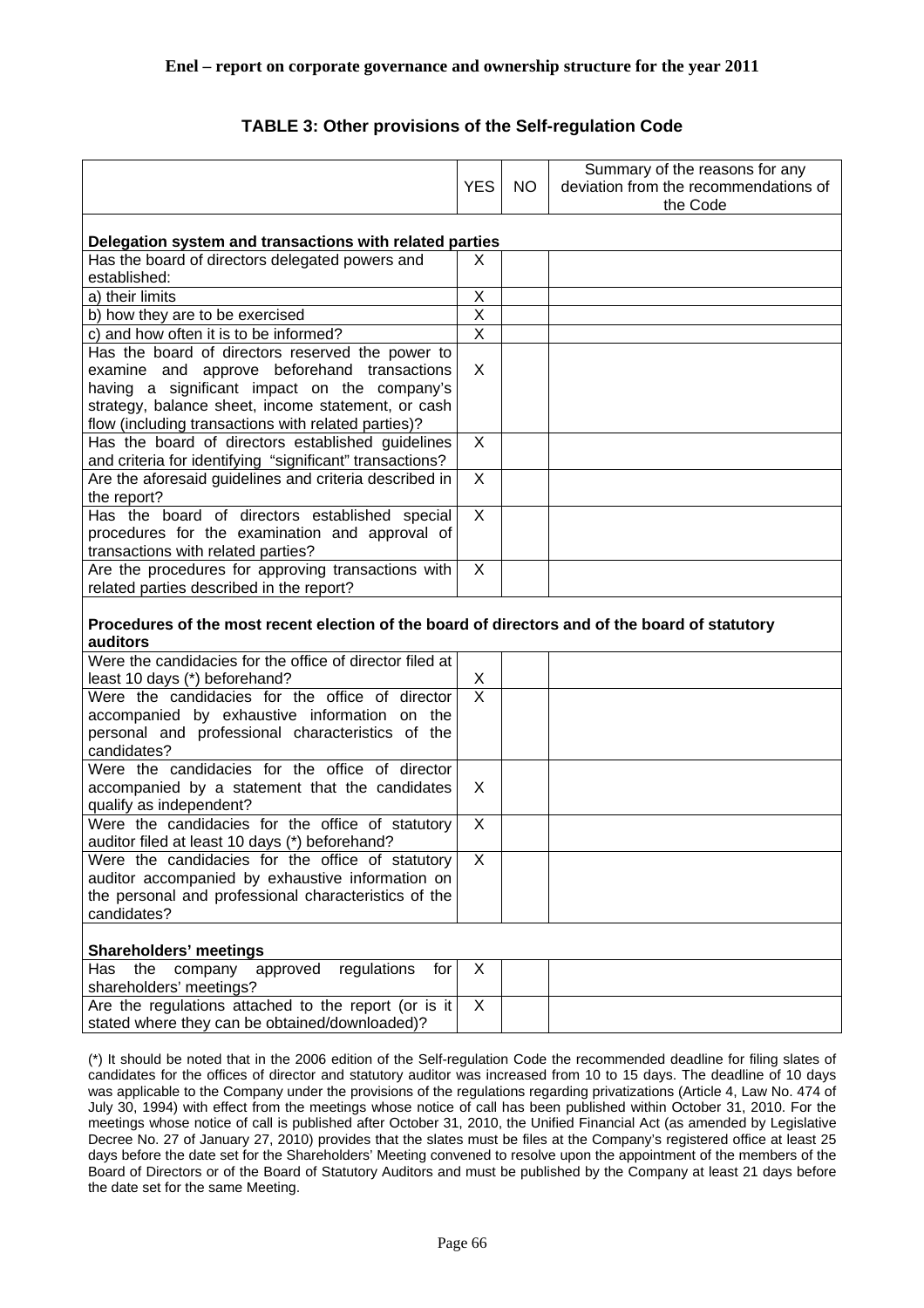## TABLE 3: Other provisions of the Self-regulation Code

| | YES | NO | Summary of the reasons for any deviation from the recommendations of the Code |
|---|---|---|---|
| **Delegation system and transactions with related parties** | | | |
| Has the board of directors delegated powers and established: | X | | |
| a) their limits | X | | |
| b) how they are to be exercised | X | | |
| c) and how often it is to be informed? | X | | |
| Has the board of directors reserved the power to examine and approve beforehand transactions having a significant impact on the company's strategy, balance sheet, income statement, or cash flow (including transactions with related parties)? | X | | |
| Has the board of directors established guidelines and criteria for identifying "significant" transactions? | X | | |
| Are the aforesaid guidelines and criteria described in the report? | X | | |
| Has the board of directors established special procedures for the examination and approval of transactions with related parties? | X | | |
| Are the procedures for approving transactions with related parties described in the report? | X | | |
| **Procedures of the most recent election of the board of directors and of the board of statutory auditors** | | | |
| Were the candidacies for the office of director filed at least 10 days (*) beforehand? | X | | |
| Were the candidacies for the office of director accompanied by exhaustive information on the personal and professional characteristics of the candidates? | X | | |
| Were the candidacies for the office of director accompanied by a statement that the candidates qualify as independent? | X | | |
| Were the candidacies for the office of statutory auditor filed at least 10 days (*) beforehand? | X | | |
| Were the candidacies for the office of statutory auditor accompanied by exhaustive information on the personal and professional characteristics of the candidates? | X | | |
| **Shareholders' meetings** | | | |
| Has the company approved regulations for shareholders' meetings? | X | | |
| Are the regulations attached to the report (or is it stated where they can be obtained/downloaded)? | X | | |

(*) It should be noted that in the 2006 edition of the Self-regulation Code the recommended deadline for filing slates of candidates for the offices of director and statutory auditor was increased from 10 to 15 days. The deadline of 10 days was applicable to the Company under the provisions of the regulations regarding privatizations (Article 4, Law No. 474 of July 30, 1994) with effect from the meetings whose notice of call has been published within October 31, 2010. For the meetings whose notice of call is published after October 31, 2010, the Unified Financial Act (as amended by Legislative Decree No. 27 of January 27, 2010) provides that the slates must be files at the Company's registered office at least 25 days before the date set for the Shareholders' Meeting convened to resolve upon the appointment of the members of the Board of Directors or of the Board of Statutory Auditors and must be published by the Company at least 21 days before the date set for the same Meeting.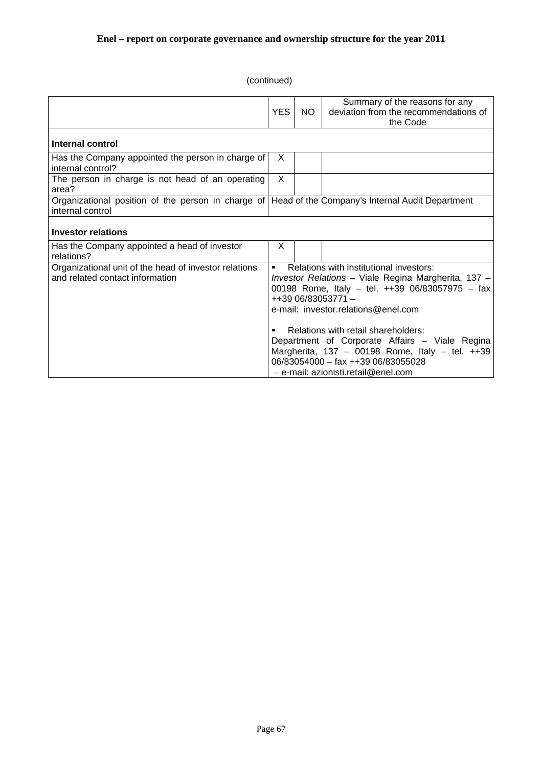(continued)

| | YES | NO | Summary of the reasons for any deviation from the recommendations of the Code |
|---|---|---|---|
| **Internal control** | | | |
| Has the Company appointed the person in charge of internal control? | X | | |
| The person in charge is not head of an operating area? | X | | |
| Organizational position of the person in charge of internal control | Head of the Company's Internal Audit Department | | |
| **Investor relations** | | | |
| Has the Company appointed a head of investor relations? | X | | |
| Organizational unit of the head of investor relations and related contact information | ▪ Relations with institutional investors: *Investor Relations* – Viale Regina Margherita, 137 – 00198 Rome, Italy – tel. ++39 06/83057975 – fax ++39 06/83053771 – e-mail: investor.relations@enel.com<br><br>▪ Relations with retail shareholders: Department of Corporate Affairs – Viale Regina Margherita, 137 – 00198 Rome, Italy – tel. ++39 06/83054000 – fax ++39 06/83055028 – e-mail: azionisti.retail@enel.com | | |